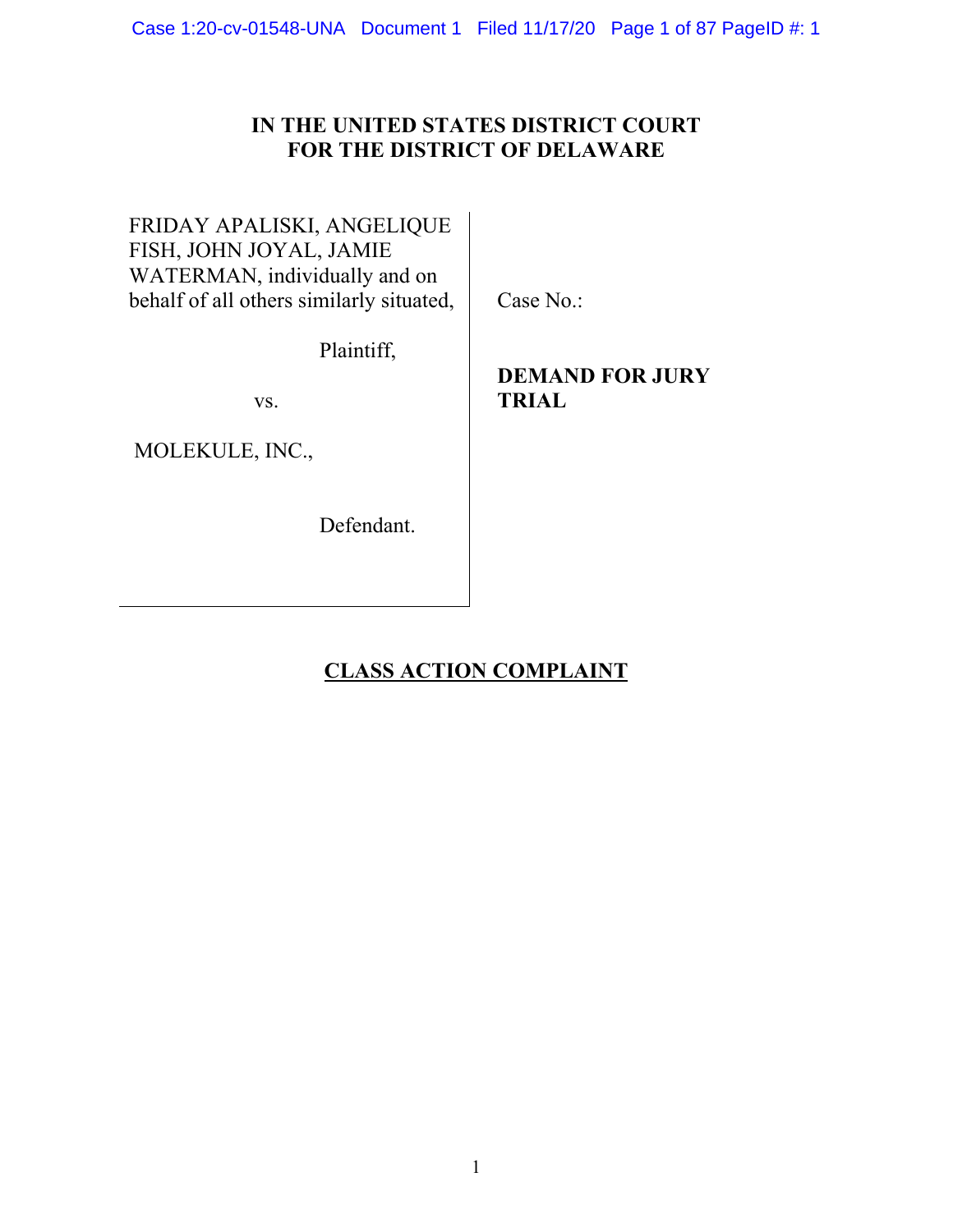**IN THE UNITED STATES DISTRICT COURT**
**FOR THE DISTRICT OF DELAWARE**

FRIDAY APALISKI, ANGELIQUE FISH, JOHN JOYAL, JAMIE WATERMAN, individually and on behalf of all others similarly situated,

Plaintiff,

vs.

MOLEKULE, INC.,

Defendant.

Case No.:

**DEMAND FOR JURY TRIAL**

## CLASS ACTION COMPLAINT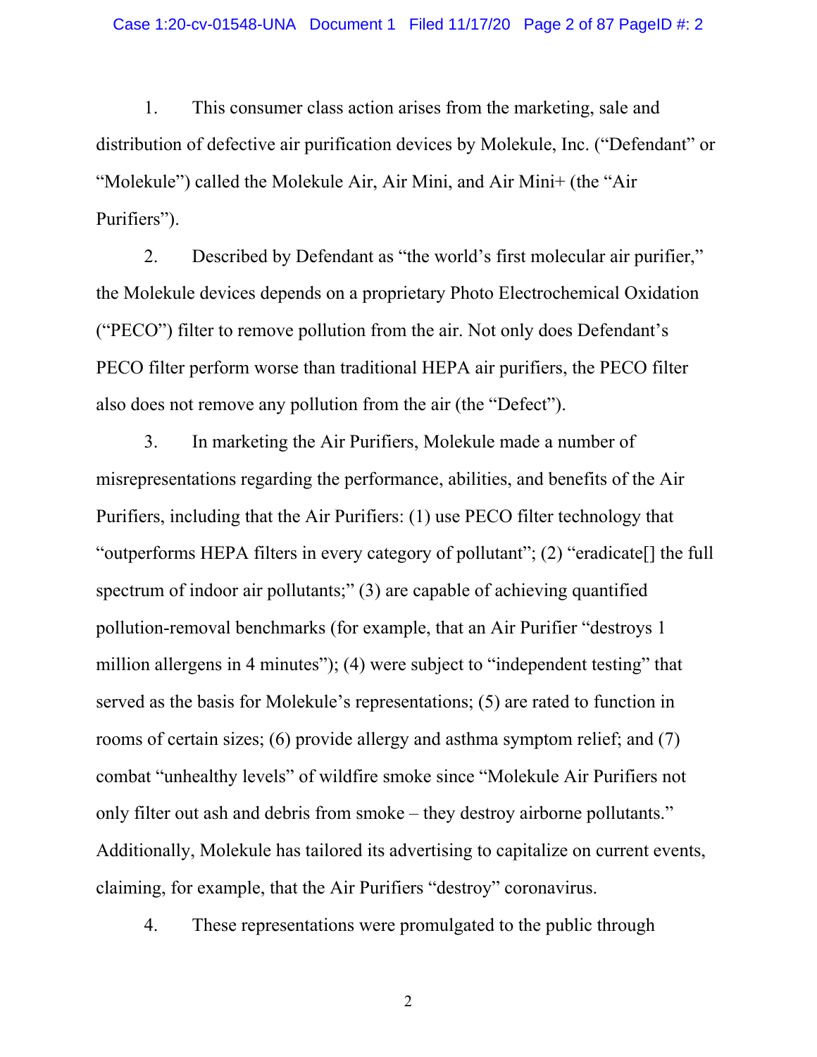1. This consumer class action arises from the marketing, sale and distribution of defective air purification devices by Molekule, Inc. ("Defendant" or "Molekule") called the Molekule Air, Air Mini, and Air Mini+ (the "Air Purifiers").

2. Described by Defendant as "the world's first molecular air purifier," the Molekule devices depends on a proprietary Photo Electrochemical Oxidation ("PECO") filter to remove pollution from the air. Not only does Defendant's PECO filter perform worse than traditional HEPA air purifiers, the PECO filter also does not remove any pollution from the air (the "Defect").

3. In marketing the Air Purifiers, Molekule made a number of misrepresentations regarding the performance, abilities, and benefits of the Air Purifiers, including that the Air Purifiers: (1) use PECO filter technology that "outperforms HEPA filters in every category of pollutant"; (2) "eradicate[] the full spectrum of indoor air pollutants;" (3) are capable of achieving quantified pollution-removal benchmarks (for example, that an Air Purifier "destroys 1 million allergens in 4 minutes"); (4) were subject to "independent testing" that served as the basis for Molekule's representations; (5) are rated to function in rooms of certain sizes; (6) provide allergy and asthma symptom relief; and (7) combat "unhealthy levels" of wildfire smoke since "Molekule Air Purifiers not only filter out ash and debris from smoke – they destroy airborne pollutants." Additionally, Molekule has tailored its advertising to capitalize on current events, claiming, for example, that the Air Purifiers "destroy" coronavirus.

4. These representations were promulgated to the public through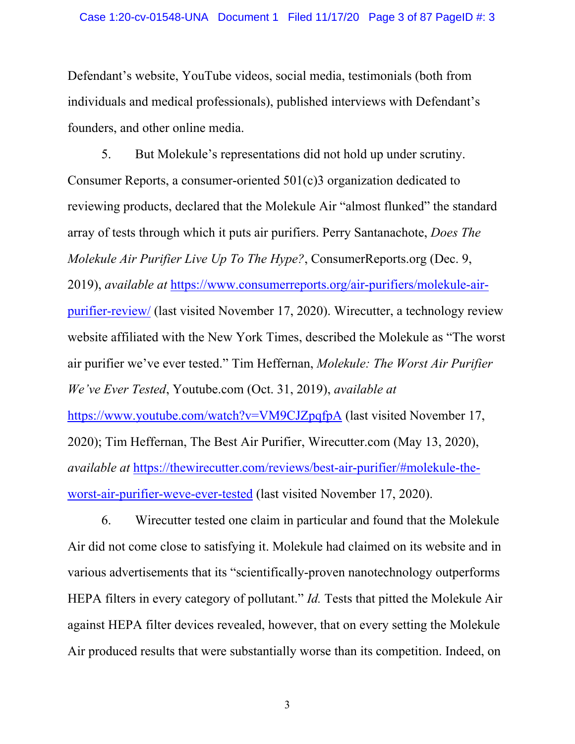Defendant's website, YouTube videos, social media, testimonials (both from individuals and medical professionals), published interviews with Defendant's founders, and other online media.

5. But Molekule's representations did not hold up under scrutiny. Consumer Reports, a consumer-oriented 501(c)3 organization dedicated to reviewing products, declared that the Molekule Air "almost flunked" the standard array of tests through which it puts air purifiers. Perry Santanachote, *Does The Molekule Air Purifier Live Up To The Hype?*, ConsumerReports.org (Dec. 9, 2019), *available at* https://www.consumerreports.org/air-purifiers/molekule-air-purifier-review/ (last visited November 17, 2020). Wirecutter, a technology review website affiliated with the New York Times, described the Molekule as "The worst air purifier we've ever tested." Tim Heffernan, *Molekule: The Worst Air Purifier We've Ever Tested*, Youtube.com (Oct. 31, 2019), *available at* https://www.youtube.com/watch?v=VM9CJZpqfpA (last visited November 17, 2020); Tim Heffernan, The Best Air Purifier, Wirecutter.com (May 13, 2020), *available at* https://thewirecutter.com/reviews/best-air-purifier/#molekule-the-worst-air-purifier-weve-ever-tested (last visited November 17, 2020).

6. Wirecutter tested one claim in particular and found that the Molekule Air did not come close to satisfying it. Molekule had claimed on its website and in various advertisements that its "scientifically-proven nanotechnology outperforms HEPA filters in every category of pollutant." *Id.* Tests that pitted the Molekule Air against HEPA filter devices revealed, however, that on every setting the Molekule Air produced results that were substantially worse than its competition. Indeed, on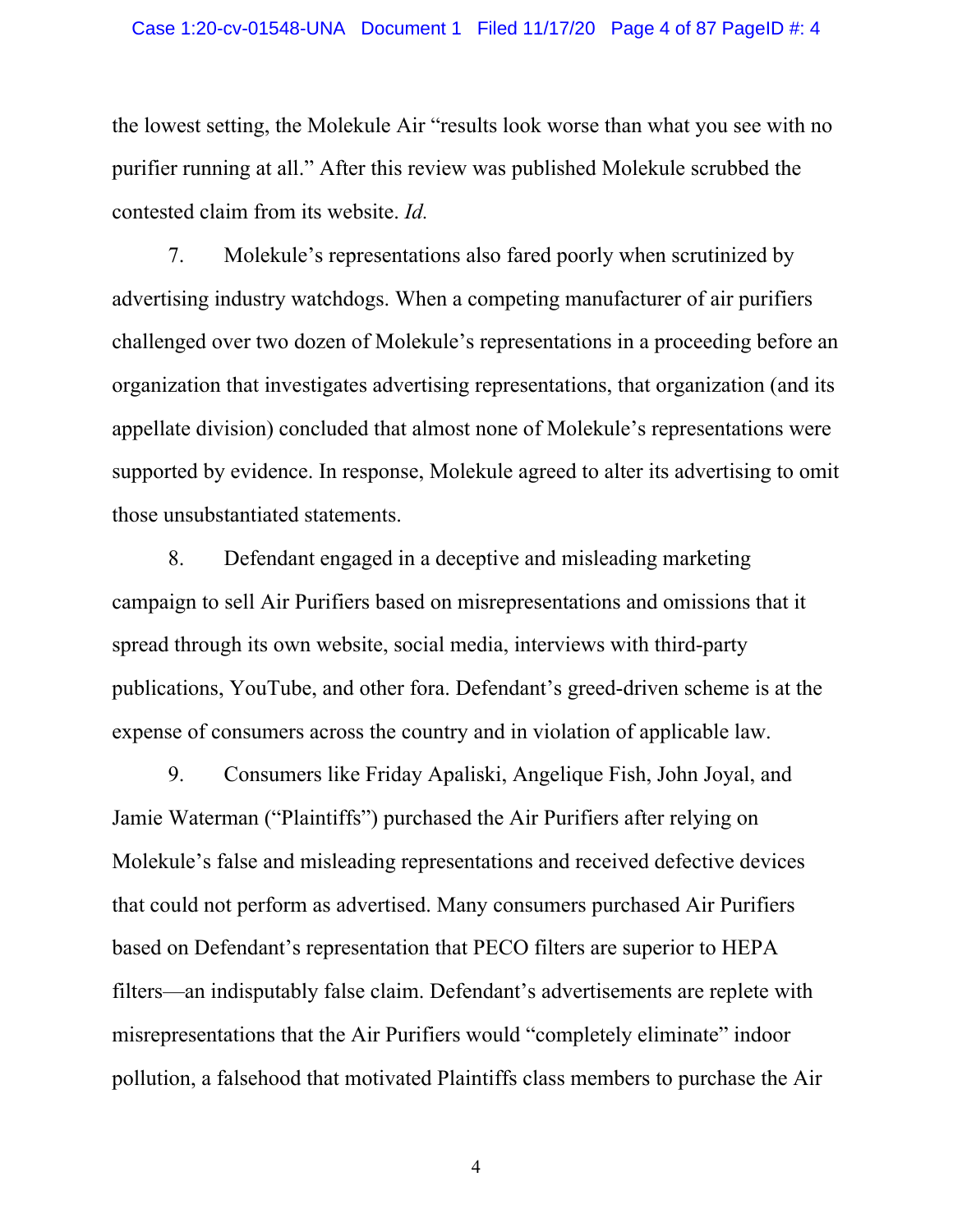the lowest setting, the Molekule Air "results look worse than what you see with no purifier running at all." After this review was published Molekule scrubbed the contested claim from its website. *Id.*

7. Molekule's representations also fared poorly when scrutinized by advertising industry watchdogs. When a competing manufacturer of air purifiers challenged over two dozen of Molekule's representations in a proceeding before an organization that investigates advertising representations, that organization (and its appellate division) concluded that almost none of Molekule's representations were supported by evidence. In response, Molekule agreed to alter its advertising to omit those unsubstantiated statements.

8. Defendant engaged in a deceptive and misleading marketing campaign to sell Air Purifiers based on misrepresentations and omissions that it spread through its own website, social media, interviews with third-party publications, YouTube, and other fora. Defendant's greed-driven scheme is at the expense of consumers across the country and in violation of applicable law.

9. Consumers like Friday Apaliski, Angelique Fish, John Joyal, and Jamie Waterman ("Plaintiffs") purchased the Air Purifiers after relying on Molekule's false and misleading representations and received defective devices that could not perform as advertised. Many consumers purchased Air Purifiers based on Defendant's representation that PECO filters are superior to HEPA filters—an indisputably false claim. Defendant's advertisements are replete with misrepresentations that the Air Purifiers would "completely eliminate" indoor pollution, a falsehood that motivated Plaintiffs class members to purchase the Air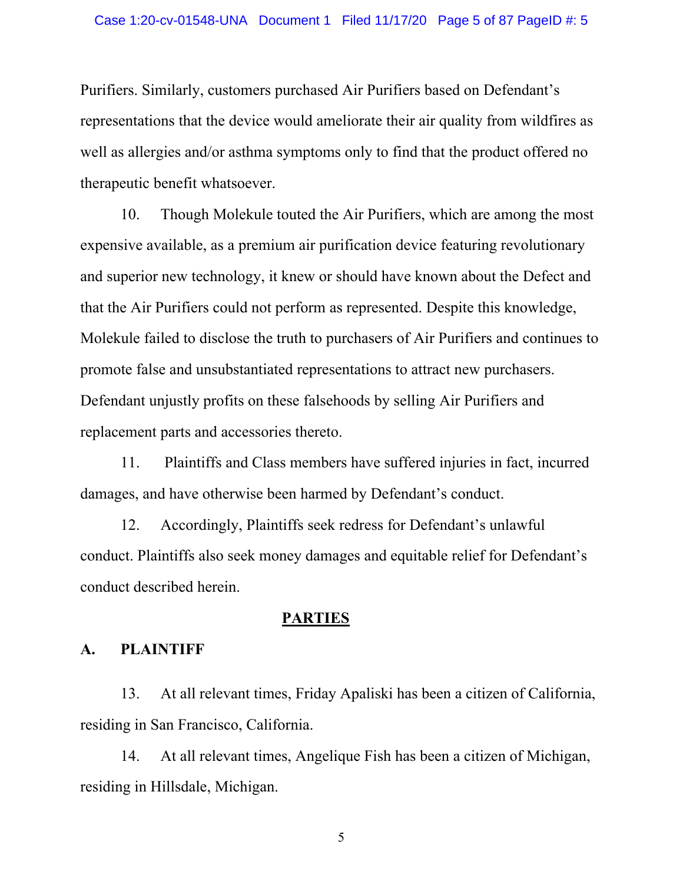Purifiers. Similarly, customers purchased Air Purifiers based on Defendant's representations that the device would ameliorate their air quality from wildfires as well as allergies and/or asthma symptoms only to find that the product offered no therapeutic benefit whatsoever.

10. Though Molekule touted the Air Purifiers, which are among the most expensive available, as a premium air purification device featuring revolutionary and superior new technology, it knew or should have known about the Defect and that the Air Purifiers could not perform as represented. Despite this knowledge, Molekule failed to disclose the truth to purchasers of Air Purifiers and continues to promote false and unsubstantiated representations to attract new purchasers. Defendant unjustly profits on these falsehoods by selling Air Purifiers and replacement parts and accessories thereto.

11. Plaintiffs and Class members have suffered injuries in fact, incurred damages, and have otherwise been harmed by Defendant's conduct.

12. Accordingly, Plaintiffs seek redress for Defendant's unlawful conduct. Plaintiffs also seek money damages and equitable relief for Defendant's conduct described herein.

## PARTIES

### A. PLAINTIFF

13. At all relevant times, Friday Apaliski has been a citizen of California, residing in San Francisco, California.

14. At all relevant times, Angelique Fish has been a citizen of Michigan, residing in Hillsdale, Michigan.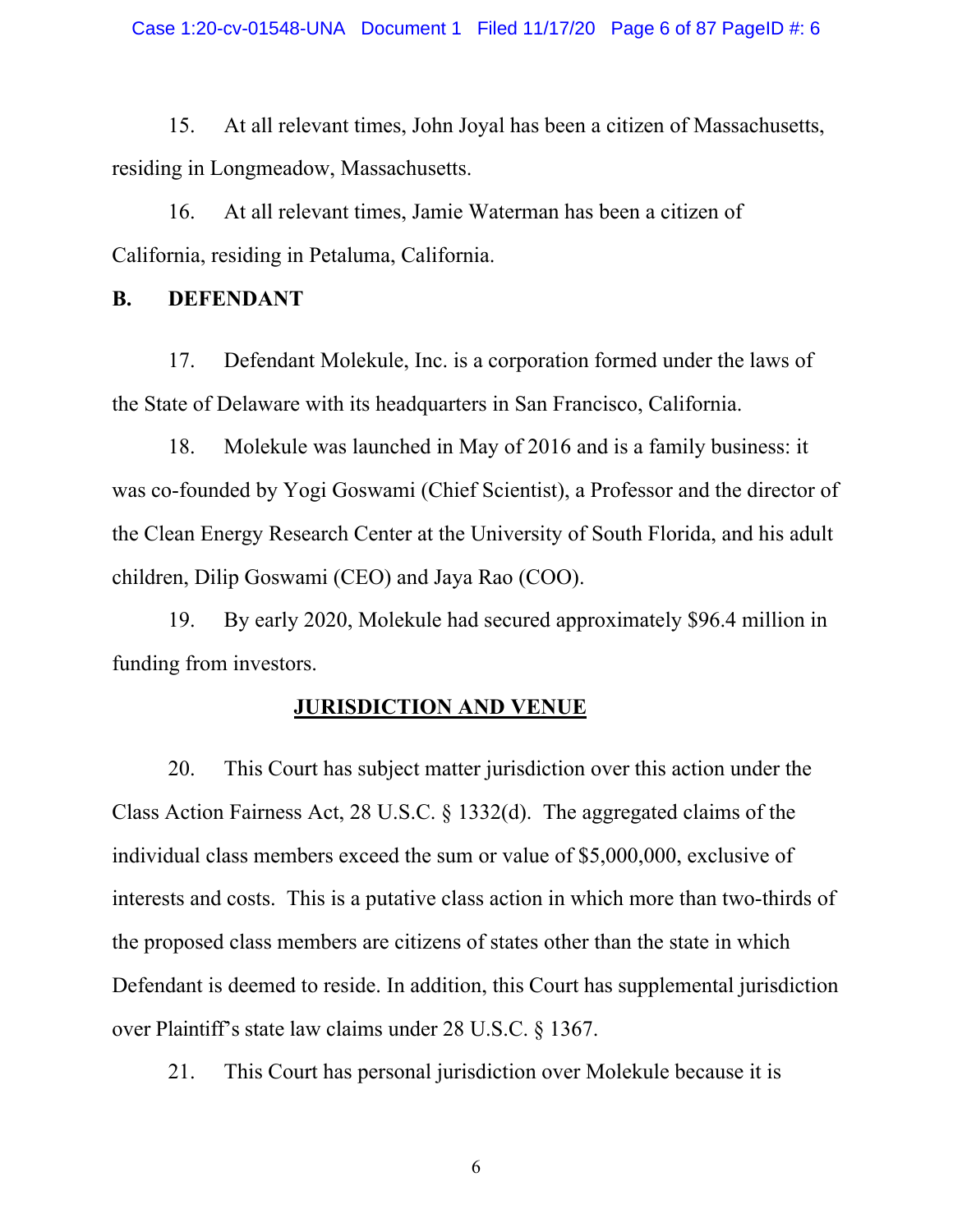15. At all relevant times, John Joyal has been a citizen of Massachusetts, residing in Longmeadow, Massachusetts.

16. At all relevant times, Jamie Waterman has been a citizen of California, residing in Petaluma, California.

### B. DEFENDANT

17. Defendant Molekule, Inc. is a corporation formed under the laws of the State of Delaware with its headquarters in San Francisco, California.

18. Molekule was launched in May of 2016 and is a family business: it was co-founded by Yogi Goswami (Chief Scientist), a Professor and the director of the Clean Energy Research Center at the University of South Florida, and his adult children, Dilip Goswami (CEO) and Jaya Rao (COO).

19. By early 2020, Molekule had secured approximately $96.4 million in funding from investors.

## JURISDICTION AND VENUE

20. This Court has subject matter jurisdiction over this action under the Class Action Fairness Act, 28 U.S.C. § 1332(d). The aggregated claims of the individual class members exceed the sum or value of $5,000,000, exclusive of interests and costs. This is a putative class action in which more than two-thirds of the proposed class members are citizens of states other than the state in which Defendant is deemed to reside. In addition, this Court has supplemental jurisdiction over Plaintiff's state law claims under 28 U.S.C. § 1367.

21. This Court has personal jurisdiction over Molekule because it is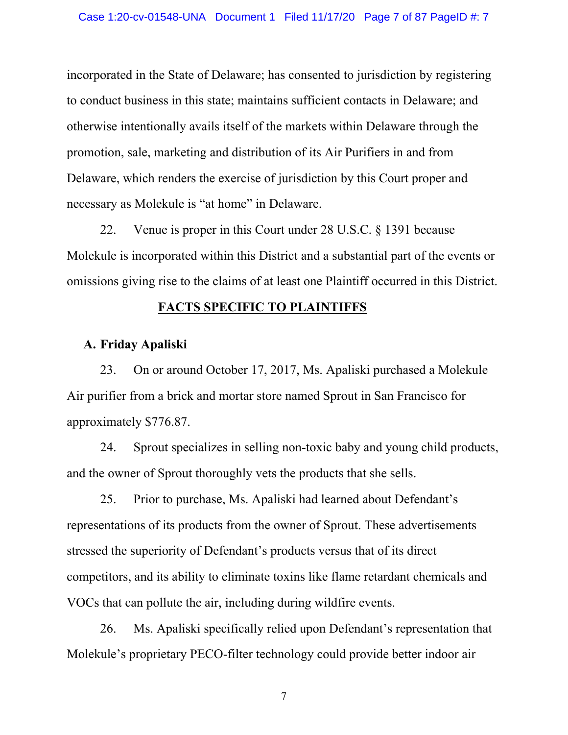incorporated in the State of Delaware; has consented to jurisdiction by registering to conduct business in this state; maintains sufficient contacts in Delaware; and otherwise intentionally avails itself of the markets within Delaware through the promotion, sale, marketing and distribution of its Air Purifiers in and from Delaware, which renders the exercise of jurisdiction by this Court proper and necessary as Molekule is "at home" in Delaware.

22. Venue is proper in this Court under 28 U.S.C. § 1391 because Molekule is incorporated within this District and a substantial part of the events or omissions giving rise to the claims of at least one Plaintiff occurred in this District.

## FACTS SPECIFIC TO PLAINTIFFS

### A. Friday Apaliski

23. On or around October 17, 2017, Ms. Apaliski purchased a Molekule Air purifier from a brick and mortar store named Sprout in San Francisco for approximately $776.87.

24. Sprout specializes in selling non-toxic baby and young child products, and the owner of Sprout thoroughly vets the products that she sells.

25. Prior to purchase, Ms. Apaliski had learned about Defendant's representations of its products from the owner of Sprout. These advertisements stressed the superiority of Defendant's products versus that of its direct competitors, and its ability to eliminate toxins like flame retardant chemicals and VOCs that can pollute the air, including during wildfire events.

26. Ms. Apaliski specifically relied upon Defendant's representation that Molekule's proprietary PECO-filter technology could provide better indoor air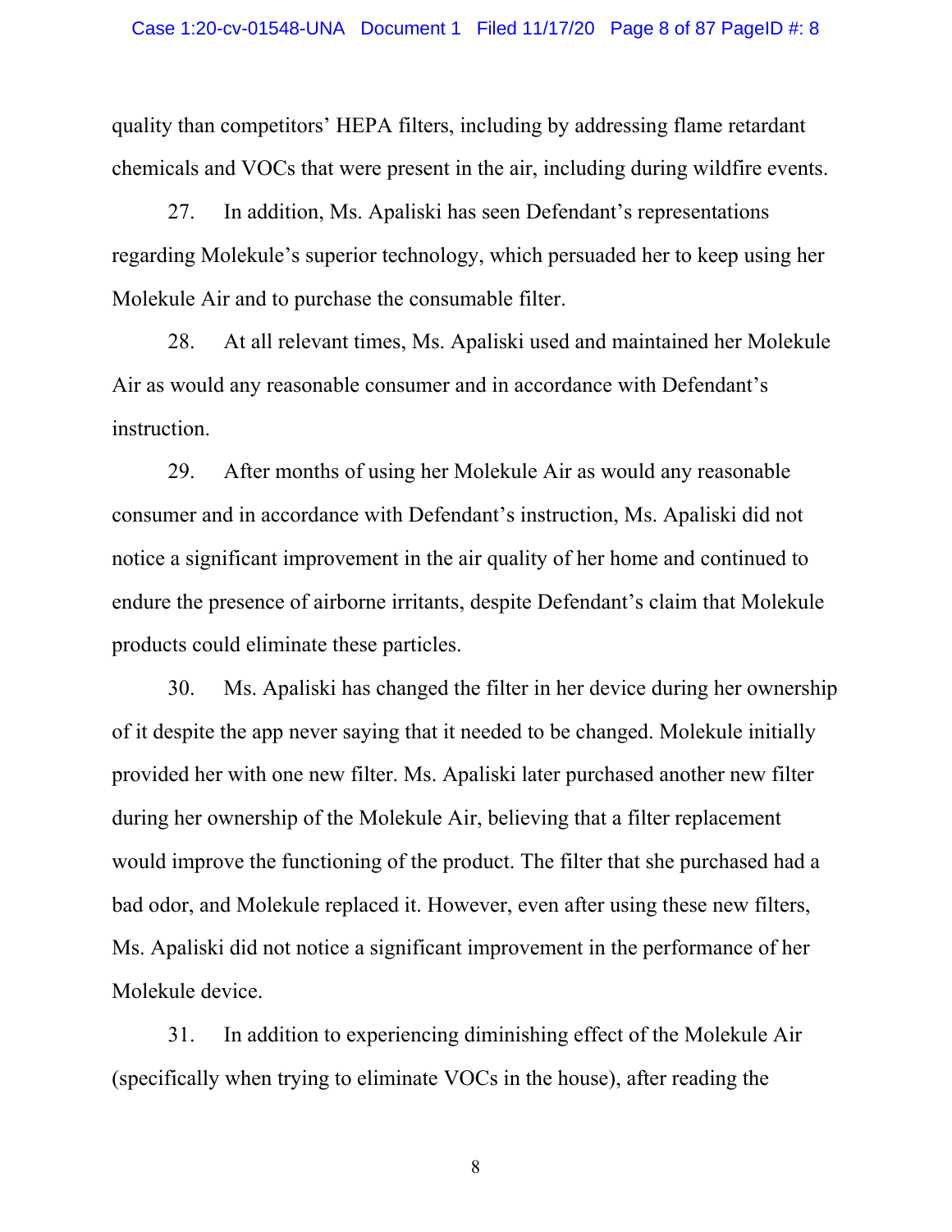quality than competitors' HEPA filters, including by addressing flame retardant chemicals and VOCs that were present in the air, including during wildfire events.

27. In addition, Ms. Apaliski has seen Defendant's representations regarding Molekule's superior technology, which persuaded her to keep using her Molekule Air and to purchase the consumable filter.

28. At all relevant times, Ms. Apaliski used and maintained her Molekule Air as would any reasonable consumer and in accordance with Defendant's instruction.

29. After months of using her Molekule Air as would any reasonable consumer and in accordance with Defendant's instruction, Ms. Apaliski did not notice a significant improvement in the air quality of her home and continued to endure the presence of airborne irritants, despite Defendant's claim that Molekule products could eliminate these particles.

30. Ms. Apaliski has changed the filter in her device during her ownership of it despite the app never saying that it needed to be changed. Molekule initially provided her with one new filter. Ms. Apaliski later purchased another new filter during her ownership of the Molekule Air, believing that a filter replacement would improve the functioning of the product. The filter that she purchased had a bad odor, and Molekule replaced it. However, even after using these new filters, Ms. Apaliski did not notice a significant improvement in the performance of her Molekule device.

31. In addition to experiencing diminishing effect of the Molekule Air (specifically when trying to eliminate VOCs in the house), after reading the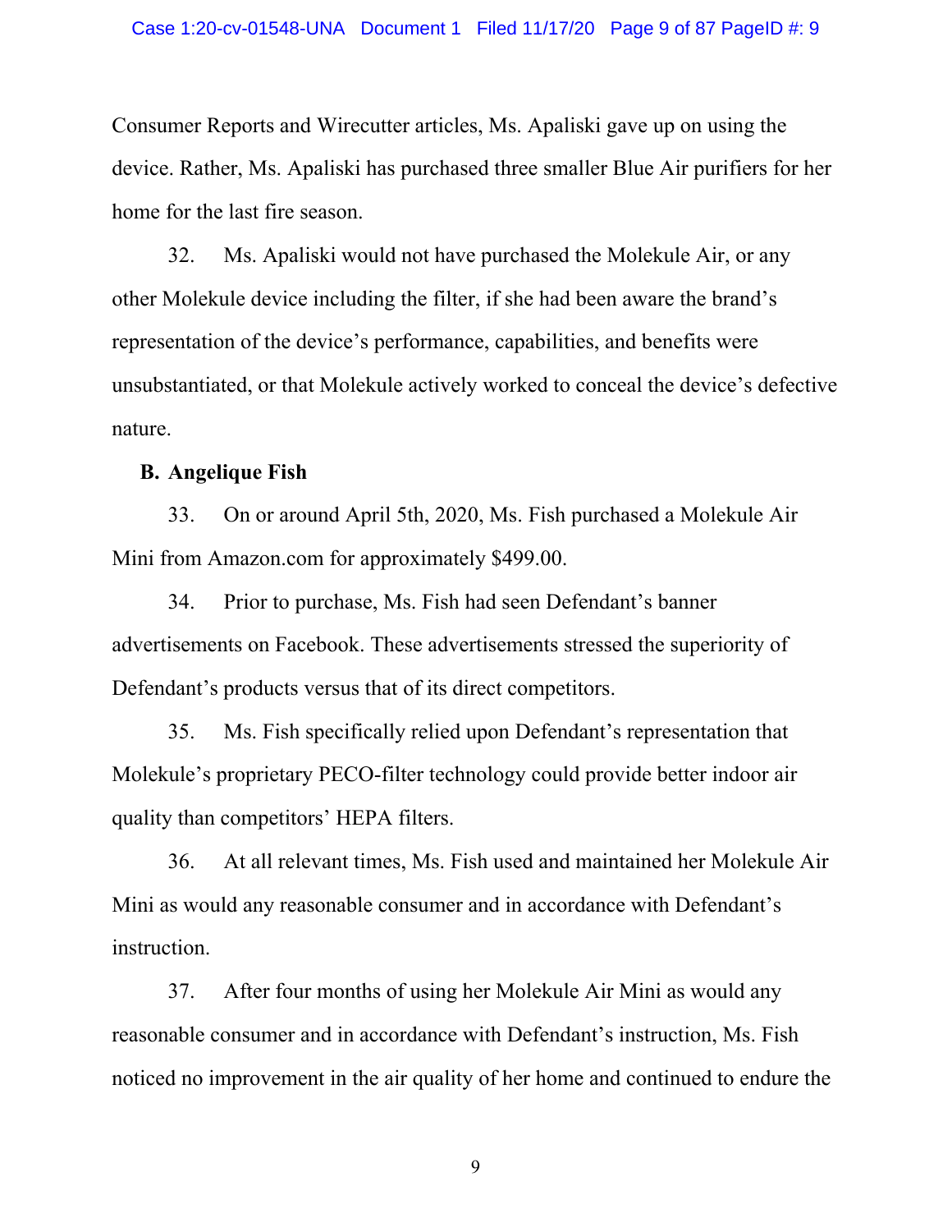Consumer Reports and Wirecutter articles, Ms. Apaliski gave up on using the device. Rather, Ms. Apaliski has purchased three smaller Blue Air purifiers for her home for the last fire season.

32. Ms. Apaliski would not have purchased the Molekule Air, or any other Molekule device including the filter, if she had been aware the brand's representation of the device's performance, capabilities, and benefits were unsubstantiated, or that Molekule actively worked to conceal the device's defective nature.

**B. Angelique Fish**

33. On or around April 5th, 2020, Ms. Fish purchased a Molekule Air Mini from Amazon.com for approximately $499.00.

34. Prior to purchase, Ms. Fish had seen Defendant's banner advertisements on Facebook. These advertisements stressed the superiority of Defendant's products versus that of its direct competitors.

35. Ms. Fish specifically relied upon Defendant's representation that Molekule's proprietary PECO-filter technology could provide better indoor air quality than competitors' HEPA filters.

36. At all relevant times, Ms. Fish used and maintained her Molekule Air Mini as would any reasonable consumer and in accordance with Defendant's instruction.

37. After four months of using her Molekule Air Mini as would any reasonable consumer and in accordance with Defendant's instruction, Ms. Fish noticed no improvement in the air quality of her home and continued to endure the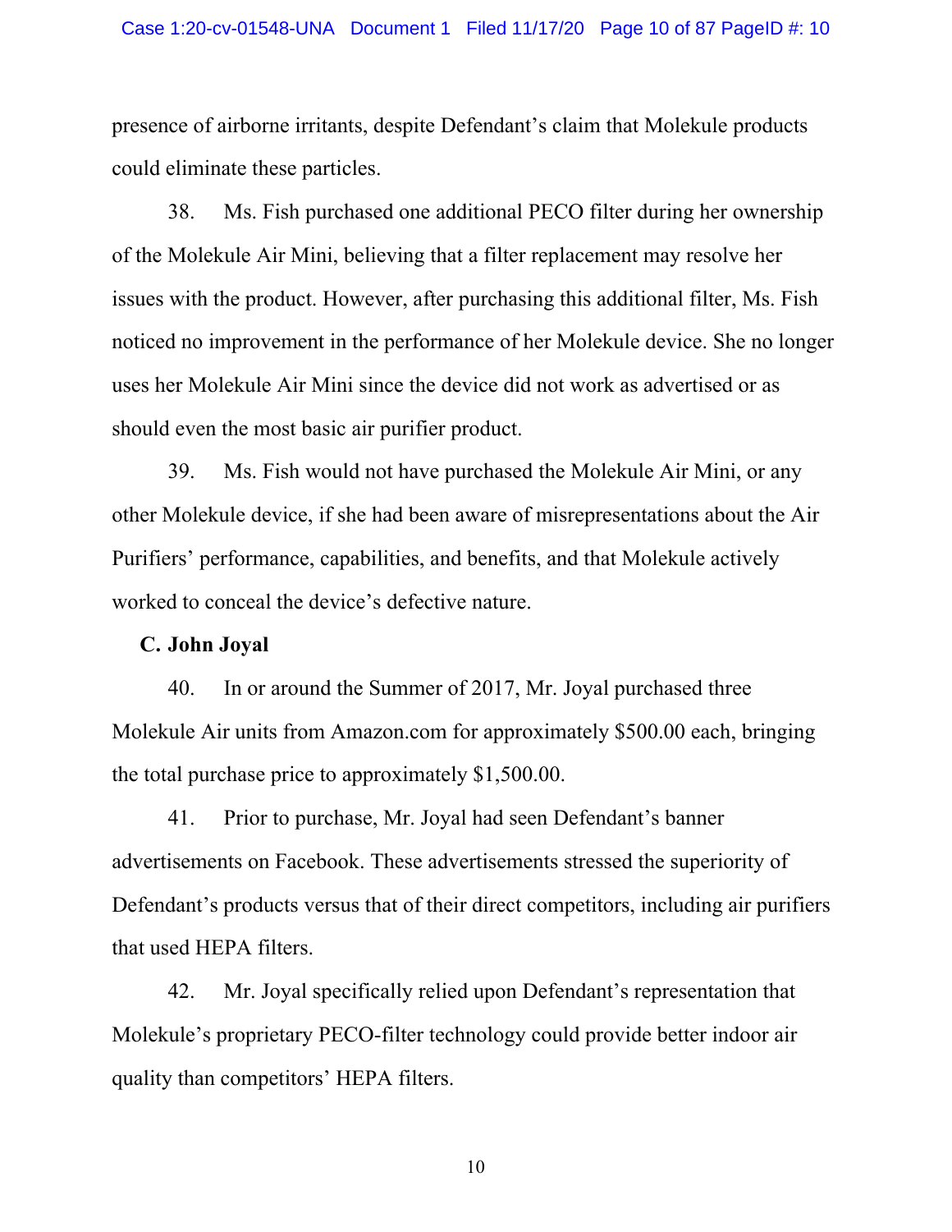presence of airborne irritants, despite Defendant's claim that Molekule products could eliminate these particles.

38. Ms. Fish purchased one additional PECO filter during her ownership of the Molekule Air Mini, believing that a filter replacement may resolve her issues with the product. However, after purchasing this additional filter, Ms. Fish noticed no improvement in the performance of her Molekule device. She no longer uses her Molekule Air Mini since the device did not work as advertised or as should even the most basic air purifier product.

39. Ms. Fish would not have purchased the Molekule Air Mini, or any other Molekule device, if she had been aware of misrepresentations about the Air Purifiers' performance, capabilities, and benefits, and that Molekule actively worked to conceal the device's defective nature.

**C. John Joyal**

40. In or around the Summer of 2017, Mr. Joyal purchased three Molekule Air units from Amazon.com for approximately $500.00 each, bringing the total purchase price to approximately $1,500.00.

41. Prior to purchase, Mr. Joyal had seen Defendant's banner advertisements on Facebook. These advertisements stressed the superiority of Defendant's products versus that of their direct competitors, including air purifiers that used HEPA filters.

42. Mr. Joyal specifically relied upon Defendant's representation that Molekule's proprietary PECO-filter technology could provide better indoor air quality than competitors' HEPA filters.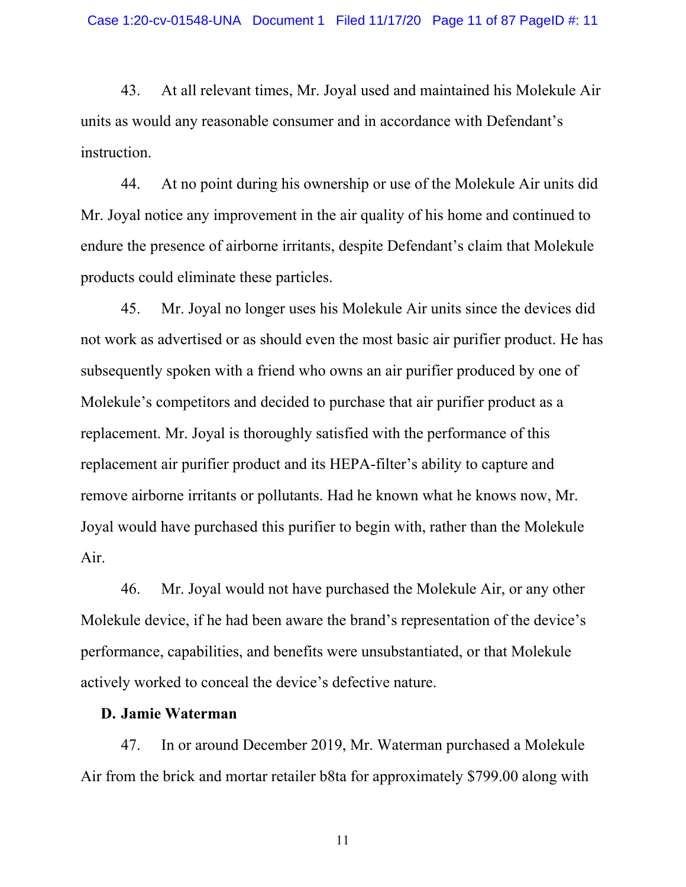43. At all relevant times, Mr. Joyal used and maintained his Molekule Air units as would any reasonable consumer and in accordance with Defendant's instruction.

44. At no point during his ownership or use of the Molekule Air units did Mr. Joyal notice any improvement in the air quality of his home and continued to endure the presence of airborne irritants, despite Defendant's claim that Molekule products could eliminate these particles.

45. Mr. Joyal no longer uses his Molekule Air units since the devices did not work as advertised or as should even the most basic air purifier product. He has subsequently spoken with a friend who owns an air purifier produced by one of Molekule's competitors and decided to purchase that air purifier product as a replacement. Mr. Joyal is thoroughly satisfied with the performance of this replacement air purifier product and its HEPA-filter's ability to capture and remove airborne irritants or pollutants. Had he known what he knows now, Mr. Joyal would have purchased this purifier to begin with, rather than the Molekule Air.

46. Mr. Joyal would not have purchased the Molekule Air, or any other Molekule device, if he had been aware the brand's representation of the device's performance, capabilities, and benefits were unsubstantiated, or that Molekule actively worked to conceal the device's defective nature.

**D. Jamie Waterman**

47. In or around December 2019, Mr. Waterman purchased a Molekule Air from the brick and mortar retailer b8ta for approximately $799.00 along with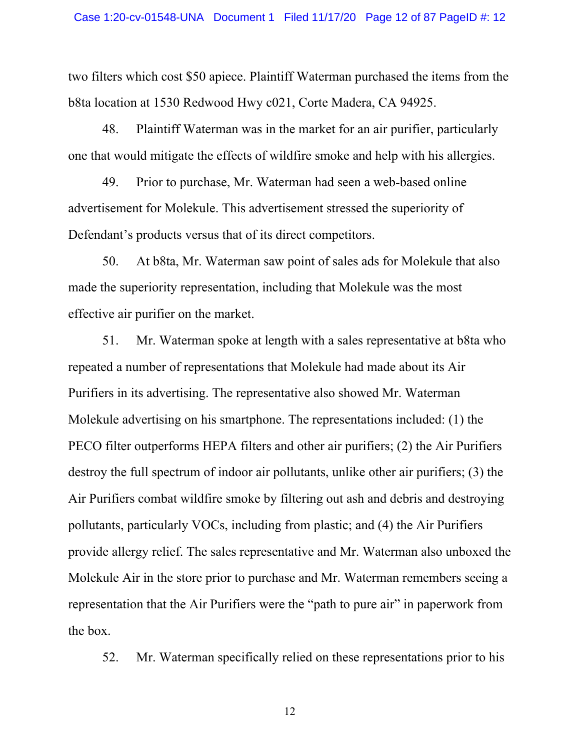two filters which cost $50 apiece. Plaintiff Waterman purchased the items from the b8ta location at 1530 Redwood Hwy c021, Corte Madera, CA 94925.

48. Plaintiff Waterman was in the market for an air purifier, particularly one that would mitigate the effects of wildfire smoke and help with his allergies.

49. Prior to purchase, Mr. Waterman had seen a web-based online advertisement for Molekule. This advertisement stressed the superiority of Defendant's products versus that of its direct competitors.

50. At b8ta, Mr. Waterman saw point of sales ads for Molekule that also made the superiority representation, including that Molekule was the most effective air purifier on the market.

51. Mr. Waterman spoke at length with a sales representative at b8ta who repeated a number of representations that Molekule had made about its Air Purifiers in its advertising. The representative also showed Mr. Waterman Molekule advertising on his smartphone. The representations included: (1) the PECO filter outperforms HEPA filters and other air purifiers; (2) the Air Purifiers destroy the full spectrum of indoor air pollutants, unlike other air purifiers; (3) the Air Purifiers combat wildfire smoke by filtering out ash and debris and destroying pollutants, particularly VOCs, including from plastic; and (4) the Air Purifiers provide allergy relief. The sales representative and Mr. Waterman also unboxed the Molekule Air in the store prior to purchase and Mr. Waterman remembers seeing a representation that the Air Purifiers were the "path to pure air" in paperwork from the box.

52. Mr. Waterman specifically relied on these representations prior to his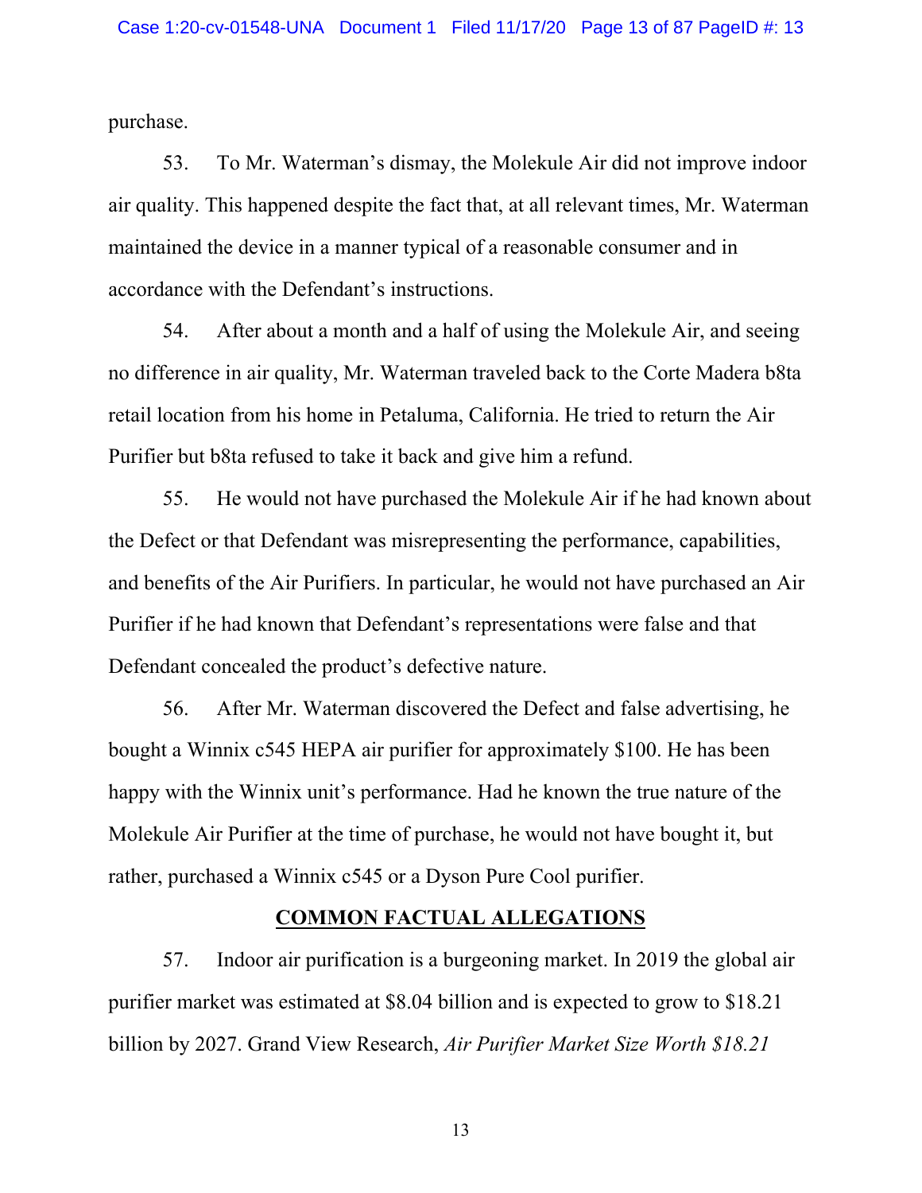purchase.

53. To Mr. Waterman's dismay, the Molekule Air did not improve indoor air quality. This happened despite the fact that, at all relevant times, Mr. Waterman maintained the device in a manner typical of a reasonable consumer and in accordance with the Defendant's instructions.

54. After about a month and a half of using the Molekule Air, and seeing no difference in air quality, Mr. Waterman traveled back to the Corte Madera b8ta retail location from his home in Petaluma, California. He tried to return the Air Purifier but b8ta refused to take it back and give him a refund.

55. He would not have purchased the Molekule Air if he had known about the Defect or that Defendant was misrepresenting the performance, capabilities, and benefits of the Air Purifiers. In particular, he would not have purchased an Air Purifier if he had known that Defendant's representations were false and that Defendant concealed the product's defective nature.

56. After Mr. Waterman discovered the Defect and false advertising, he bought a Winnix c545 HEPA air purifier for approximately $100. He has been happy with the Winnix unit's performance. Had he known the true nature of the Molekule Air Purifier at the time of purchase, he would not have bought it, but rather, purchased a Winnix c545 or a Dyson Pure Cool purifier.

## COMMON FACTUAL ALLEGATIONS

57. Indoor air purification is a burgeoning market. In 2019 the global air purifier market was estimated at $8.04 billion and is expected to grow to $18.21 billion by 2027. Grand View Research, *Air Purifier Market Size Worth $18.21*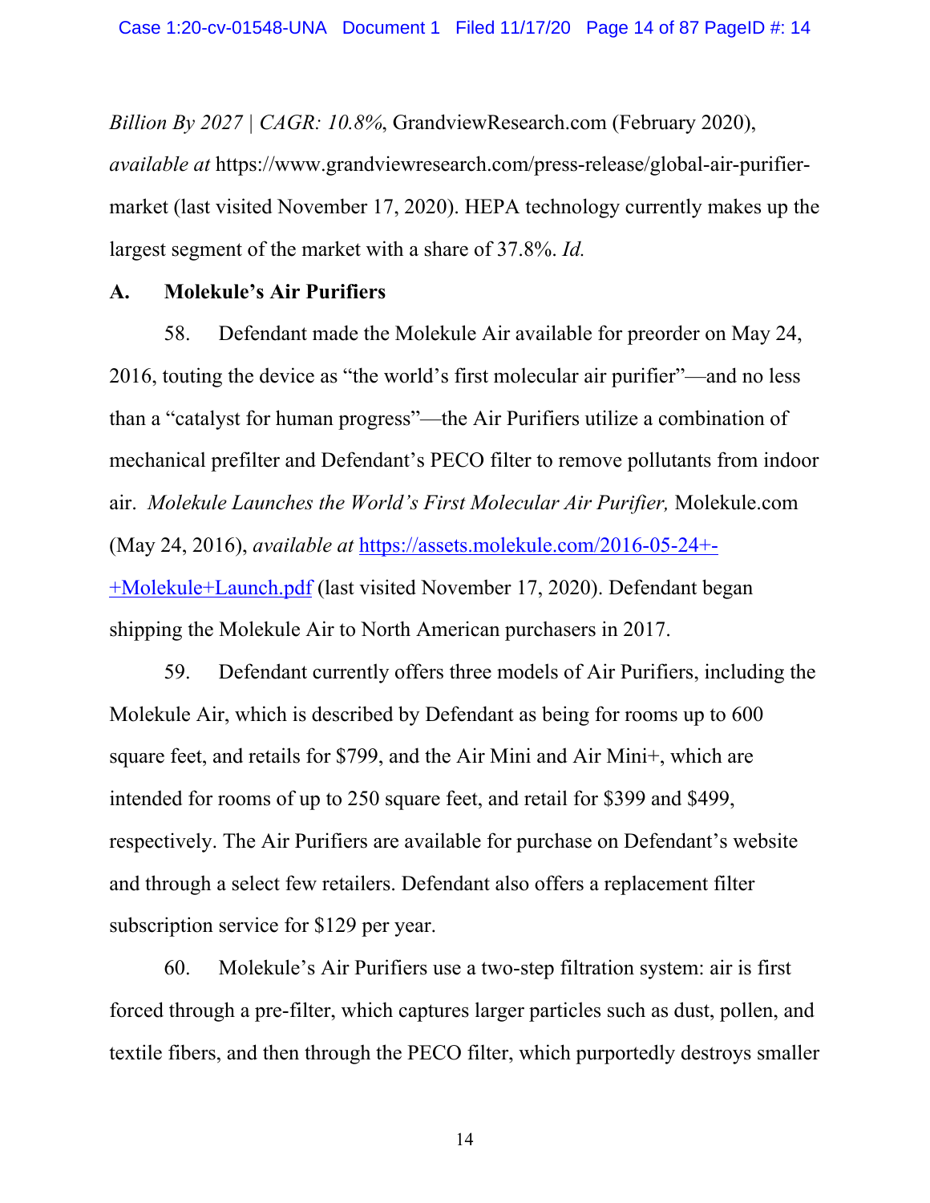*Billion By 2027 | CAGR: 10.8%*, GrandviewResearch.com (February 2020), *available at* https://www.grandviewresearch.com/press-release/global-air-purifier-market (last visited November 17, 2020). HEPA technology currently makes up the largest segment of the market with a share of 37.8%. *Id.*

### A. Molekule's Air Purifiers

58. Defendant made the Molekule Air available for preorder on May 24, 2016, touting the device as "the world's first molecular air purifier"—and no less than a "catalyst for human progress"—the Air Purifiers utilize a combination of mechanical prefilter and Defendant's PECO filter to remove pollutants from indoor air. *Molekule Launches the World's First Molecular Air Purifier,* Molekule.com (May 24, 2016), *available at* https://assets.molekule.com/2016-05-24+-+Molekule+Launch.pdf (last visited November 17, 2020). Defendant began shipping the Molekule Air to North American purchasers in 2017.

59. Defendant currently offers three models of Air Purifiers, including the Molekule Air, which is described by Defendant as being for rooms up to 600 square feet, and retails for $799, and the Air Mini and Air Mini+, which are intended for rooms of up to 250 square feet, and retail for $399 and $499, respectively. The Air Purifiers are available for purchase on Defendant's website and through a select few retailers. Defendant also offers a replacement filter subscription service for $129 per year.

60. Molekule's Air Purifiers use a two-step filtration system: air is first forced through a pre-filter, which captures larger particles such as dust, pollen, and textile fibers, and then through the PECO filter, which purportedly destroys smaller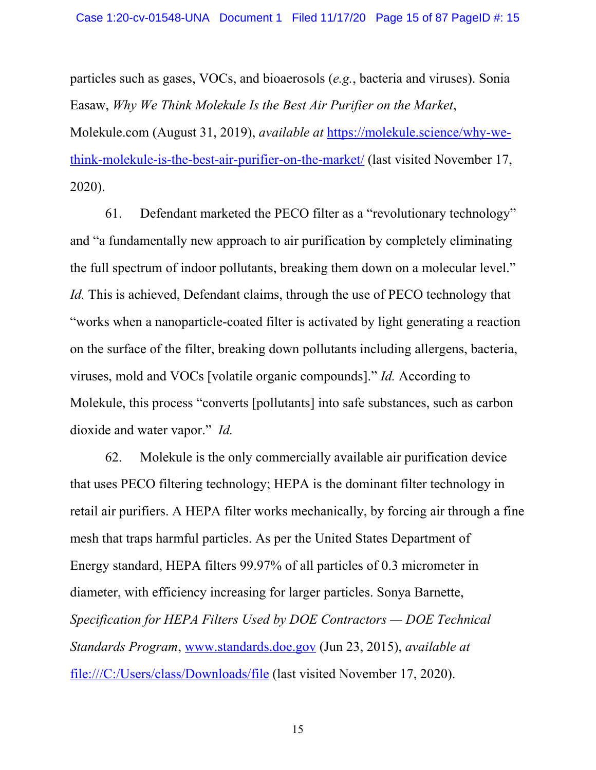particles such as gases, VOCs, and bioaerosols (*e.g.*, bacteria and viruses). Sonia Easaw, *Why We Think Molekule Is the Best Air Purifier on the Market*, Molekule.com (August 31, 2019), *available at* [https://molekule.science/why-we-think-molekule-is-the-best-air-purifier-on-the-market/](https://molekule.science/why-we-think-molekule-is-the-best-air-purifier-on-the-market/) (last visited November 17, 2020).

61. Defendant marketed the PECO filter as a "revolutionary technology" and "a fundamentally new approach to air purification by completely eliminating the full spectrum of indoor pollutants, breaking them down on a molecular level." *Id.* This is achieved, Defendant claims, through the use of PECO technology that "works when a nanoparticle-coated filter is activated by light generating a reaction on the surface of the filter, breaking down pollutants including allergens, bacteria, viruses, mold and VOCs [volatile organic compounds]." *Id.* According to Molekule, this process "converts [pollutants] into safe substances, such as carbon dioxide and water vapor." *Id.*

62. Molekule is the only commercially available air purification device that uses PECO filtering technology; HEPA is the dominant filter technology in retail air purifiers. A HEPA filter works mechanically, by forcing air through a fine mesh that traps harmful particles. As per the United States Department of Energy standard, HEPA filters 99.97% of all particles of 0.3 micrometer in diameter, with efficiency increasing for larger particles. Sonya Barnette, *Specification for HEPA Filters Used by DOE Contractors — DOE Technical Standards Program*, [www.standards.doe.gov](www.standards.doe.gov) (Jun 23, 2015), *available at* [file:///C:/Users/class/Downloads/file](file:///C:/Users/class/Downloads/file) (last visited November 17, 2020).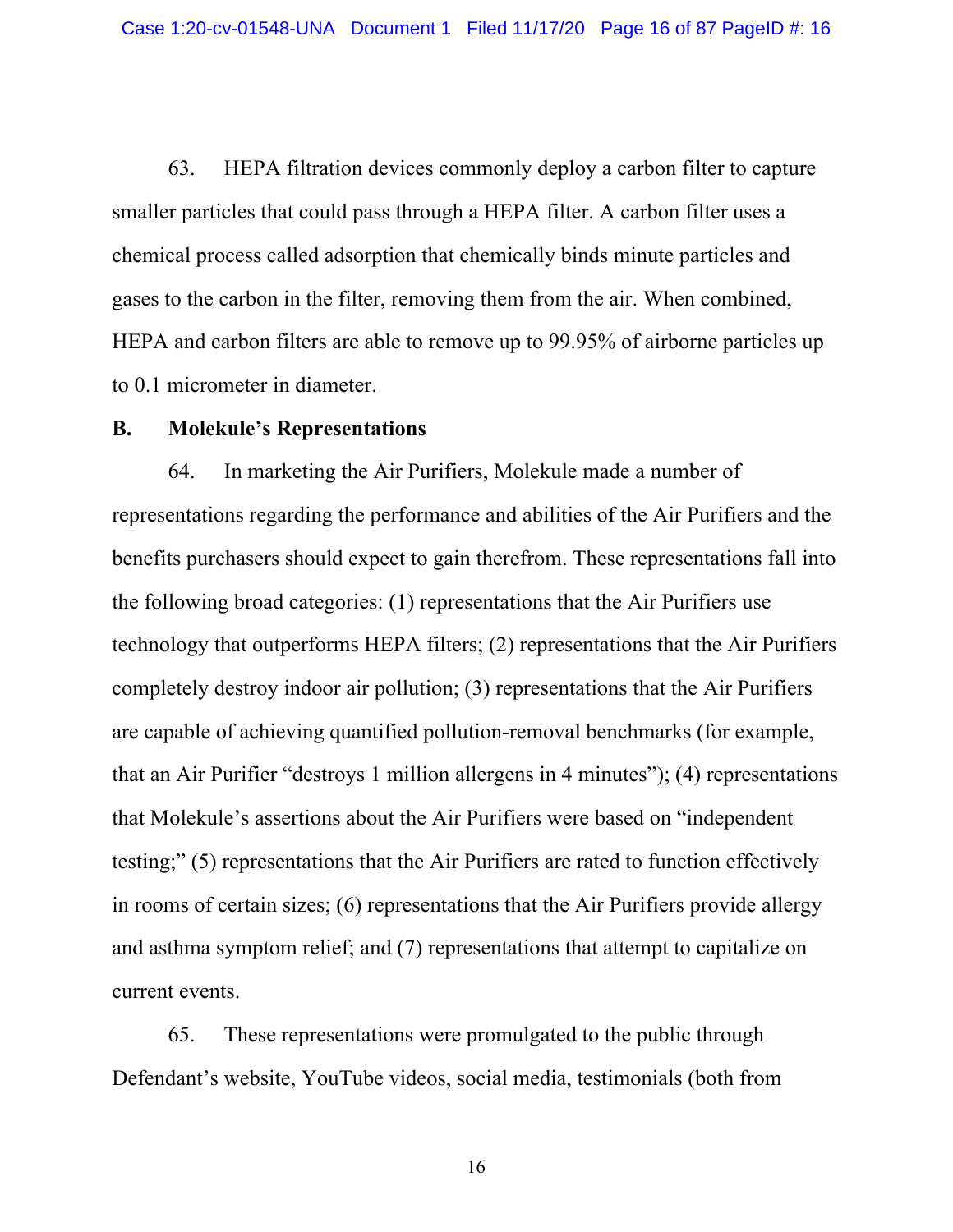63. HEPA filtration devices commonly deploy a carbon filter to capture smaller particles that could pass through a HEPA filter. A carbon filter uses a chemical process called adsorption that chemically binds minute particles and gases to the carbon in the filter, removing them from the air. When combined, HEPA and carbon filters are able to remove up to 99.95% of airborne particles up to 0.1 micrometer in diameter.

## B. Molekule's Representations

64. In marketing the Air Purifiers, Molekule made a number of representations regarding the performance and abilities of the Air Purifiers and the benefits purchasers should expect to gain therefrom. These representations fall into the following broad categories: (1) representations that the Air Purifiers use technology that outperforms HEPA filters; (2) representations that the Air Purifiers completely destroy indoor air pollution; (3) representations that the Air Purifiers are capable of achieving quantified pollution-removal benchmarks (for example, that an Air Purifier "destroys 1 million allergens in 4 minutes"); (4) representations that Molekule's assertions about the Air Purifiers were based on "independent testing;" (5) representations that the Air Purifiers are rated to function effectively in rooms of certain sizes; (6) representations that the Air Purifiers provide allergy and asthma symptom relief; and (7) representations that attempt to capitalize on current events.

65. These representations were promulgated to the public through Defendant's website, YouTube videos, social media, testimonials (both from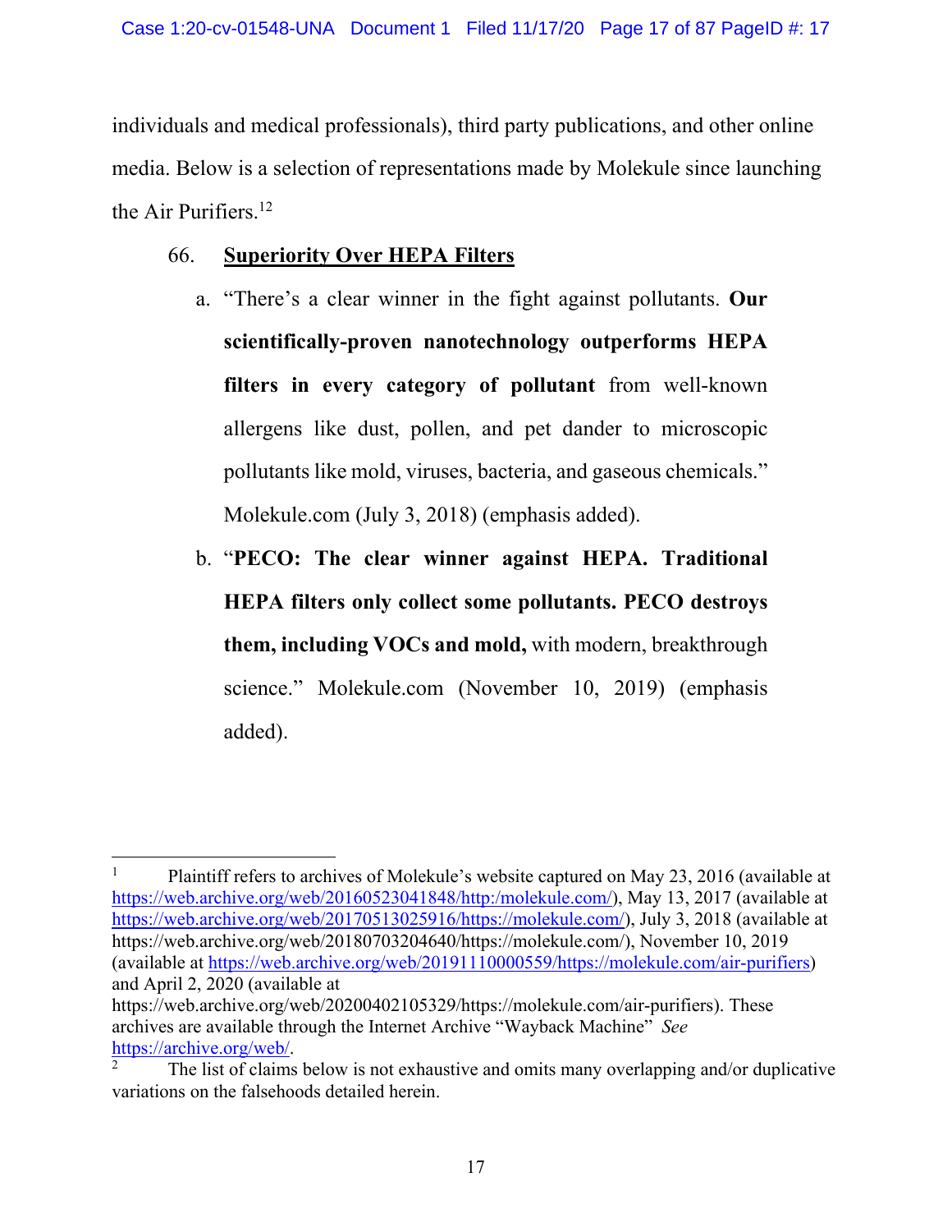individuals and medical professionals), third party publications, and other online media. Below is a selection of representations made by Molekule since launching the Air Purifiers.[1,2]

66. **Superiority Over HEPA Filters**

a. "There's a clear winner in the fight against pollutants. **Our scientifically-proven nanotechnology outperforms HEPA filters in every category of pollutant** from well-known allergens like dust, pollen, and pet dander to microscopic pollutants like mold, viruses, bacteria, and gaseous chemicals." Molekule.com (July 3, 2018) (emphasis added).

b. "**PECO: The clear winner against HEPA. Traditional HEPA filters only collect some pollutants. PECO destroys them, including VOCs and mold,** with modern, breakthrough science." Molekule.com (November 10, 2019) (emphasis added).

---

[1] Plaintiff refers to archives of Molekule's website captured on May 23, 2016 (available at https://web.archive.org/web/20160523041848/http:/molekule.com/), May 13, 2017 (available at https://web.archive.org/web/20170513025916/https://molekule.com/), July 3, 2018 (available at https://web.archive.org/web/20180703204640/https://molekule.com/), November 10, 2019 (available at https://web.archive.org/web/20191110000559/https://molekule.com/air-purifiers) and April 2, 2020 (available at https://web.archive.org/web/20200402105329/https://molekule.com/air-purifiers). These archives are available through the Internet Archive "Wayback Machine" *See* https://archive.org/web/.

[2] The list of claims below is not exhaustive and omits many overlapping and/or duplicative variations on the falsehoods detailed herein.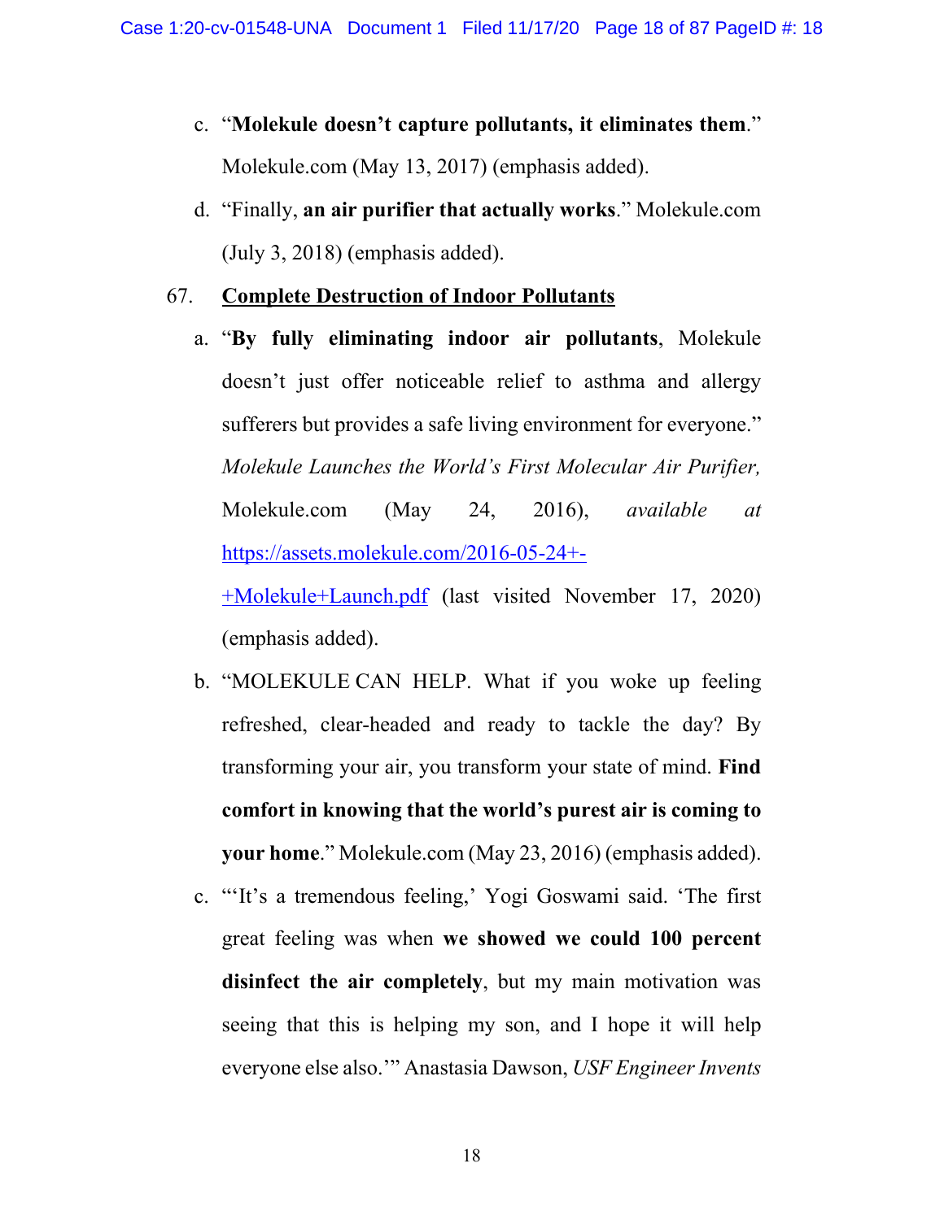c. "**Molekule doesn't capture pollutants, it eliminates them**." Molekule.com (May 13, 2017) (emphasis added).

d. "Finally, **an air purifier that actually works**." Molekule.com (July 3, 2018) (emphasis added).

67. **<u>Complete Destruction of Indoor Pollutants</u>**

a. "**By fully eliminating indoor air pollutants**, Molekule doesn't just offer noticeable relief to asthma and allergy sufferers but provides a safe living environment for everyone." *Molekule Launches the World's First Molecular Air Purifier,* Molekule.com (May 24, 2016), *available at* https://assets.molekule.com/2016-05-24+-+Molekule+Launch.pdf (last visited November 17, 2020) (emphasis added).

b. "MOLEKULE CAN HELP. What if you woke up feeling refreshed, clear-headed and ready to tackle the day? By transforming your air, you transform your state of mind. **Find comfort in knowing that the world's purest air is coming to your home**." Molekule.com (May 23, 2016) (emphasis added).

c. "'It's a tremendous feeling,' Yogi Goswami said. 'The first great feeling was when **we showed we could 100 percent disinfect the air completely**, but my main motivation was seeing that this is helping my son, and I hope it will help everyone else also.'" Anastasia Dawson, *USF Engineer Invents*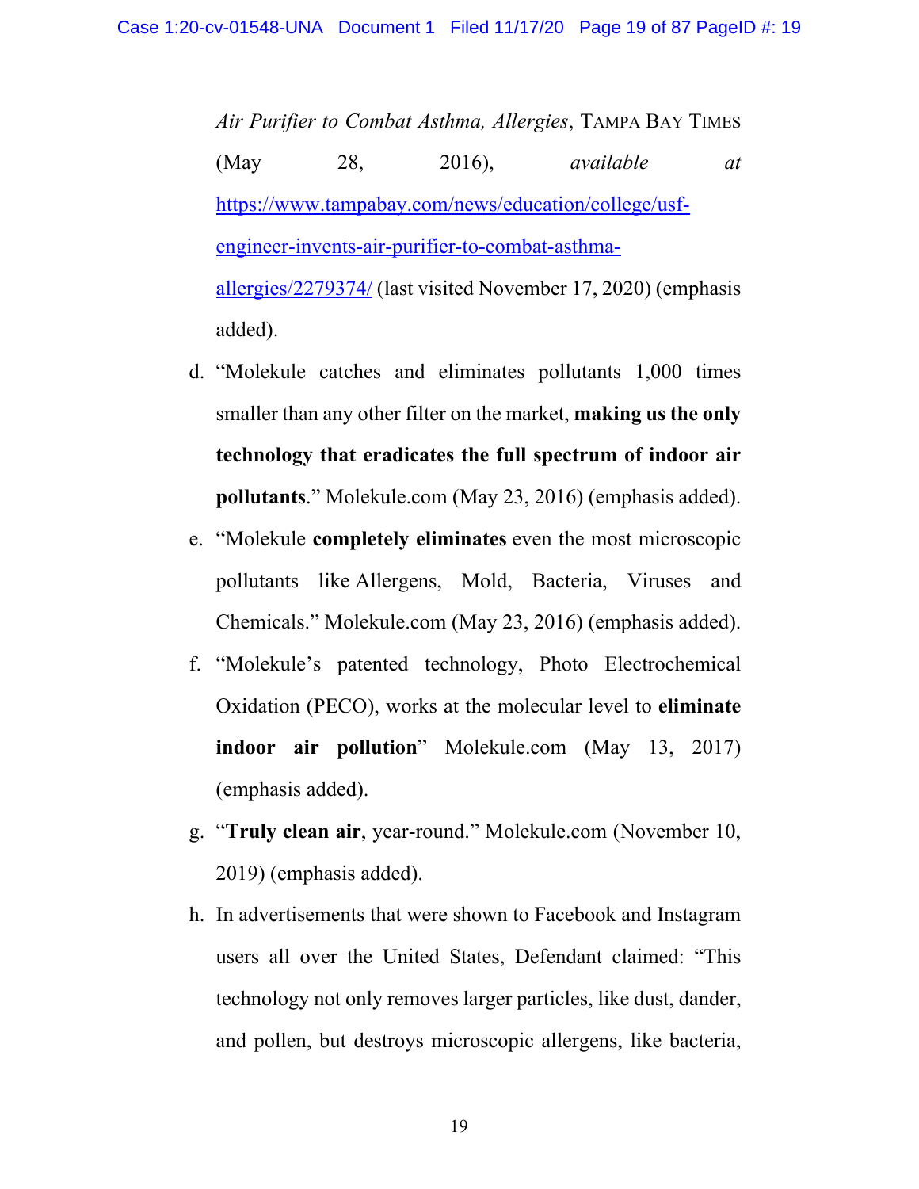*Air Purifier to Combat Asthma, Allergies*, TAMPA BAY TIMES (May 28, 2016), *available at* https://www.tampabay.com/news/education/college/usf-engineer-invents-air-purifier-to-combat-asthma-allergies/2279374/ (last visited November 17, 2020) (emphasis added).

d. "Molekule catches and eliminates pollutants 1,000 times smaller than any other filter on the market, **making us the only technology that eradicates the full spectrum of indoor air pollutants**." Molekule.com (May 23, 2016) (emphasis added).

e. "Molekule **completely eliminates** even the most microscopic pollutants like Allergens, Mold, Bacteria, Viruses and Chemicals." Molekule.com (May 23, 2016) (emphasis added).

f. "Molekule's patented technology, Photo Electrochemical Oxidation (PECO), works at the molecular level to **eliminate indoor air pollution**" Molekule.com (May 13, 2017) (emphasis added).

g. "**Truly clean air**, year-round." Molekule.com (November 10, 2019) (emphasis added).

h. In advertisements that were shown to Facebook and Instagram users all over the United States, Defendant claimed: "This technology not only removes larger particles, like dust, dander, and pollen, but destroys microscopic allergens, like bacteria,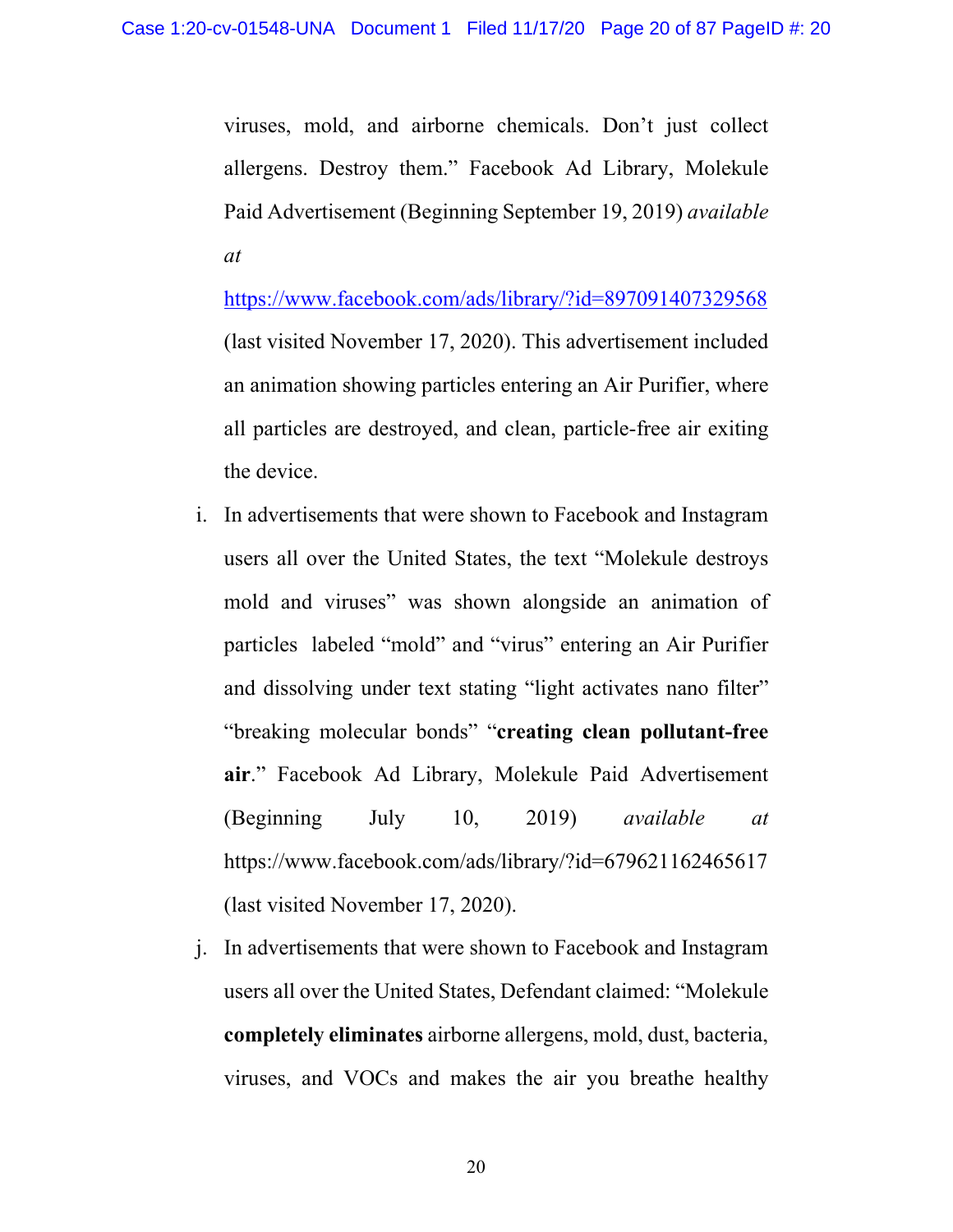viruses, mold, and airborne chemicals. Don't just collect allergens. Destroy them." Facebook Ad Library, Molekule Paid Advertisement (Beginning September 19, 2019) *available at* https://www.facebook.com/ads/library/?id=897091407329568 (last visited November 17, 2020). This advertisement included an animation showing particles entering an Air Purifier, where all particles are destroyed, and clean, particle-free air exiting the device.

i. In advertisements that were shown to Facebook and Instagram users all over the United States, the text "Molekule destroys mold and viruses" was shown alongside an animation of particles labeled "mold" and "virus" entering an Air Purifier and dissolving under text stating "light activates nano filter" "breaking molecular bonds" "**creating clean pollutant-free air**." Facebook Ad Library, Molekule Paid Advertisement (Beginning July 10, 2019) *available at* https://www.facebook.com/ads/library/?id=679621162465617 (last visited November 17, 2020).

j. In advertisements that were shown to Facebook and Instagram users all over the United States, Defendant claimed: "Molekule **completely eliminates** airborne allergens, mold, dust, bacteria, viruses, and VOCs and makes the air you breathe healthy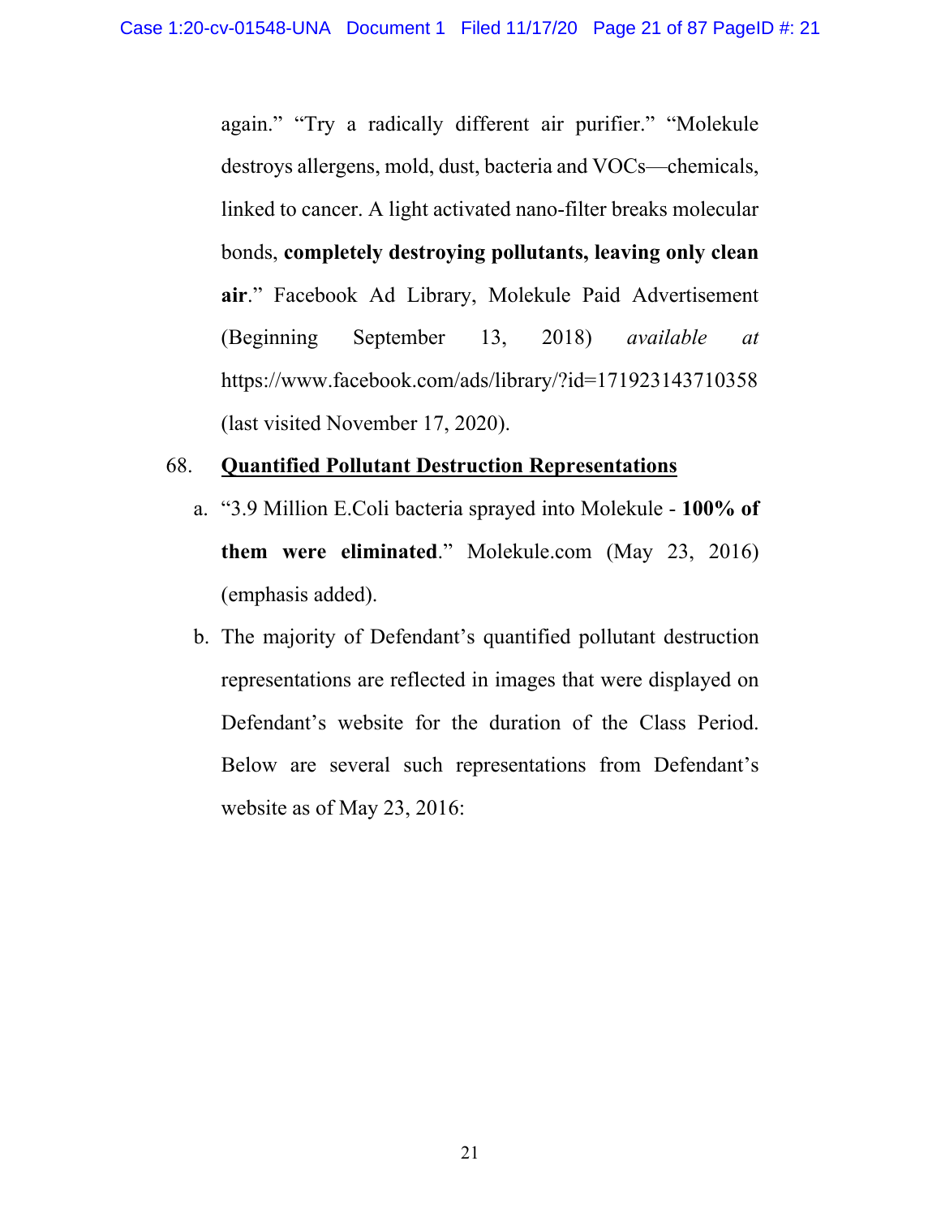again." "Try a radically different air purifier." "Molekule destroys allergens, mold, dust, bacteria and VOCs—chemicals, linked to cancer. A light activated nano-filter breaks molecular bonds, **completely destroying pollutants, leaving only clean air**." Facebook Ad Library, Molekule Paid Advertisement (Beginning September 13, 2018) *available at* https://www.facebook.com/ads/library/?id=171923143710358 (last visited November 17, 2020).

68. **Quantified Pollutant Destruction Representations**

   a. "3.9 Million E.Coli bacteria sprayed into Molekule - **100% of them were eliminated**." Molekule.com (May 23, 2016) (emphasis added).

   b. The majority of Defendant's quantified pollutant destruction representations are reflected in images that were displayed on Defendant's website for the duration of the Class Period. Below are several such representations from Defendant's website as of May 23, 2016: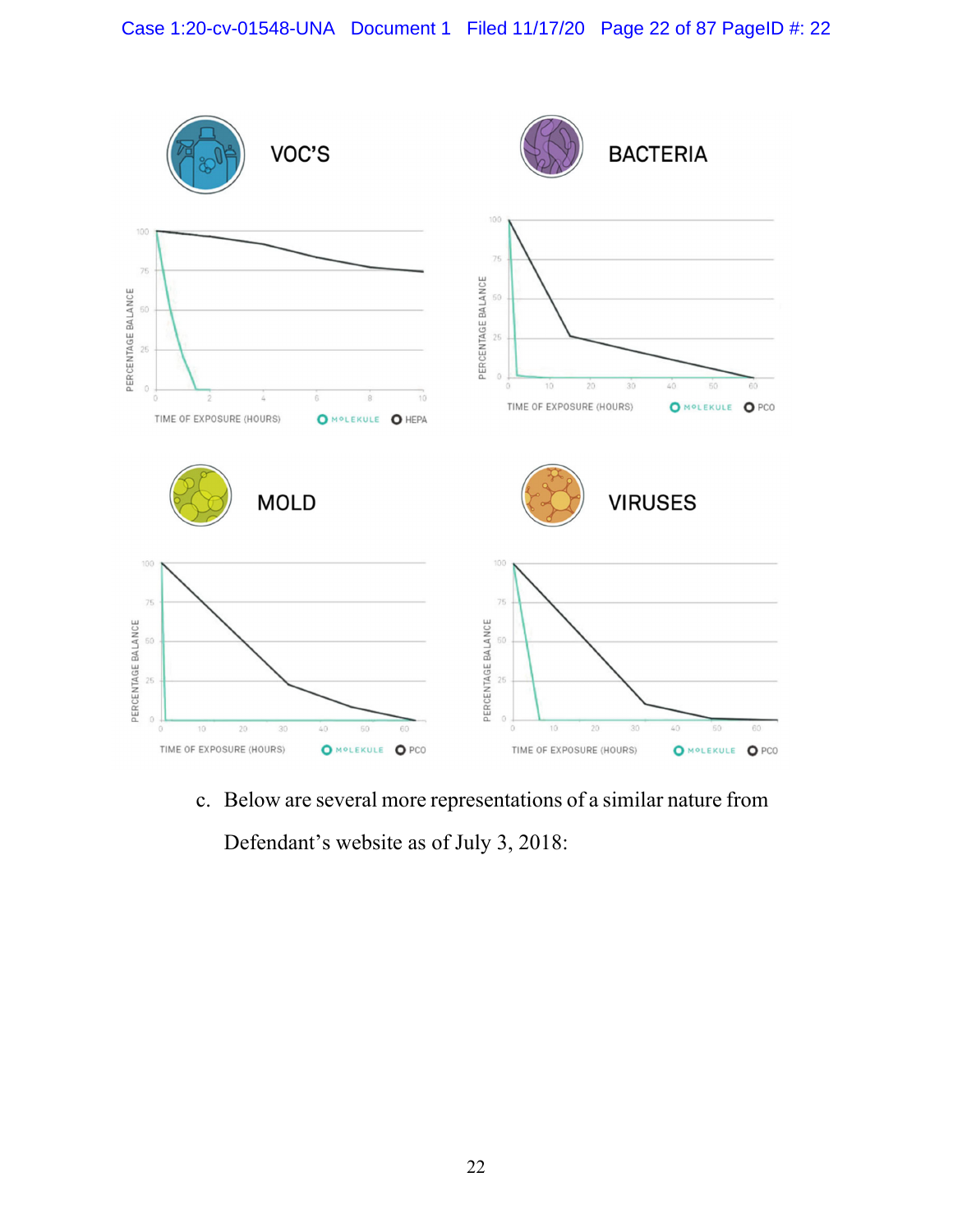VOC'S

PERCENTAGE BALANCE

TIME OF EXPOSURE (HOURS)

MOLEKULE HEPA

BACTERIA

PERCENTAGE BALANCE

TIME OF EXPOSURE (HOURS)

MOLEKULE PCO

MOLD

PERCENTAGE BALANCE

TIME OF EXPOSURE (HOURS)

MOLEKULE PCO

VIRUSES

PERCENTAGE BALANCE

TIME OF EXPOSURE (HOURS)

MOLEKULE PCO

c. Below are several more representations of a similar nature from Defendant's website as of July 3, 2018: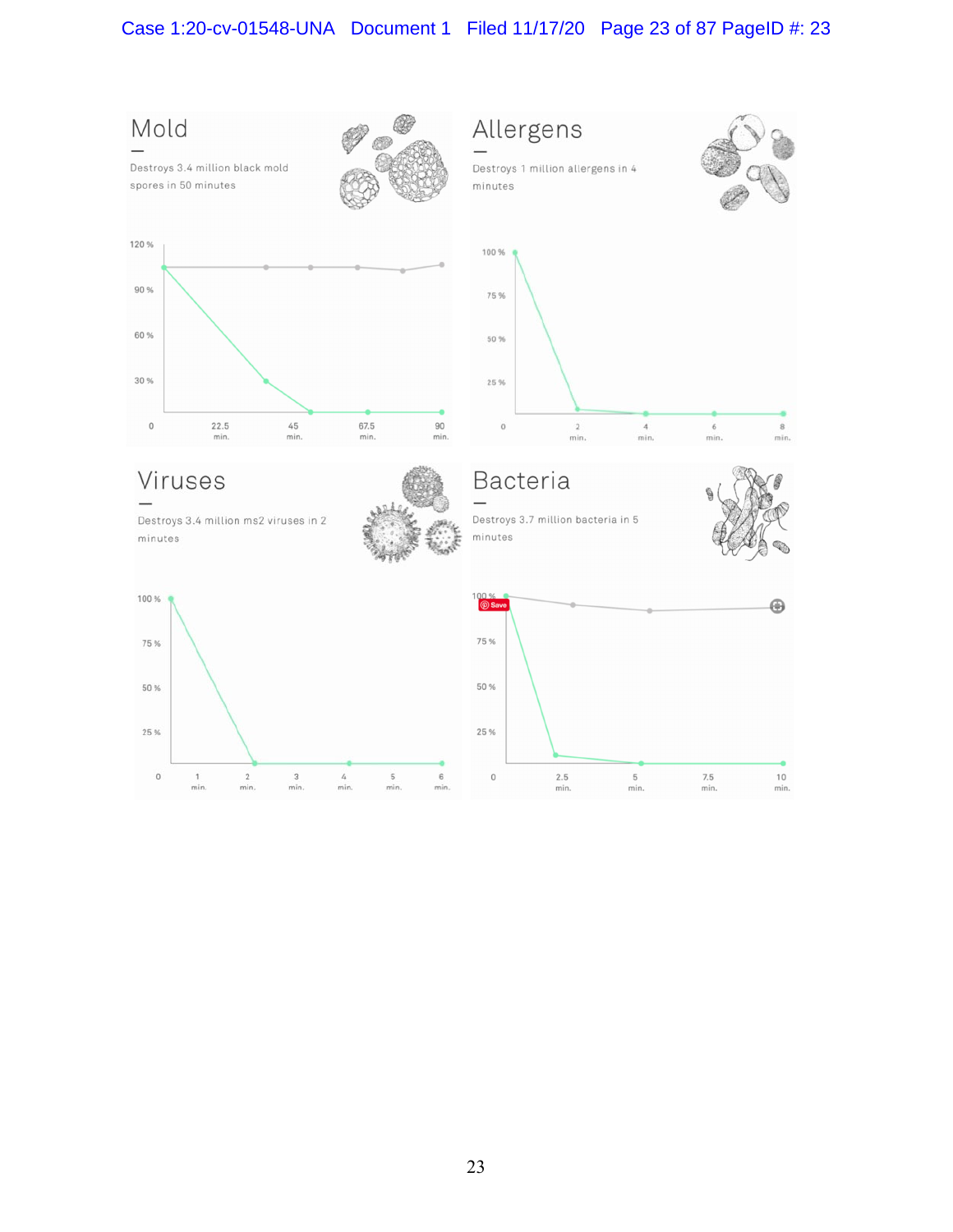## Mold

Destroys 3.4 million black mold spores in 50 minutes

## Allergens

Destroys 1 million allergens in 4 minutes

## Viruses

Destroys 3.4 million ms2 viruses in 2 minutes

## Bacteria

Destroys 3.7 million bacteria in 5 minutes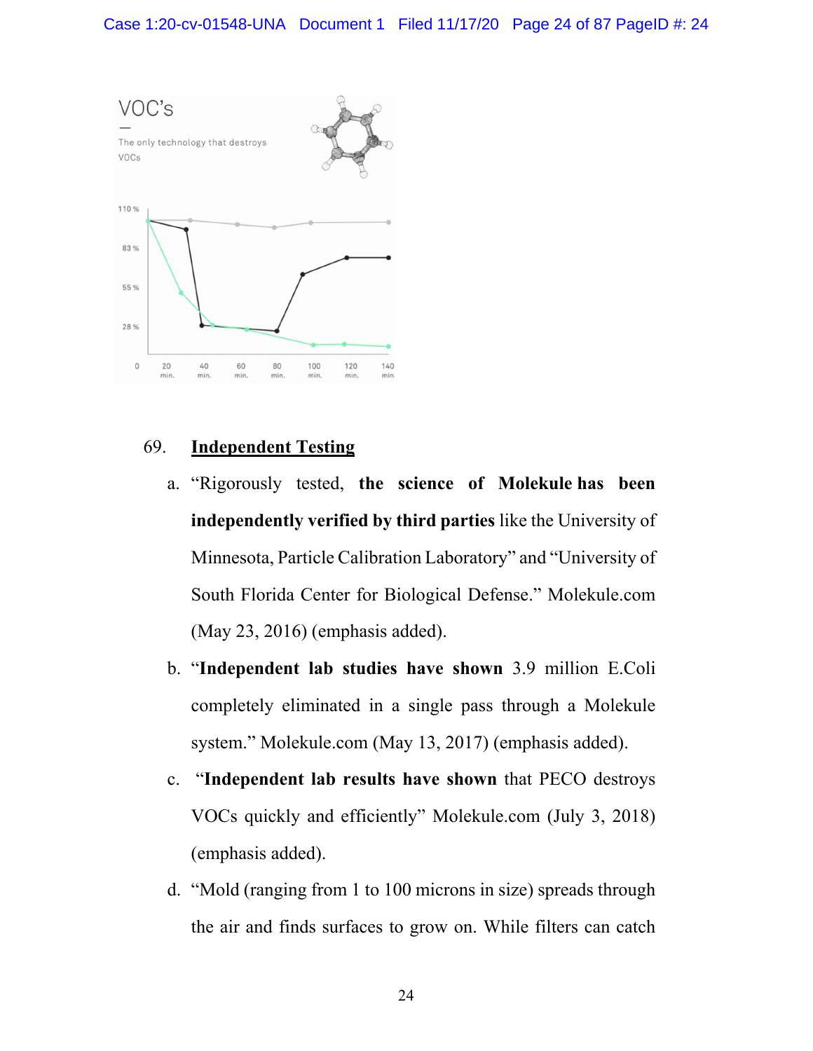69. **Independent Testing**

a. "Rigorously tested, **the science of Molekule has been independently verified by third parties** like the University of Minnesota, Particle Calibration Laboratory" and "University of South Florida Center for Biological Defense." Molekule.com (May 23, 2016) (emphasis added).

b. "**Independent lab studies have shown** 3.9 million E.Coli completely eliminated in a single pass through a Molekule system." Molekule.com (May 13, 2017) (emphasis added).

c. "**Independent lab results have shown** that PECO destroys VOCs quickly and efficiently" Molekule.com (July 3, 2018) (emphasis added).

d. "Mold (ranging from 1 to 100 microns in size) spreads through the air and finds surfaces to grow on. While filters can catch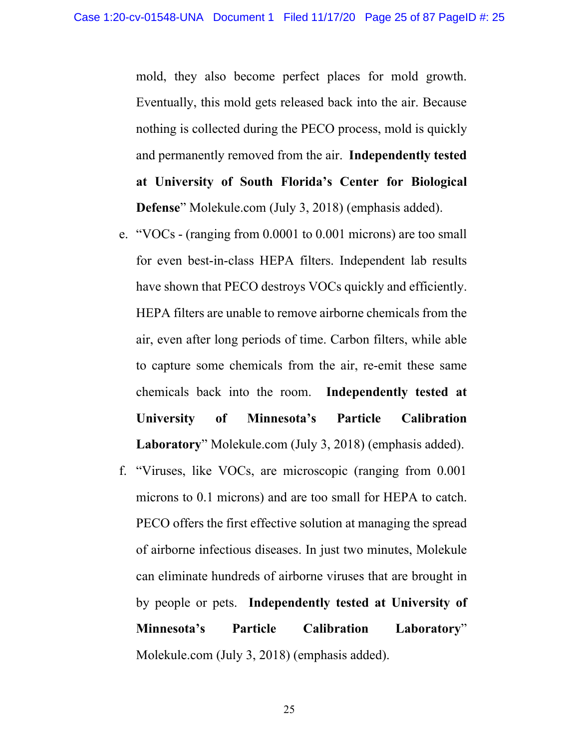mold, they also become perfect places for mold growth. Eventually, this mold gets released back into the air. Because nothing is collected during the PECO process, mold is quickly and permanently removed from the air. **Independently tested at University of South Florida's Center for Biological Defense**" Molekule.com (July 3, 2018) (emphasis added).

e. "VOCs - (ranging from 0.0001 to 0.001 microns) are too small for even best-in-class HEPA filters. Independent lab results have shown that PECO destroys VOCs quickly and efficiently. HEPA filters are unable to remove airborne chemicals from the air, even after long periods of time. Carbon filters, while able to capture some chemicals from the air, re-emit these same chemicals back into the room. **Independently tested at University of Minnesota's Particle Calibration Laboratory**" Molekule.com (July 3, 2018) (emphasis added).

f. "Viruses, like VOCs, are microscopic (ranging from 0.001 microns to 0.1 microns) and are too small for HEPA to catch. PECO offers the first effective solution at managing the spread of airborne infectious diseases. In just two minutes, Molekule can eliminate hundreds of airborne viruses that are brought in by people or pets. **Independently tested at University of Minnesota's Particle Calibration Laboratory**" Molekule.com (July 3, 2018) (emphasis added).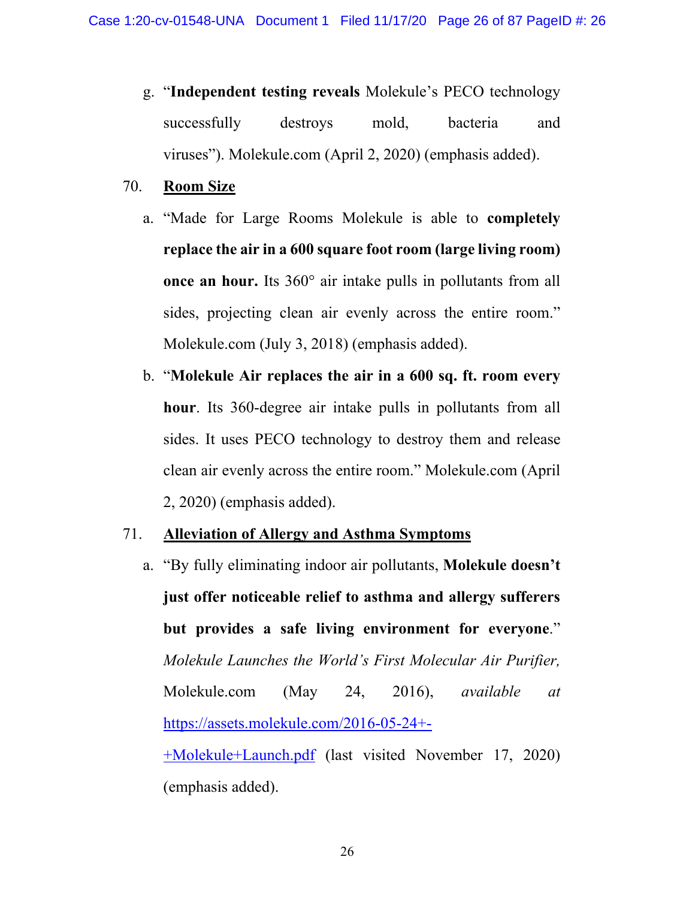g. "**Independent testing reveals** Molekule's PECO technology successfully destroys mold, bacteria and viruses"). Molekule.com (April 2, 2020) (emphasis added).

70. **<u>Room Size</u>**

a. "Made for Large Rooms Molekule is able to **completely replace the air in a 600 square foot room (large living room) once an hour.** Its 360° air intake pulls in pollutants from all sides, projecting clean air evenly across the entire room." Molekule.com (July 3, 2018) (emphasis added).

b. "**Molekule Air replaces the air in a 600 sq. ft. room every hour**. Its 360-degree air intake pulls in pollutants from all sides. It uses PECO technology to destroy them and release clean air evenly across the entire room." Molekule.com (April 2, 2020) (emphasis added).

71. **<u>Alleviation of Allergy and Asthma Symptoms</u>**

a. "By fully eliminating indoor air pollutants, **Molekule doesn't just offer noticeable relief to asthma and allergy sufferers but provides a safe living environment for everyone**." *Molekule Launches the World's First Molecular Air Purifier,* Molekule.com (May 24, 2016), *available at* https://assets.molekule.com/2016-05-24+-+Molekule+Launch.pdf (last visited November 17, 2020) (emphasis added).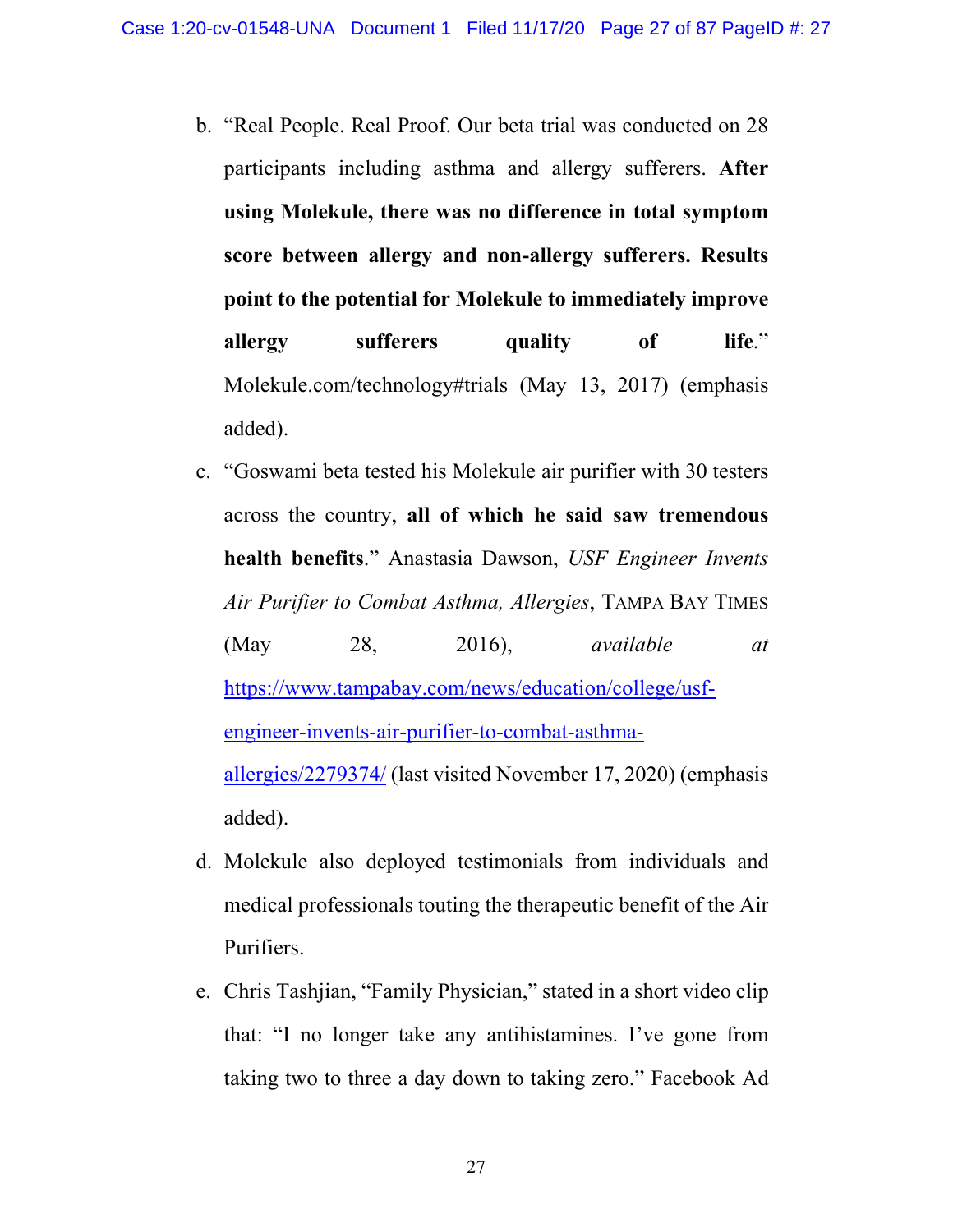b. "Real People. Real Proof. Our beta trial was conducted on 28 participants including asthma and allergy sufferers. **After using Molekule, there was no difference in total symptom score between allergy and non-allergy sufferers. Results point to the potential for Molekule to immediately improve allergy sufferers quality of life**." Molekule.com/technology#trials (May 13, 2017) (emphasis added).

c. "Goswami beta tested his Molekule air purifier with 30 testers across the country, **all of which he said saw tremendous health benefits**." Anastasia Dawson, *USF Engineer Invents Air Purifier to Combat Asthma, Allergies*, TAMPA BAY TIMES (May 28, 2016), *available at* https://www.tampabay.com/news/education/college/usf-engineer-invents-air-purifier-to-combat-asthma-allergies/2279374/ (last visited November 17, 2020) (emphasis added).

d. Molekule also deployed testimonials from individuals and medical professionals touting the therapeutic benefit of the Air Purifiers.

e. Chris Tashjian, "Family Physician," stated in a short video clip that: "I no longer take any antihistamines. I've gone from taking two to three a day down to taking zero." Facebook Ad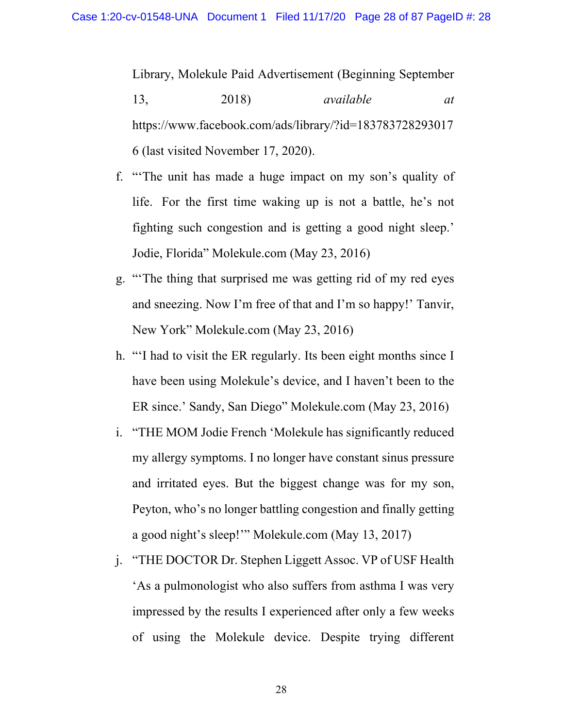Library, Molekule Paid Advertisement (Beginning September 13, 2018) *available at* https://www.facebook.com/ads/library/?id=1837837282930176 (last visited November 17, 2020).

f. "'The unit has made a huge impact on my son's quality of life. For the first time waking up is not a battle, he's not fighting such congestion and is getting a good night sleep.' Jodie, Florida" Molekule.com (May 23, 2016)

g. "'The thing that surprised me was getting rid of my red eyes and sneezing. Now I'm free of that and I'm so happy!' Tanvir, New York" Molekule.com (May 23, 2016)

h. "'I had to visit the ER regularly. Its been eight months since I have been using Molekule's device, and I haven't been to the ER since.' Sandy, San Diego" Molekule.com (May 23, 2016)

i. "THE MOM Jodie French 'Molekule has significantly reduced my allergy symptoms. I no longer have constant sinus pressure and irritated eyes. But the biggest change was for my son, Peyton, who's no longer battling congestion and finally getting a good night's sleep!'" Molekule.com (May 13, 2017)

j. "THE DOCTOR Dr. Stephen Liggett Assoc. VP of USF Health 'As a pulmonologist who also suffers from asthma I was very impressed by the results I experienced after only a few weeks of using the Molekule device. Despite trying different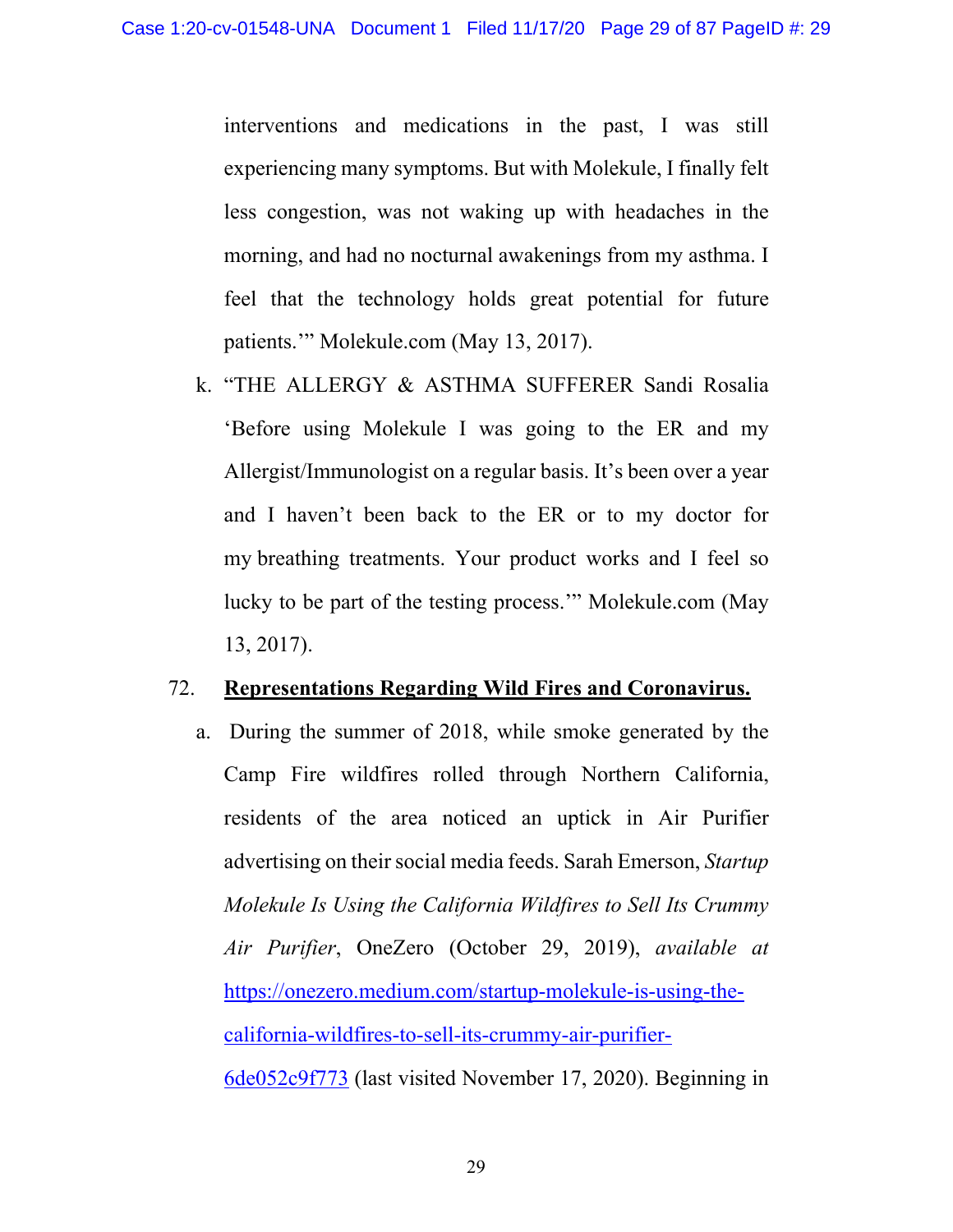interventions and medications in the past, I was still experiencing many symptoms. But with Molekule, I finally felt less congestion, was not waking up with headaches in the morning, and had no nocturnal awakenings from my asthma. I feel that the technology holds great potential for future patients.'" Molekule.com (May 13, 2017).

k. "THE ALLERGY & ASTHMA SUFFERER Sandi Rosalia 'Before using Molekule I was going to the ER and my Allergist/Immunologist on a regular basis. It's been over a year and I haven't been back to the ER or to my doctor for my breathing treatments. Your product works and I feel so lucky to be part of the testing process.'" Molekule.com (May 13, 2017).

72. **Representations Regarding Wild Fires and Coronavirus.**

a. During the summer of 2018, while smoke generated by the Camp Fire wildfires rolled through Northern California, residents of the area noticed an uptick in Air Purifier advertising on their social media feeds. Sarah Emerson, *Startup Molekule Is Using the California Wildfires to Sell Its Crummy Air Purifier*, OneZero (October 29, 2019), *available at* https://onezero.medium.com/startup-molekule-is-using-the-california-wildfires-to-sell-its-crummy-air-purifier-6de052c9f773 (last visited November 17, 2020). Beginning in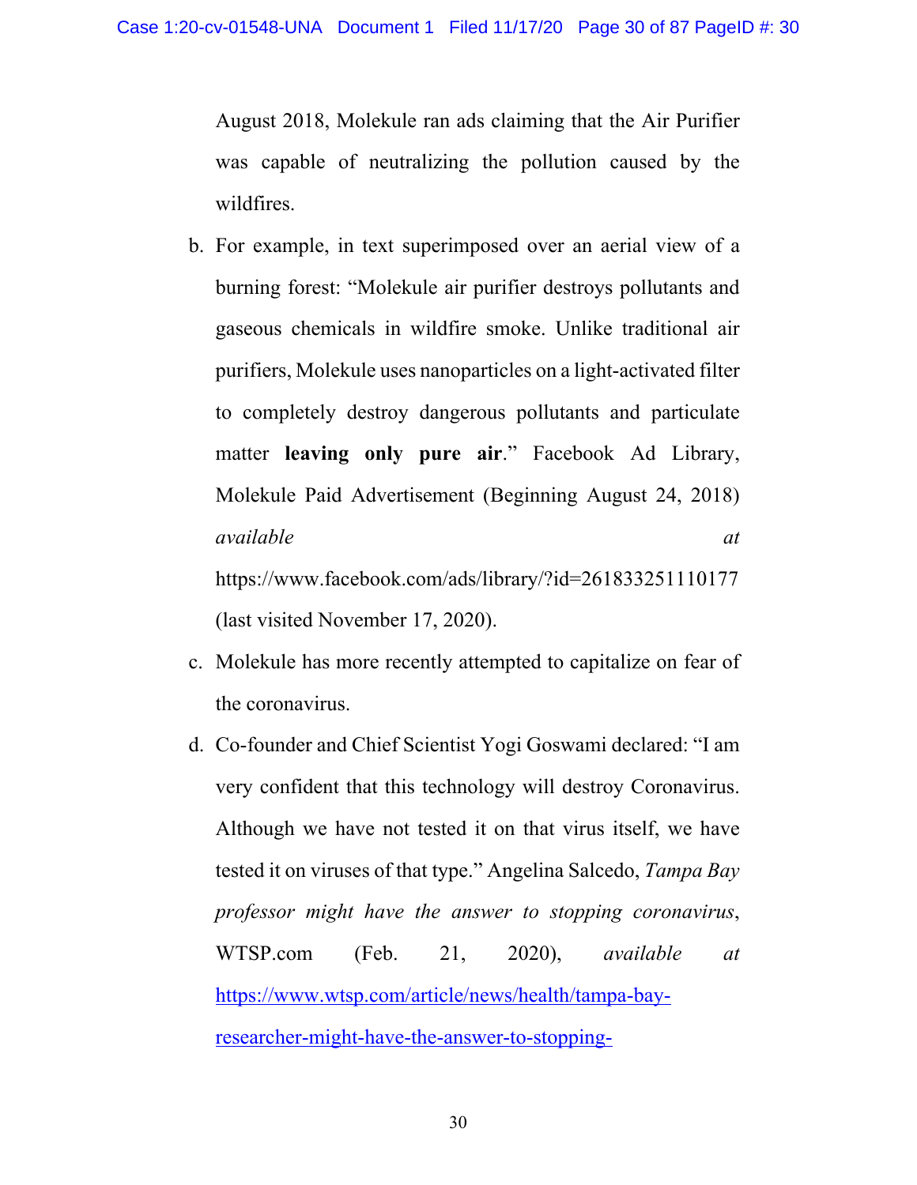August 2018, Molekule ran ads claiming that the Air Purifier was capable of neutralizing the pollution caused by the wildfires.

b. For example, in text superimposed over an aerial view of a burning forest: "Molekule air purifier destroys pollutants and gaseous chemicals in wildfire smoke. Unlike traditional air purifiers, Molekule uses nanoparticles on a light-activated filter to completely destroy dangerous pollutants and particulate matter **leaving only pure air**." Facebook Ad Library, Molekule Paid Advertisement (Beginning August 24, 2018) *available at* https://www.facebook.com/ads/library/?id=261833251110177 (last visited November 17, 2020).

c. Molekule has more recently attempted to capitalize on fear of the coronavirus.

d. Co-founder and Chief Scientist Yogi Goswami declared: "I am very confident that this technology will destroy Coronavirus. Although we have not tested it on that virus itself, we have tested it on viruses of that type." Angelina Salcedo, *Tampa Bay professor might have the answer to stopping coronavirus*, WTSP.com (Feb. 21, 2020), *available at* https://www.wtsp.com/article/news/health/tampa-bay-researcher-might-have-the-answer-to-stopping-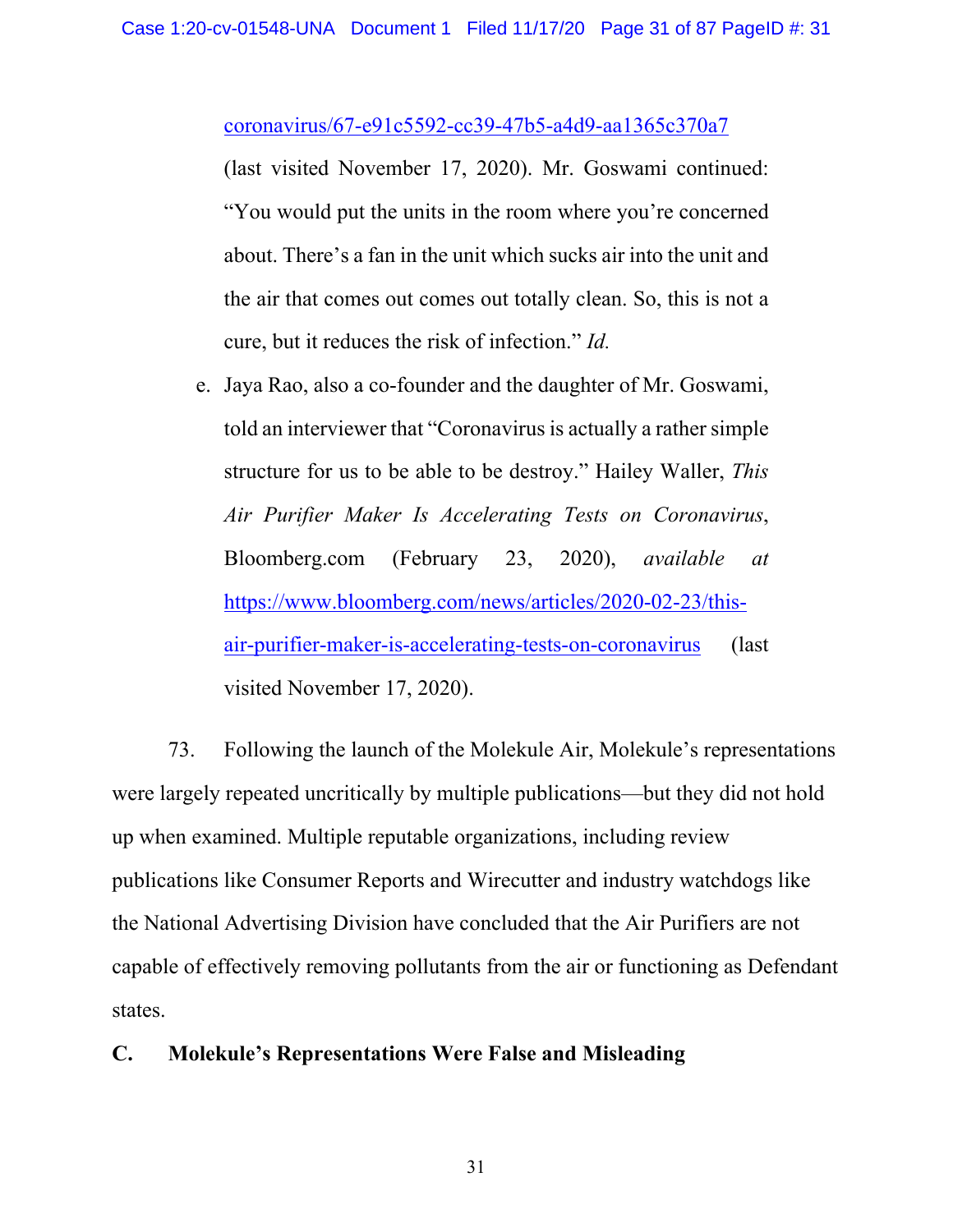coronavirus/67-e91c5592-cc39-47b5-a4d9-aa1365c370a7 (last visited November 17, 2020). Mr. Goswami continued: "You would put the units in the room where you're concerned about. There's a fan in the unit which sucks air into the unit and the air that comes out comes out totally clean. So, this is not a cure, but it reduces the risk of infection." *Id.*

e. Jaya Rao, also a co-founder and the daughter of Mr. Goswami, told an interviewer that "Coronavirus is actually a rather simple structure for us to be able to be destroy." Hailey Waller, *This Air Purifier Maker Is Accelerating Tests on Coronavirus*, Bloomberg.com (February 23, 2020), *available at* https://www.bloomberg.com/news/articles/2020-02-23/this-air-purifier-maker-is-accelerating-tests-on-coronavirus (last visited November 17, 2020).

73. Following the launch of the Molekule Air, Molekule's representations were largely repeated uncritically by multiple publications—but they did not hold up when examined. Multiple reputable organizations, including review publications like Consumer Reports and Wirecutter and industry watchdogs like the National Advertising Division have concluded that the Air Purifiers are not capable of effectively removing pollutants from the air or functioning as Defendant states.

## C. Molekule's Representations Were False and Misleading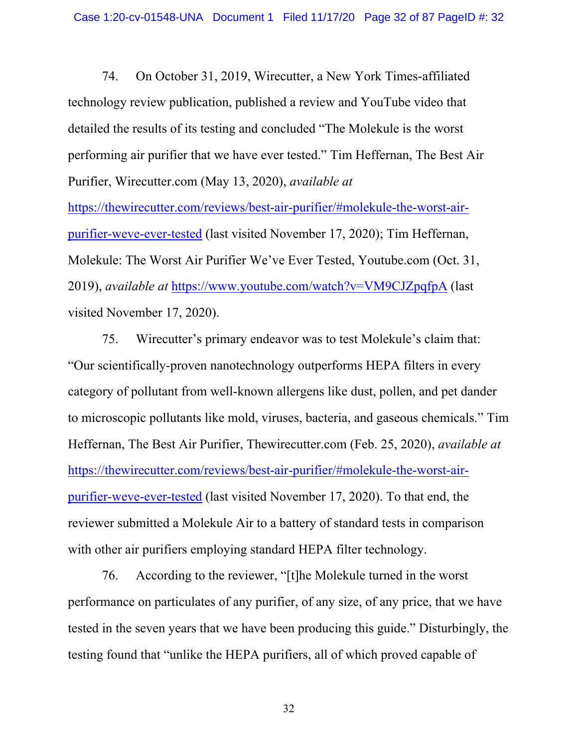74. On October 31, 2019, Wirecutter, a New York Times-affiliated technology review publication, published a review and YouTube video that detailed the results of its testing and concluded "The Molekule is the worst performing air purifier that we have ever tested." Tim Heffernan, The Best Air Purifier, Wirecutter.com (May 13, 2020), *available at* https://thewirecutter.com/reviews/best-air-purifier/#molekule-the-worst-air-purifier-weve-ever-tested (last visited November 17, 2020); Tim Heffernan, Molekule: The Worst Air Purifier We've Ever Tested, Youtube.com (Oct. 31, 2019), *available at* https://www.youtube.com/watch?v=VM9CJZpqfpA (last visited November 17, 2020).

75. Wirecutter's primary endeavor was to test Molekule's claim that: "Our scientifically-proven nanotechnology outperforms HEPA filters in every category of pollutant from well-known allergens like dust, pollen, and pet dander to microscopic pollutants like mold, viruses, bacteria, and gaseous chemicals." Tim Heffernan, The Best Air Purifier, Thewirecutter.com (Feb. 25, 2020), *available at* https://thewirecutter.com/reviews/best-air-purifier/#molekule-the-worst-air-purifier-weve-ever-tested (last visited November 17, 2020). To that end, the reviewer submitted a Molekule Air to a battery of standard tests in comparison with other air purifiers employing standard HEPA filter technology.

76. According to the reviewer, "[t]he Molekule turned in the worst performance on particulates of any purifier, of any size, of any price, that we have tested in the seven years that we have been producing this guide." Disturbingly, the testing found that "unlike the HEPA purifiers, all of which proved capable of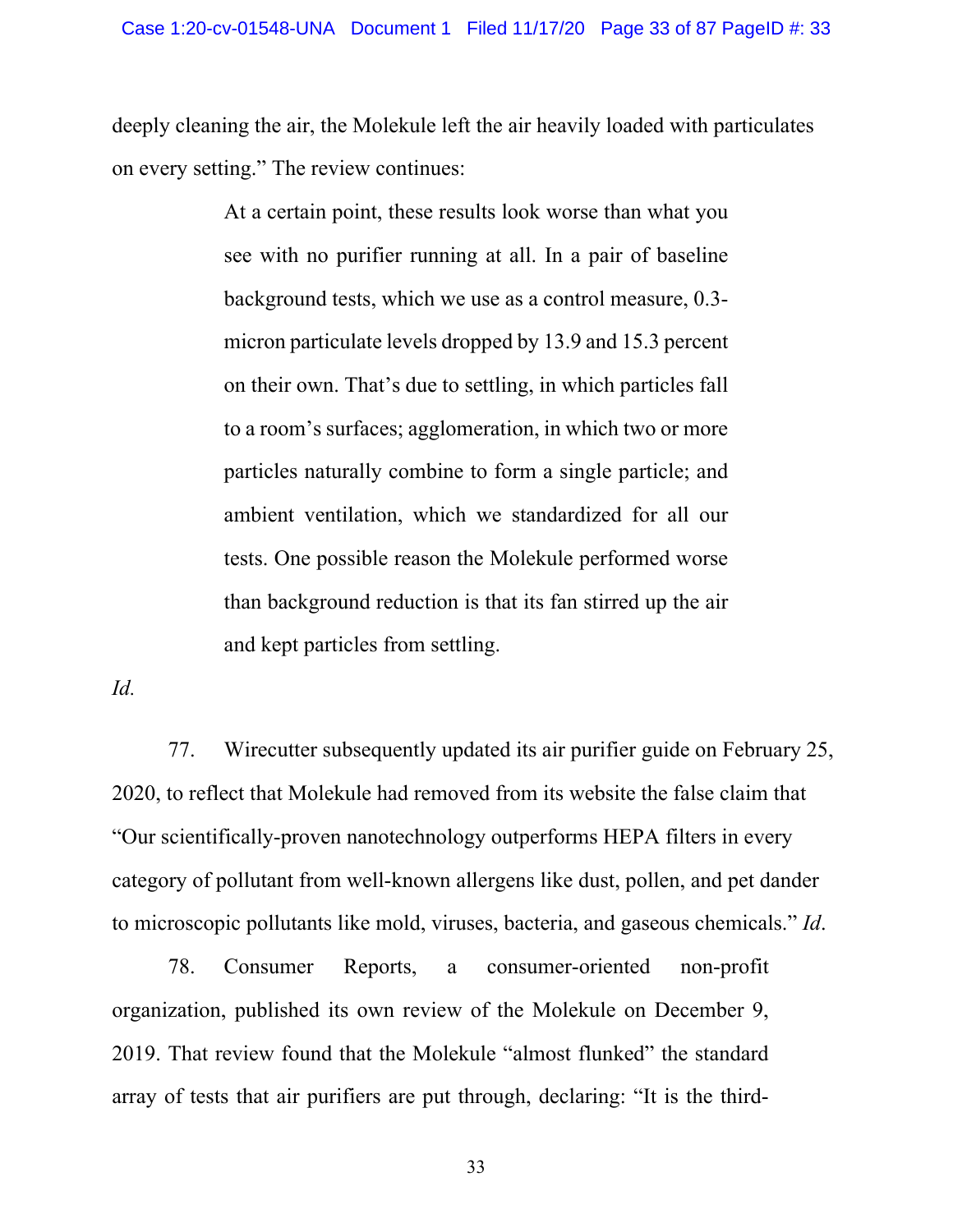deeply cleaning the air, the Molekule left the air heavily loaded with particulates on every setting." The review continues:

> At a certain point, these results look worse than what you see with no purifier running at all. In a pair of baseline background tests, which we use as a control measure, 0.3-micron particulate levels dropped by 13.9 and 15.3 percent on their own. That's due to settling, in which particles fall to a room's surfaces; agglomeration, in which two or more particles naturally combine to form a single particle; and ambient ventilation, which we standardized for all our tests. One possible reason the Molekule performed worse than background reduction is that its fan stirred up the air and kept particles from settling.

*Id.*

77. Wirecutter subsequently updated its air purifier guide on February 25, 2020, to reflect that Molekule had removed from its website the false claim that "Our scientifically-proven nanotechnology outperforms HEPA filters in every category of pollutant from well-known allergens like dust, pollen, and pet dander to microscopic pollutants like mold, viruses, bacteria, and gaseous chemicals." *Id.*

78. Consumer Reports, a consumer-oriented non-profit organization, published its own review of the Molekule on December 9, 2019. That review found that the Molekule "almost flunked" the standard array of tests that air purifiers are put through, declaring: "It is the third-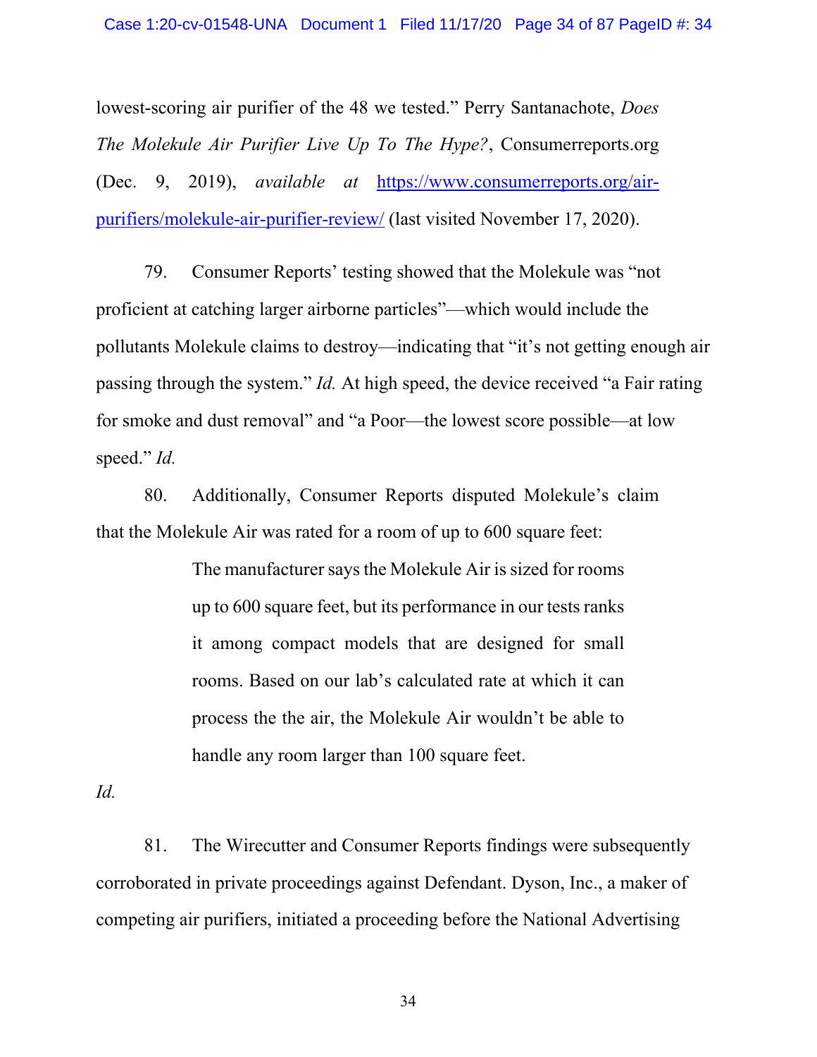lowest-scoring air purifier of the 48 we tested." Perry Santanachote, *Does The Molekule Air Purifier Live Up To The Hype?*, Consumerreports.org (Dec. 9, 2019), *available at* [https://www.consumerreports.org/air-purifiers/molekule-air-purifier-review/](https://www.consumerreports.org/air-purifiers/molekule-air-purifier-review/) (last visited November 17, 2020).

79. Consumer Reports' testing showed that the Molekule was "not proficient at catching larger airborne particles"—which would include the pollutants Molekule claims to destroy—indicating that "it's not getting enough air passing through the system." *Id.* At high speed, the device received "a Fair rating for smoke and dust removal" and "a Poor—the lowest score possible—at low speed." *Id.*

80. Additionally, Consumer Reports disputed Molekule's claim that the Molekule Air was rated for a room of up to 600 square feet:

> The manufacturer says the Molekule Air is sized for rooms up to 600 square feet, but its performance in our tests ranks it among compact models that are designed for small rooms. Based on our lab's calculated rate at which it can process the the air, the Molekule Air wouldn't be able to handle any room larger than 100 square feet.

*Id.*

81. The Wirecutter and Consumer Reports findings were subsequently corroborated in private proceedings against Defendant. Dyson, Inc., a maker of competing air purifiers, initiated a proceeding before the National Advertising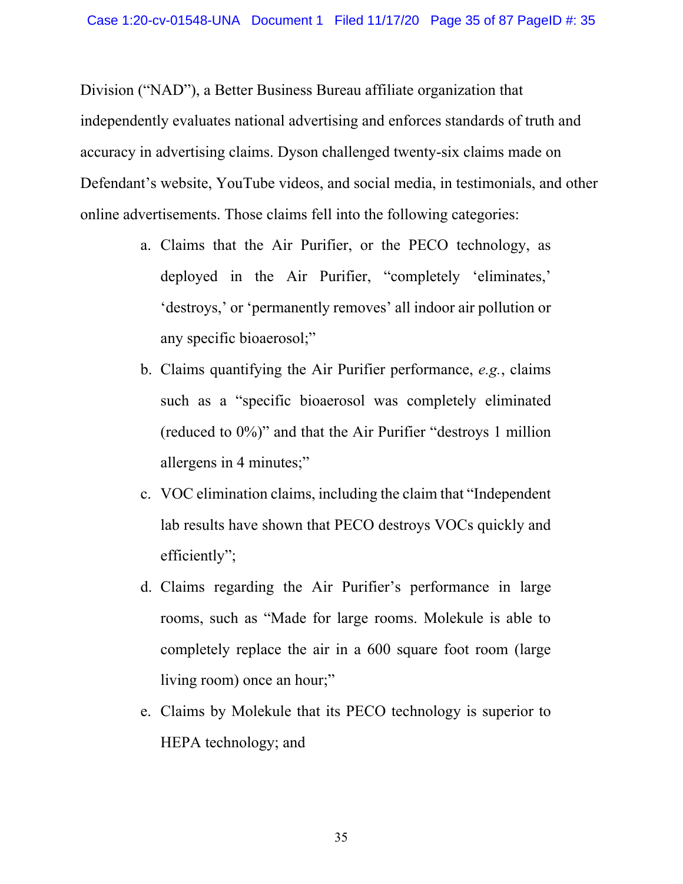Division ("NAD"), a Better Business Bureau affiliate organization that independently evaluates national advertising and enforces standards of truth and accuracy in advertising claims. Dyson challenged twenty-six claims made on Defendant's website, YouTube videos, and social media, in testimonials, and other online advertisements. Those claims fell into the following categories:

a. Claims that the Air Purifier, or the PECO technology, as deployed in the Air Purifier, "completely 'eliminates,' 'destroys,' or 'permanently removes' all indoor air pollution or any specific bioaerosol;"

b. Claims quantifying the Air Purifier performance, *e.g.*, claims such as a "specific bioaerosol was completely eliminated (reduced to 0%)" and that the Air Purifier "destroys 1 million allergens in 4 minutes;"

c. VOC elimination claims, including the claim that "Independent lab results have shown that PECO destroys VOCs quickly and efficiently";

d. Claims regarding the Air Purifier's performance in large rooms, such as "Made for large rooms. Molekule is able to completely replace the air in a 600 square foot room (large living room) once an hour;"

e. Claims by Molekule that its PECO technology is superior to HEPA technology; and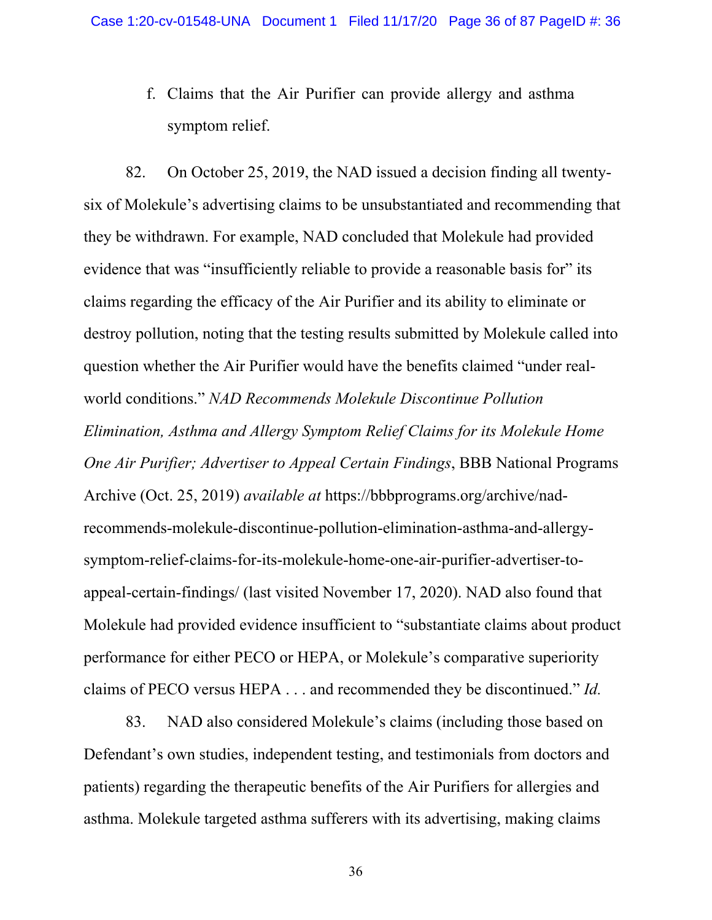f. Claims that the Air Purifier can provide allergy and asthma symptom relief.

82. On October 25, 2019, the NAD issued a decision finding all twenty-six of Molekule's advertising claims to be unsubstantiated and recommending that they be withdrawn. For example, NAD concluded that Molekule had provided evidence that was "insufficiently reliable to provide a reasonable basis for" its claims regarding the efficacy of the Air Purifier and its ability to eliminate or destroy pollution, noting that the testing results submitted by Molekule called into question whether the Air Purifier would have the benefits claimed "under real-world conditions." *NAD Recommends Molekule Discontinue Pollution Elimination, Asthma and Allergy Symptom Relief Claims for its Molekule Home One Air Purifier; Advertiser to Appeal Certain Findings*, BBB National Programs Archive (Oct. 25, 2019) *available at* https://bbbprograms.org/archive/nad-recommends-molekule-discontinue-pollution-elimination-asthma-and-allergy-symptom-relief-claims-for-its-molekule-home-one-air-purifier-advertiser-to-appeal-certain-findings/ (last visited November 17, 2020). NAD also found that Molekule had provided evidence insufficient to "substantiate claims about product performance for either PECO or HEPA, or Molekule's comparative superiority claims of PECO versus HEPA . . . and recommended they be discontinued." *Id.*

83. NAD also considered Molekule's claims (including those based on Defendant's own studies, independent testing, and testimonials from doctors and patients) regarding the therapeutic benefits of the Air Purifiers for allergies and asthma. Molekule targeted asthma sufferers with its advertising, making claims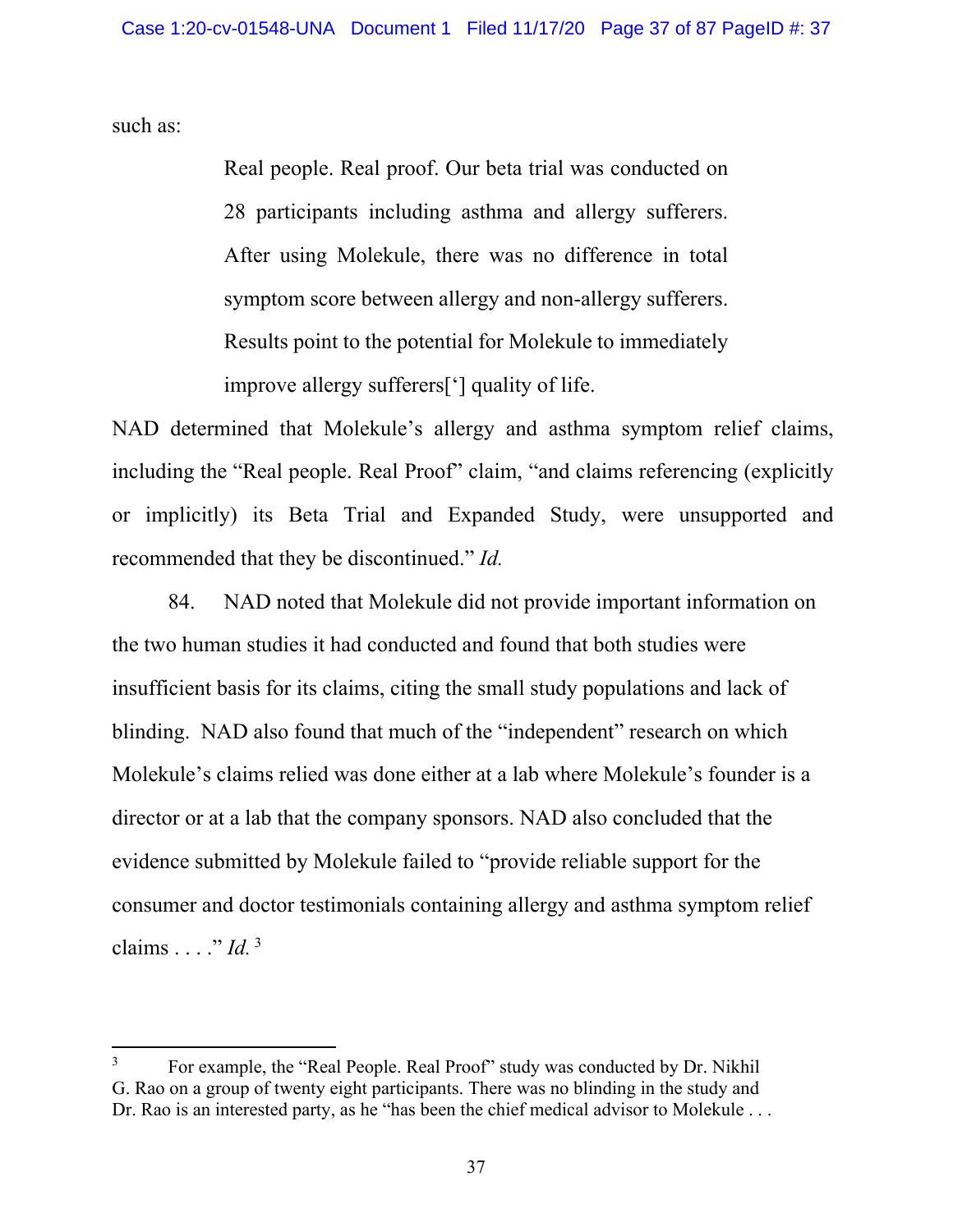such as:

> Real people. Real proof. Our beta trial was conducted on 28 participants including asthma and allergy sufferers. After using Molekule, there was no difference in total symptom score between allergy and non-allergy sufferers. Results point to the potential for Molekule to immediately improve allergy sufferers[‘] quality of life.

NAD determined that Molekule’s allergy and asthma symptom relief claims, including the “Real people. Real Proof” claim, “and claims referencing (explicitly or implicitly) its Beta Trial and Expanded Study, were unsupported and recommended that they be discontinued.” *Id.*

84. NAD noted that Molekule did not provide important information on the two human studies it had conducted and found that both studies were insufficient basis for its claims, citing the small study populations and lack of blinding. NAD also found that much of the “independent” research on which Molekule’s claims relied was done either at a lab where Molekule’s founder is a director or at a lab that the company sponsors. NAD also concluded that the evidence submitted by Molekule failed to “provide reliable support for the consumer and doctor testimonials containing allergy and asthma symptom relief claims . . . .” *Id.*[3]

---

[3] For example, the “Real People. Real Proof” study was conducted by Dr. Nikhil G. Rao on a group of twenty eight participants. There was no blinding in the study and Dr. Rao is an interested party, as he “has been the chief medical advisor to Molekule . . .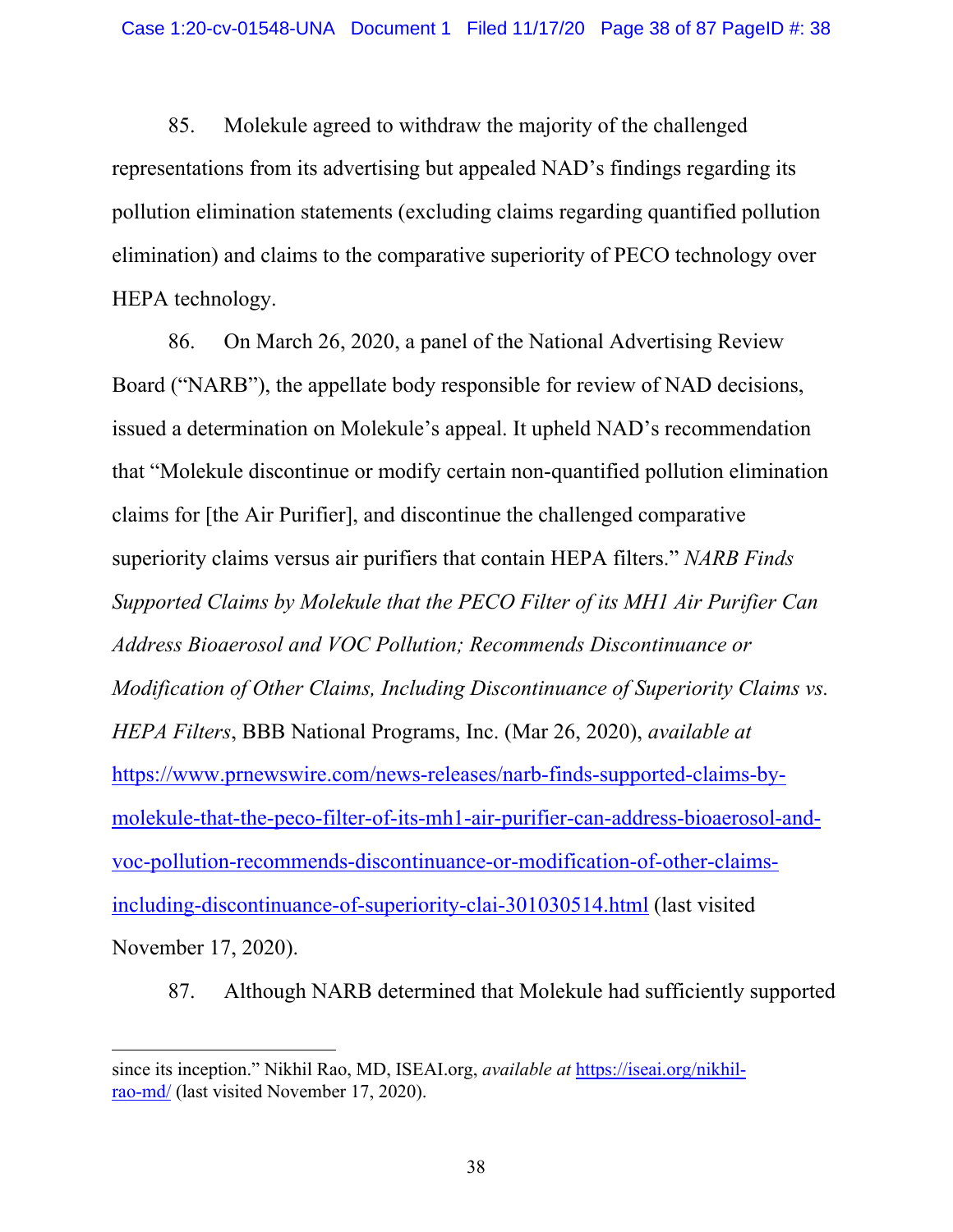85. Molekule agreed to withdraw the majority of the challenged representations from its advertising but appealed NAD's findings regarding its pollution elimination statements (excluding claims regarding quantified pollution elimination) and claims to the comparative superiority of PECO technology over HEPA technology.

86. On March 26, 2020, a panel of the National Advertising Review Board ("NARB"), the appellate body responsible for review of NAD decisions, issued a determination on Molekule's appeal. It upheld NAD's recommendation that "Molekule discontinue or modify certain non-quantified pollution elimination claims for [the Air Purifier], and discontinue the challenged comparative superiority claims versus air purifiers that contain HEPA filters." *NARB Finds Supported Claims by Molekule that the PECO Filter of its MH1 Air Purifier Can Address Bioaerosol and VOC Pollution; Recommends Discontinuance or Modification of Other Claims, Including Discontinuance of Superiority Claims vs. HEPA Filters*, BBB National Programs, Inc. (Mar 26, 2020), *available at* https://www.prnewswire.com/news-releases/narb-finds-supported-claims-by-molekule-that-the-peco-filter-of-its-mh1-air-purifier-can-address-bioaerosol-and-voc-pollution-recommends-discontinuance-or-modification-of-other-claims-including-discontinuance-of-superiority-clai-301030514.html (last visited November 17, 2020).

87. Although NARB determined that Molekule had sufficiently supported

---

since its inception." Nikhil Rao, MD, ISEAI.org, *available at* https://iseai.org/nikhil-rao-md/ (last visited November 17, 2020).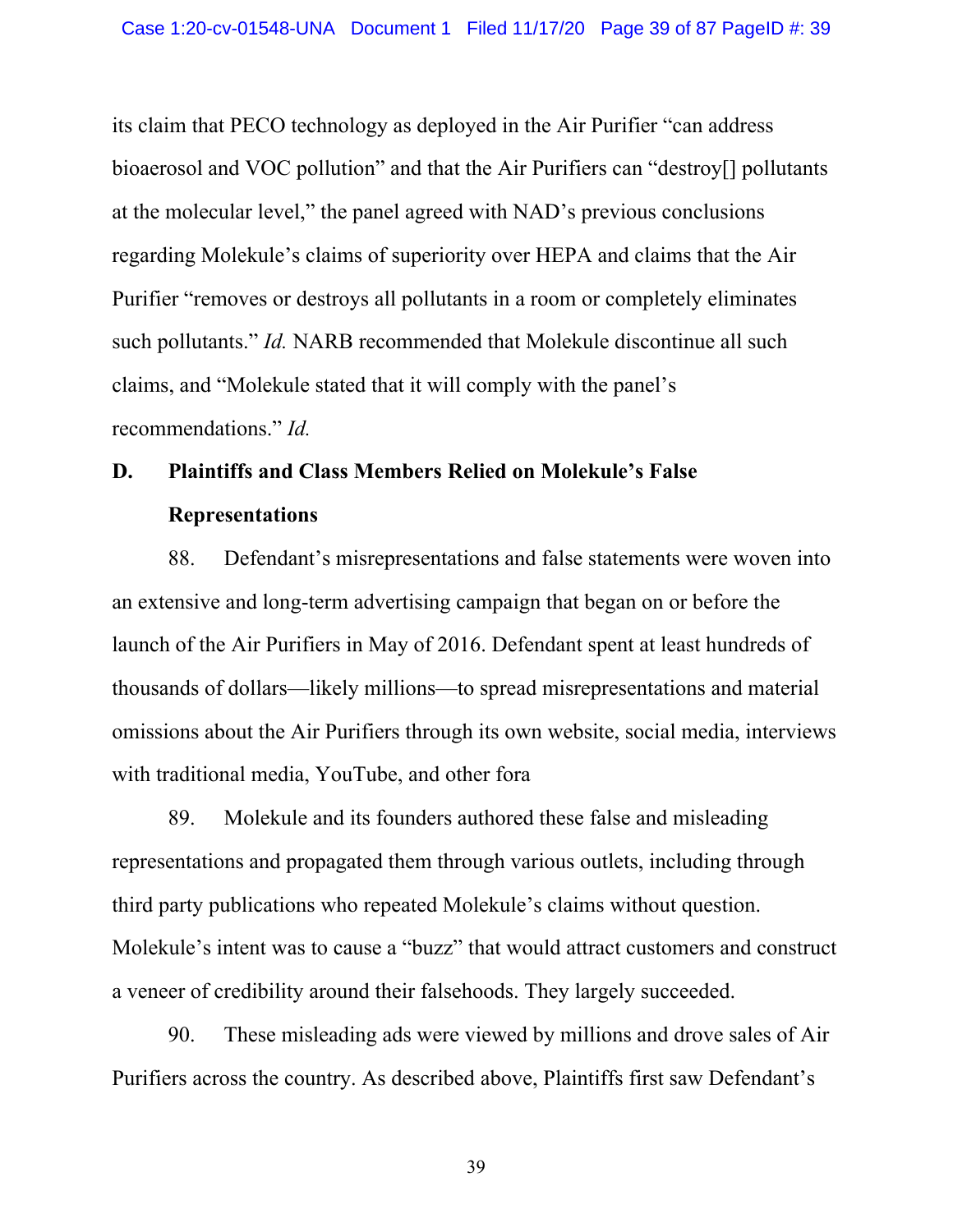its claim that PECO technology as deployed in the Air Purifier "can address bioaerosol and VOC pollution" and that the Air Purifiers can "destroy[] pollutants at the molecular level," the panel agreed with NAD's previous conclusions regarding Molekule's claims of superiority over HEPA and claims that the Air Purifier "removes or destroys all pollutants in a room or completely eliminates such pollutants." *Id.* NARB recommended that Molekule discontinue all such claims, and "Molekule stated that it will comply with the panel's recommendations." *Id.*

### D. Plaintiffs and Class Members Relied on Molekule's False Representations

88. Defendant's misrepresentations and false statements were woven into an extensive and long-term advertising campaign that began on or before the launch of the Air Purifiers in May of 2016. Defendant spent at least hundreds of thousands of dollars—likely millions—to spread misrepresentations and material omissions about the Air Purifiers through its own website, social media, interviews with traditional media, YouTube, and other fora

89. Molekule and its founders authored these false and misleading representations and propagated them through various outlets, including through third party publications who repeated Molekule's claims without question. Molekule's intent was to cause a "buzz" that would attract customers and construct a veneer of credibility around their falsehoods. They largely succeeded.

90. These misleading ads were viewed by millions and drove sales of Air Purifiers across the country. As described above, Plaintiffs first saw Defendant's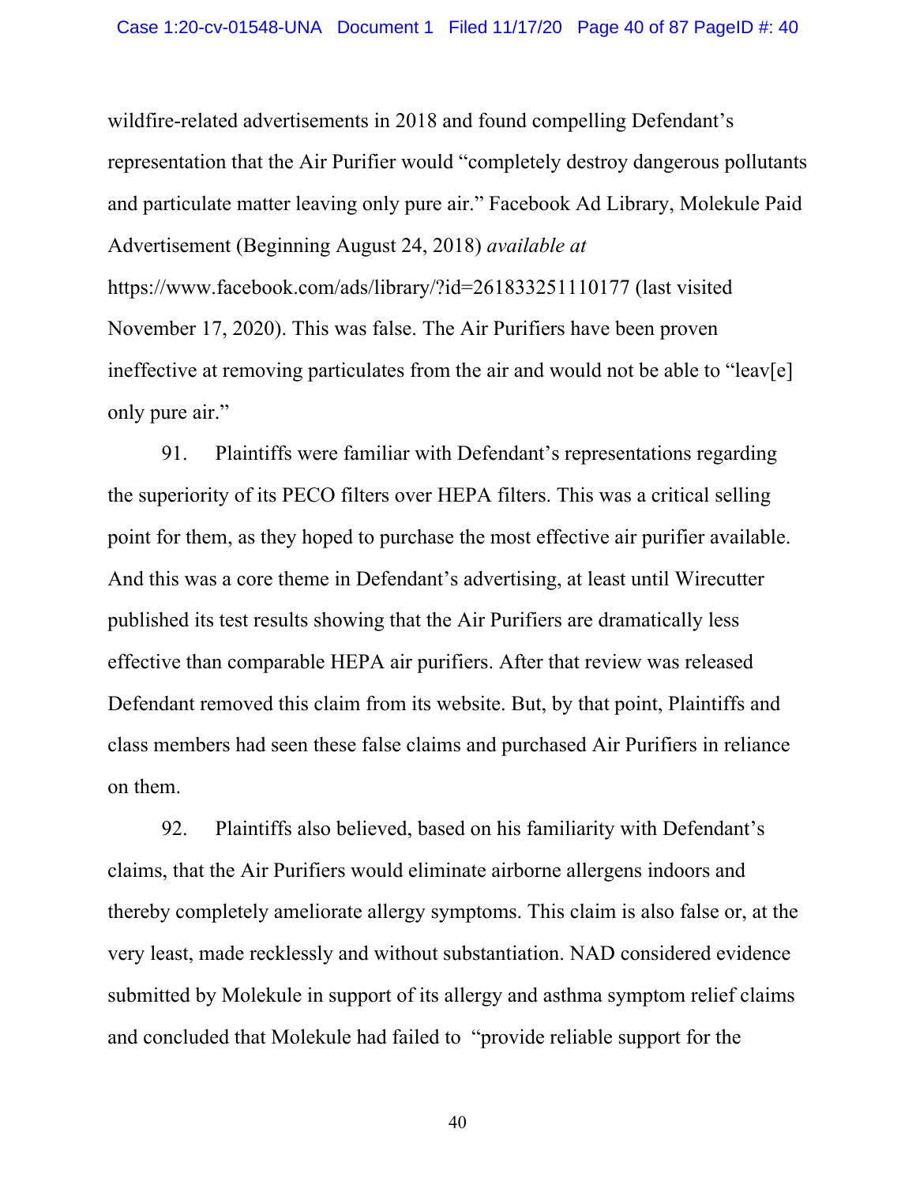wildfire-related advertisements in 2018 and found compelling Defendant's representation that the Air Purifier would "completely destroy dangerous pollutants and particulate matter leaving only pure air." Facebook Ad Library, Molekule Paid Advertisement (Beginning August 24, 2018) *available at* https://www.facebook.com/ads/library/?id=261833251110177 (last visited November 17, 2020). This was false. The Air Purifiers have been proven ineffective at removing particulates from the air and would not be able to "leav[e] only pure air."

91. Plaintiffs were familiar with Defendant's representations regarding the superiority of its PECO filters over HEPA filters. This was a critical selling point for them, as they hoped to purchase the most effective air purifier available. And this was a core theme in Defendant's advertising, at least until Wirecutter published its test results showing that the Air Purifiers are dramatically less effective than comparable HEPA air purifiers. After that review was released Defendant removed this claim from its website. But, by that point, Plaintiffs and class members had seen these false claims and purchased Air Purifiers in reliance on them.

92. Plaintiffs also believed, based on his familiarity with Defendant's claims, that the Air Purifiers would eliminate airborne allergens indoors and thereby completely ameliorate allergy symptoms. This claim is also false or, at the very least, made recklessly and without substantiation. NAD considered evidence submitted by Molekule in support of its allergy and asthma symptom relief claims and concluded that Molekule had failed to "provide reliable support for the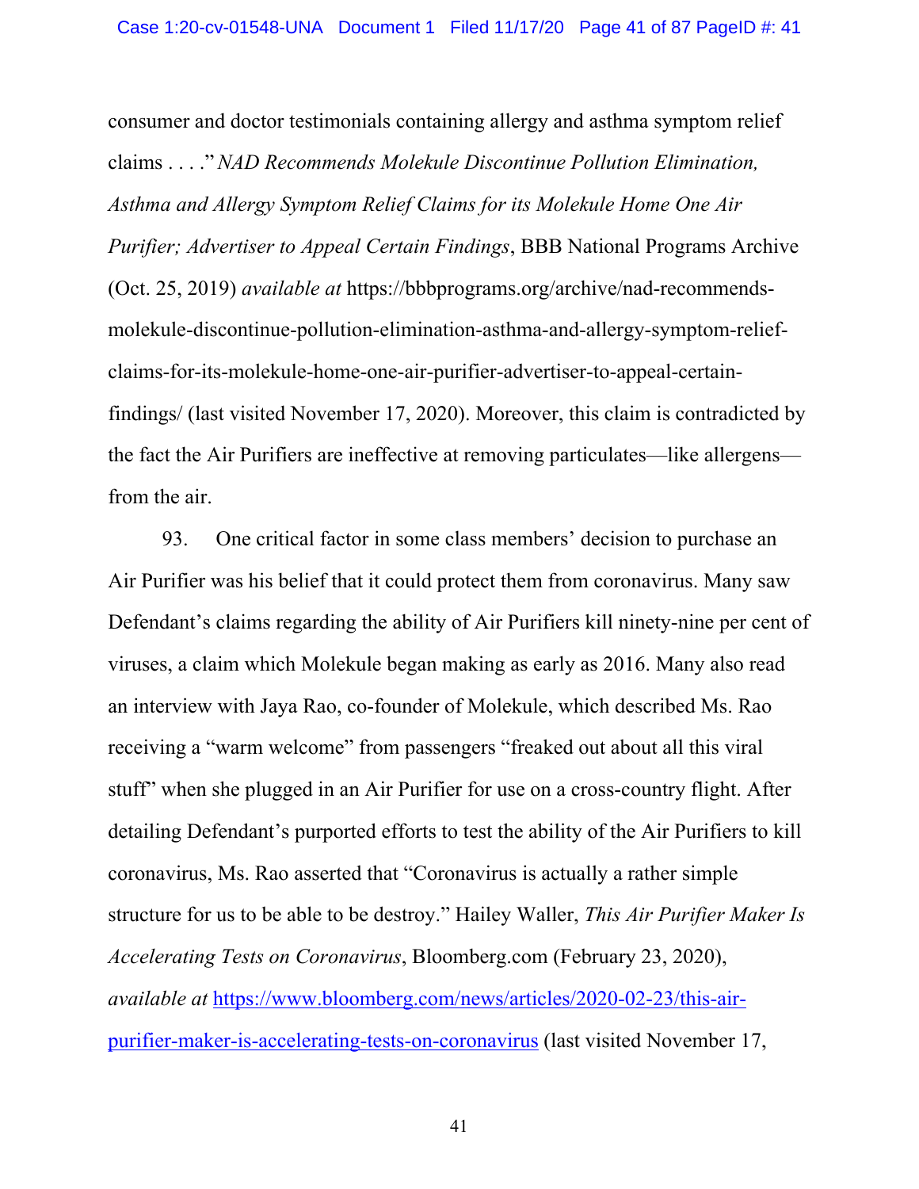consumer and doctor testimonials containing allergy and asthma symptom relief claims . . . ." *NAD Recommends Molekule Discontinue Pollution Elimination, Asthma and Allergy Symptom Relief Claims for its Molekule Home One Air Purifier; Advertiser to Appeal Certain Findings*, BBB National Programs Archive (Oct. 25, 2019) *available at* https://bbbprograms.org/archive/nad-recommends-molekule-discontinue-pollution-elimination-asthma-and-allergy-symptom-relief-claims-for-its-molekule-home-one-air-purifier-advertiser-to-appeal-certain-findings/ (last visited November 17, 2020). Moreover, this claim is contradicted by the fact the Air Purifiers are ineffective at removing particulates—like allergens—from the air.

93. One critical factor in some class members' decision to purchase an Air Purifier was his belief that it could protect them from coronavirus. Many saw Defendant's claims regarding the ability of Air Purifiers kill ninety-nine per cent of viruses, a claim which Molekule began making as early as 2016. Many also read an interview with Jaya Rao, co-founder of Molekule, which described Ms. Rao receiving a "warm welcome" from passengers "freaked out about all this viral stuff" when she plugged in an Air Purifier for use on a cross-country flight. After detailing Defendant's purported efforts to test the ability of the Air Purifiers to kill coronavirus, Ms. Rao asserted that "Coronavirus is actually a rather simple structure for us to be able to be destroy." Hailey Waller, *This Air Purifier Maker Is Accelerating Tests on Coronavirus*, Bloomberg.com (February 23, 2020), *available at* https://www.bloomberg.com/news/articles/2020-02-23/this-air-purifier-maker-is-accelerating-tests-on-coronavirus (last visited November 17,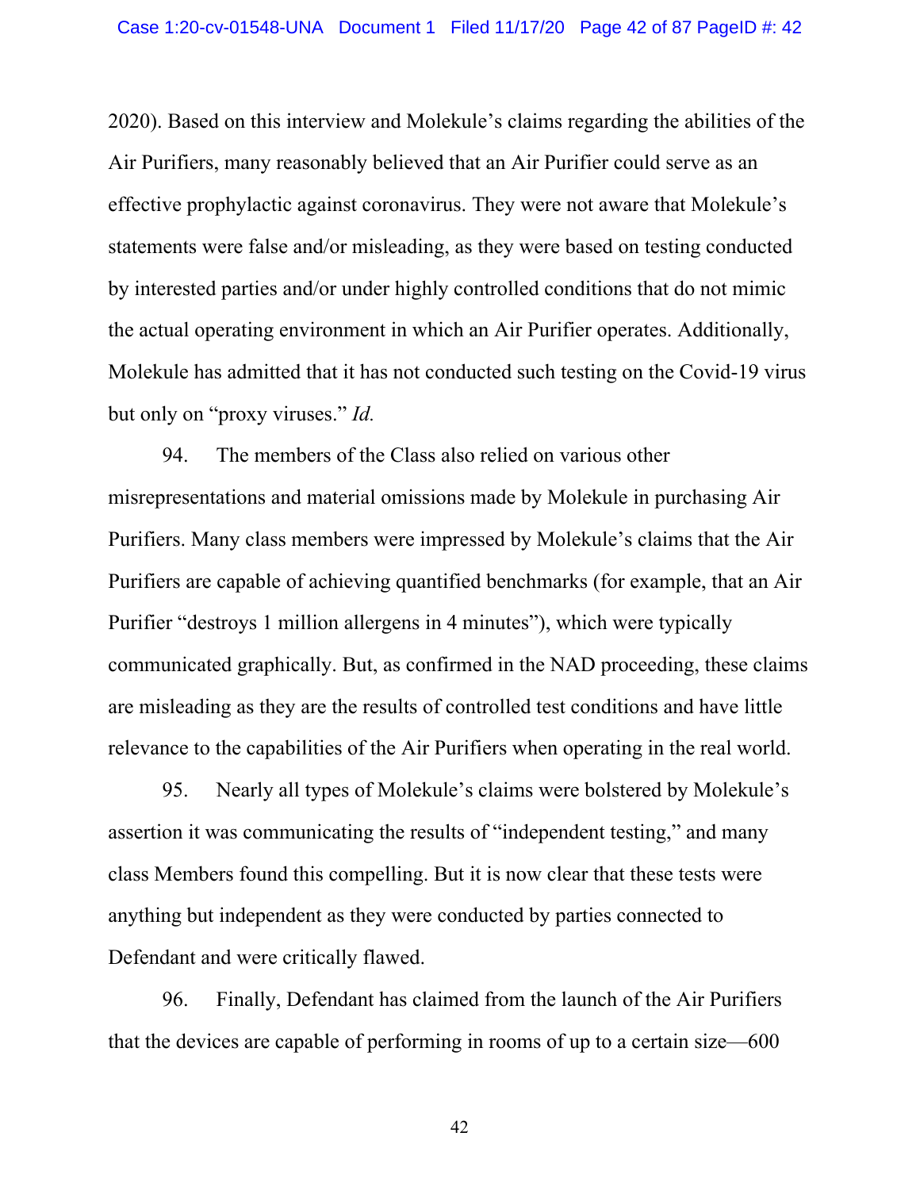2020). Based on this interview and Molekule's claims regarding the abilities of the Air Purifiers, many reasonably believed that an Air Purifier could serve as an effective prophylactic against coronavirus. They were not aware that Molekule's statements were false and/or misleading, as they were based on testing conducted by interested parties and/or under highly controlled conditions that do not mimic the actual operating environment in which an Air Purifier operates. Additionally, Molekule has admitted that it has not conducted such testing on the Covid-19 virus but only on "proxy viruses." *Id.*

94. The members of the Class also relied on various other misrepresentations and material omissions made by Molekule in purchasing Air Purifiers. Many class members were impressed by Molekule's claims that the Air Purifiers are capable of achieving quantified benchmarks (for example, that an Air Purifier "destroys 1 million allergens in 4 minutes"), which were typically communicated graphically. But, as confirmed in the NAD proceeding, these claims are misleading as they are the results of controlled test conditions and have little relevance to the capabilities of the Air Purifiers when operating in the real world.

95. Nearly all types of Molekule's claims were bolstered by Molekule's assertion it was communicating the results of "independent testing," and many class Members found this compelling. But it is now clear that these tests were anything but independent as they were conducted by parties connected to Defendant and were critically flawed.

96. Finally, Defendant has claimed from the launch of the Air Purifiers that the devices are capable of performing in rooms of up to a certain size—600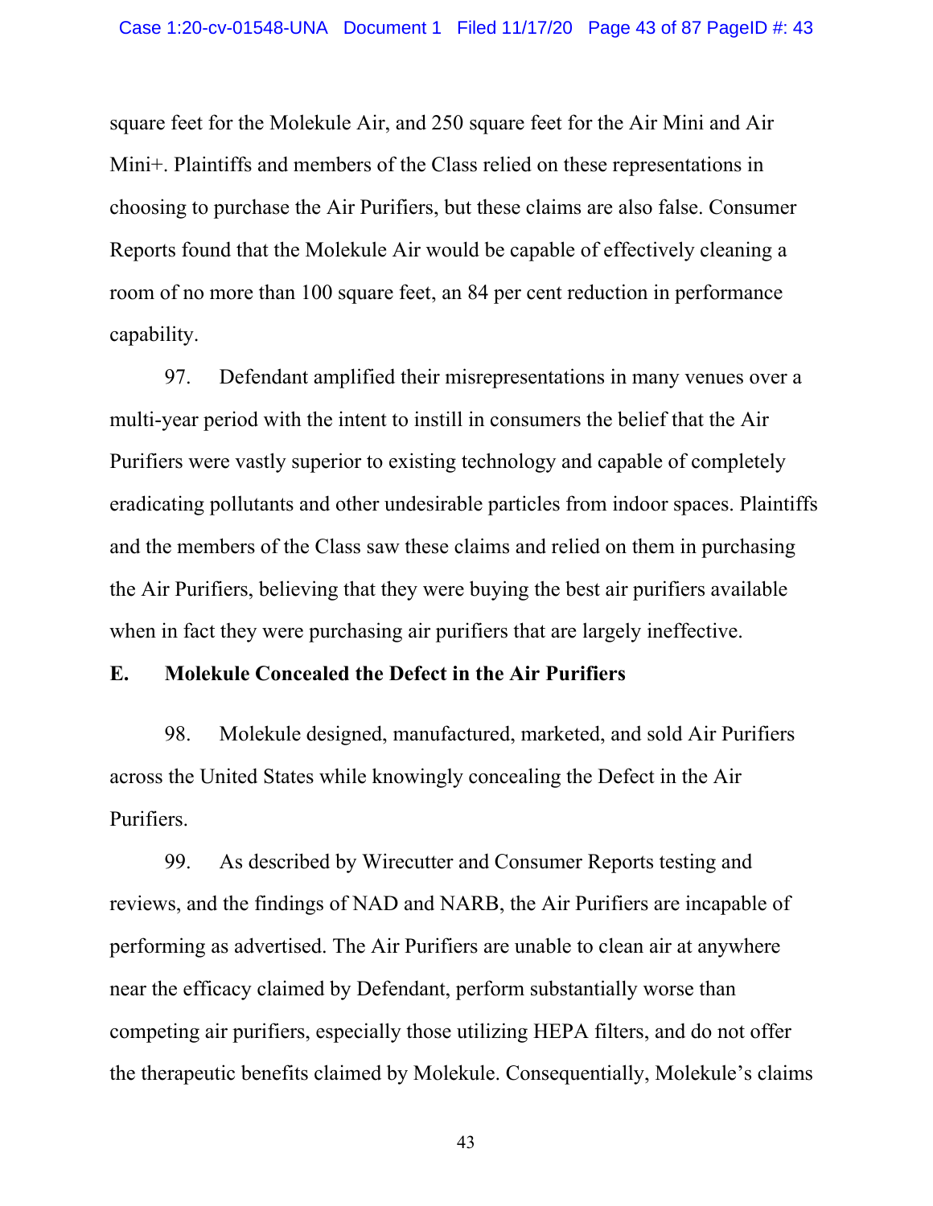square feet for the Molekule Air, and 250 square feet for the Air Mini and Air Mini+. Plaintiffs and members of the Class relied on these representations in choosing to purchase the Air Purifiers, but these claims are also false. Consumer Reports found that the Molekule Air would be capable of effectively cleaning a room of no more than 100 square feet, an 84 per cent reduction in performance capability.

97. Defendant amplified their misrepresentations in many venues over a multi-year period with the intent to instill in consumers the belief that the Air Purifiers were vastly superior to existing technology and capable of completely eradicating pollutants and other undesirable particles from indoor spaces. Plaintiffs and the members of the Class saw these claims and relied on them in purchasing the Air Purifiers, believing that they were buying the best air purifiers available when in fact they were purchasing air purifiers that are largely ineffective.

**E. Molekule Concealed the Defect in the Air Purifiers**

98. Molekule designed, manufactured, marketed, and sold Air Purifiers across the United States while knowingly concealing the Defect in the Air Purifiers.

99. As described by Wirecutter and Consumer Reports testing and reviews, and the findings of NAD and NARB, the Air Purifiers are incapable of performing as advertised. The Air Purifiers are unable to clean air at anywhere near the efficacy claimed by Defendant, perform substantially worse than competing air purifiers, especially those utilizing HEPA filters, and do not offer the therapeutic benefits claimed by Molekule. Consequentially, Molekule's claims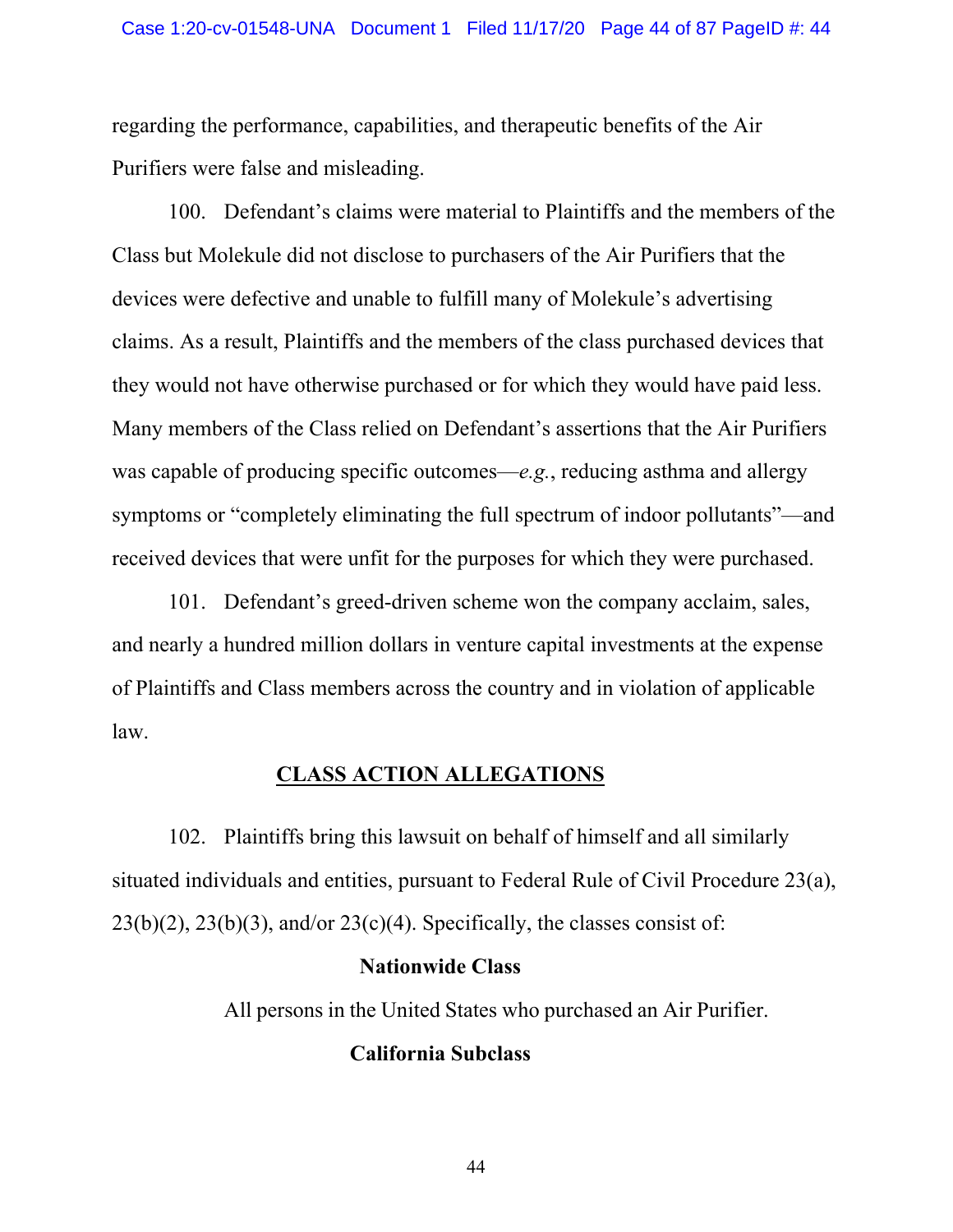regarding the performance, capabilities, and therapeutic benefits of the Air Purifiers were false and misleading.

100. Defendant's claims were material to Plaintiffs and the members of the Class but Molekule did not disclose to purchasers of the Air Purifiers that the devices were defective and unable to fulfill many of Molekule's advertising claims. As a result, Plaintiffs and the members of the class purchased devices that they would not have otherwise purchased or for which they would have paid less. Many members of the Class relied on Defendant's assertions that the Air Purifiers was capable of producing specific outcomes—*e.g.*, reducing asthma and allergy symptoms or "completely eliminating the full spectrum of indoor pollutants"—and received devices that were unfit for the purposes for which they were purchased.

101. Defendant's greed-driven scheme won the company acclaim, sales, and nearly a hundred million dollars in venture capital investments at the expense of Plaintiffs and Class members across the country and in violation of applicable law.

## CLASS ACTION ALLEGATIONS

102. Plaintiffs bring this lawsuit on behalf of himself and all similarly situated individuals and entities, pursuant to Federal Rule of Civil Procedure 23(a), 23(b)(2), 23(b)(3), and/or 23(c)(4). Specifically, the classes consist of:

**Nationwide Class**

All persons in the United States who purchased an Air Purifier.

**California Subclass**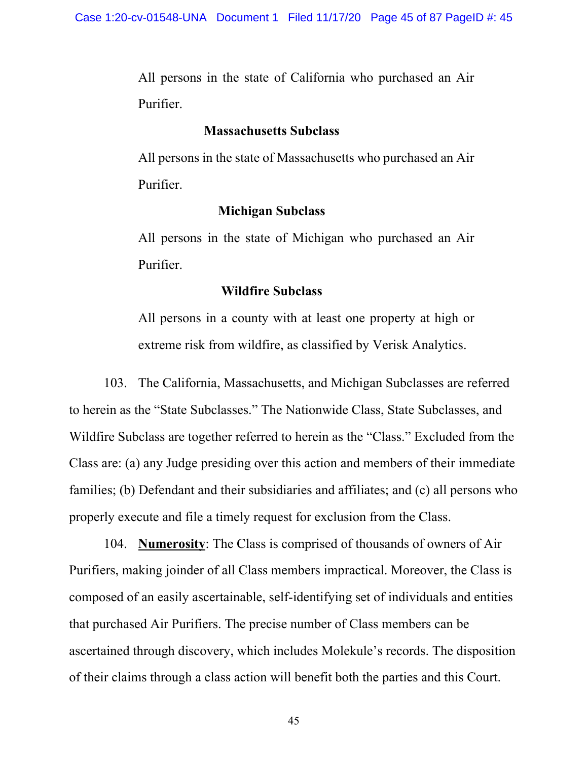All persons in the state of California who purchased an Air Purifier.

**Massachusetts Subclass**

All persons in the state of Massachusetts who purchased an Air Purifier.

**Michigan Subclass**

All persons in the state of Michigan who purchased an Air Purifier.

**Wildfire Subclass**

All persons in a county with at least one property at high or extreme risk from wildfire, as classified by Verisk Analytics.

103. The California, Massachusetts, and Michigan Subclasses are referred to herein as the "State Subclasses." The Nationwide Class, State Subclasses, and Wildfire Subclass are together referred to herein as the "Class." Excluded from the Class are: (a) any Judge presiding over this action and members of their immediate families; (b) Defendant and their subsidiaries and affiliates; and (c) all persons who properly execute and file a timely request for exclusion from the Class.

104. **Numerosity**: The Class is comprised of thousands of owners of Air Purifiers, making joinder of all Class members impractical. Moreover, the Class is composed of an easily ascertainable, self-identifying set of individuals and entities that purchased Air Purifiers. The precise number of Class members can be ascertained through discovery, which includes Molekule's records. The disposition of their claims through a class action will benefit both the parties and this Court.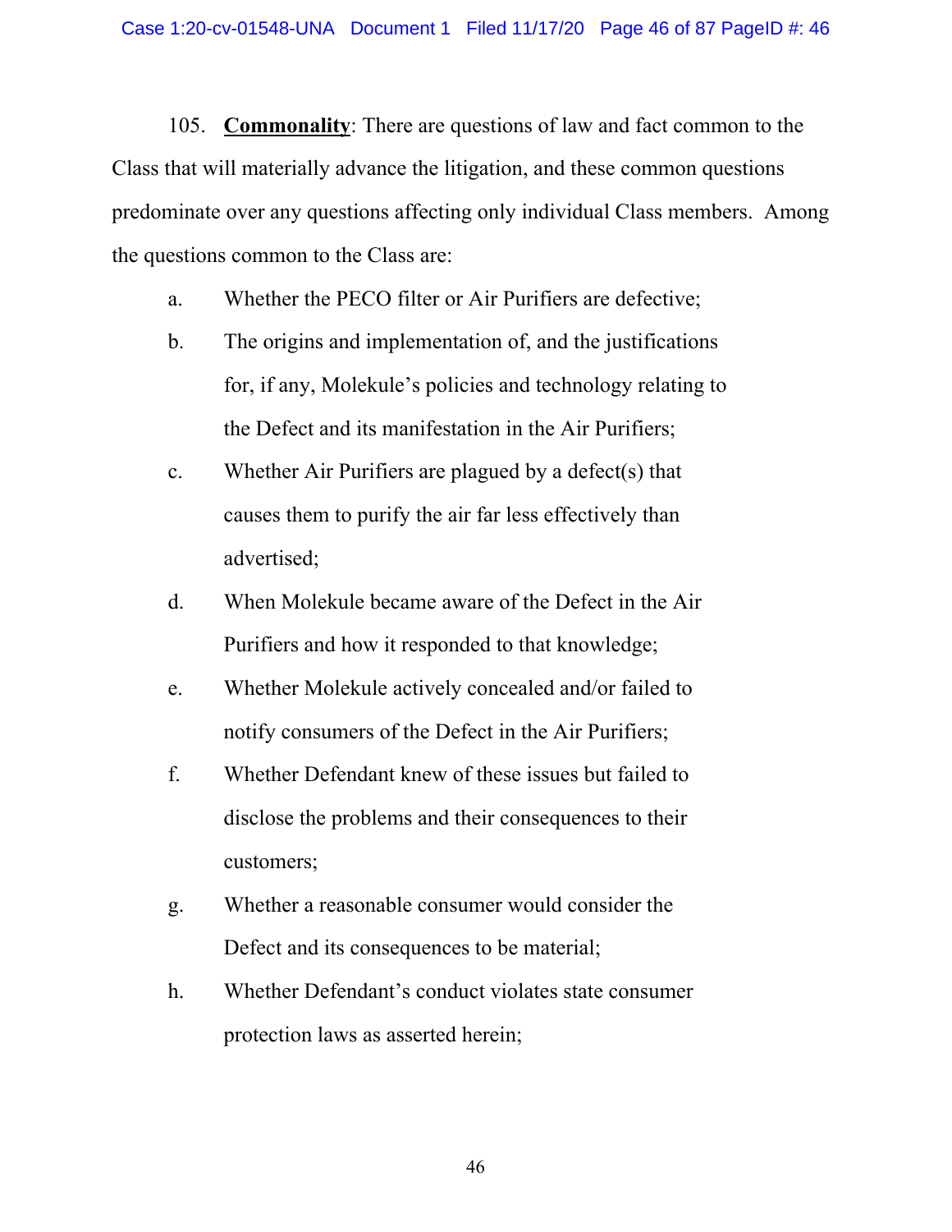105. **Commonality**: There are questions of law and fact common to the Class that will materially advance the litigation, and these common questions predominate over any questions affecting only individual Class members. Among the questions common to the Class are:

a. Whether the PECO filter or Air Purifiers are defective;

b. The origins and implementation of, and the justifications for, if any, Molekule's policies and technology relating to the Defect and its manifestation in the Air Purifiers;

c. Whether Air Purifiers are plagued by a defect(s) that causes them to purify the air far less effectively than advertised;

d. When Molekule became aware of the Defect in the Air Purifiers and how it responded to that knowledge;

e. Whether Molekule actively concealed and/or failed to notify consumers of the Defect in the Air Purifiers;

f. Whether Defendant knew of these issues but failed to disclose the problems and their consequences to their customers;

g. Whether a reasonable consumer would consider the Defect and its consequences to be material;

h. Whether Defendant's conduct violates state consumer protection laws as asserted herein;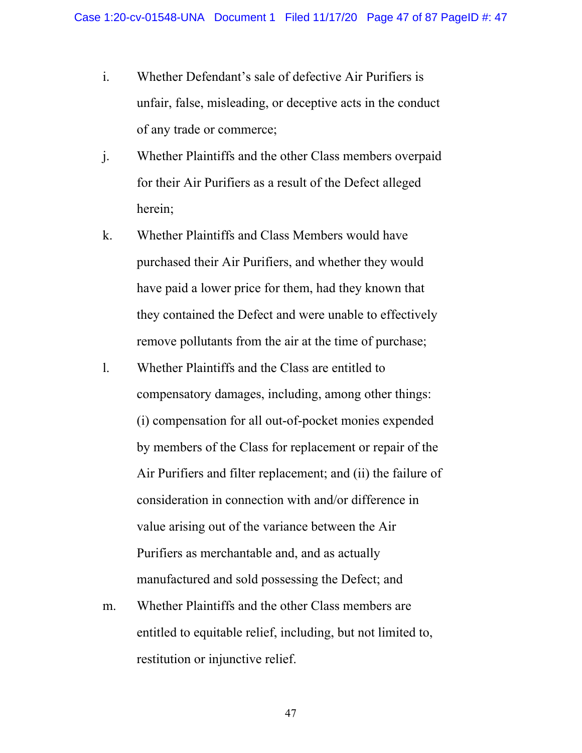i. Whether Defendant's sale of defective Air Purifiers is unfair, false, misleading, or deceptive acts in the conduct of any trade or commerce;

j. Whether Plaintiffs and the other Class members overpaid for their Air Purifiers as a result of the Defect alleged herein;

k. Whether Plaintiffs and Class Members would have purchased their Air Purifiers, and whether they would have paid a lower price for them, had they known that they contained the Defect and were unable to effectively remove pollutants from the air at the time of purchase;

l. Whether Plaintiffs and the Class are entitled to compensatory damages, including, among other things: (i) compensation for all out-of-pocket monies expended by members of the Class for replacement or repair of the Air Purifiers and filter replacement; and (ii) the failure of consideration in connection with and/or difference in value arising out of the variance between the Air Purifiers as merchantable and, and as actually manufactured and sold possessing the Defect; and

m. Whether Plaintiffs and the other Class members are entitled to equitable relief, including, but not limited to, restitution or injunctive relief.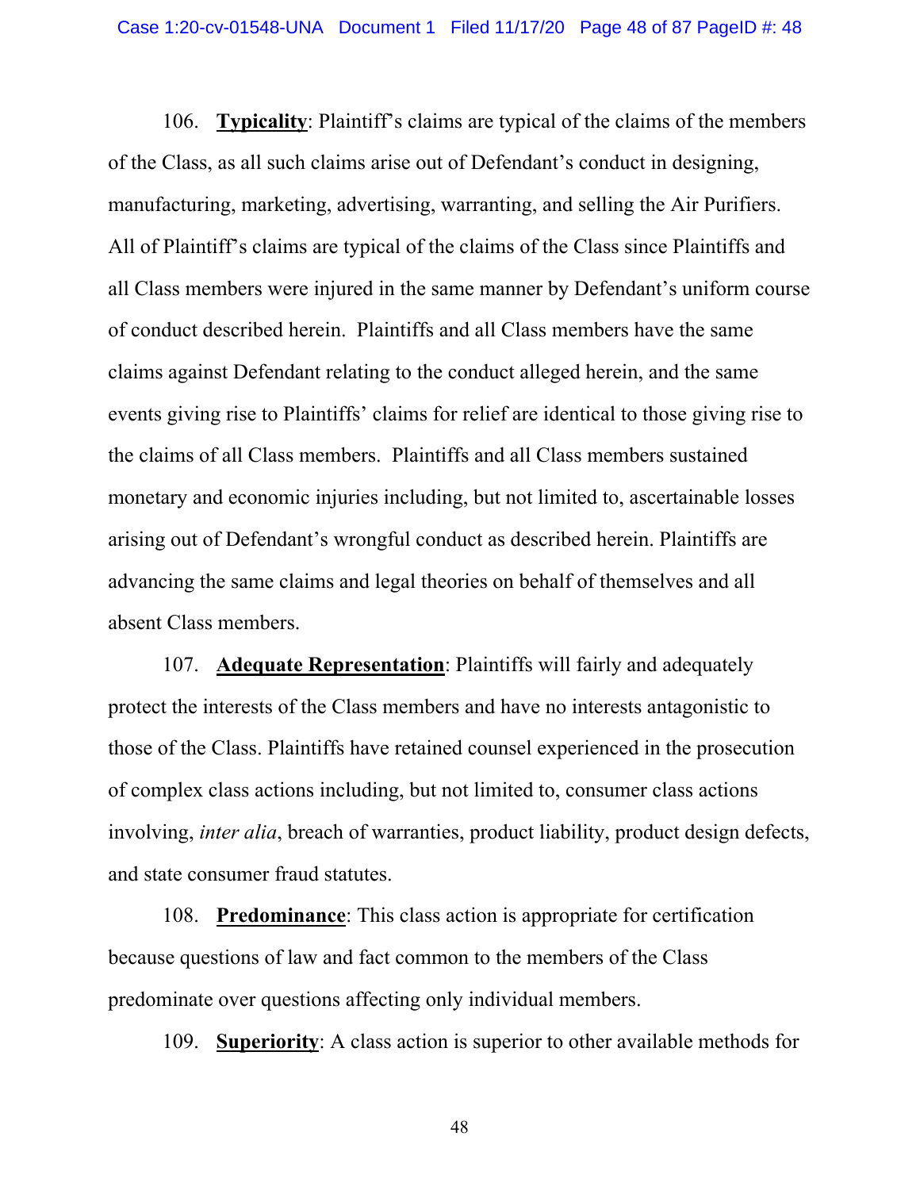106. **Typicality**: Plaintiff's claims are typical of the claims of the members of the Class, as all such claims arise out of Defendant's conduct in designing, manufacturing, marketing, advertising, warranting, and selling the Air Purifiers. All of Plaintiff's claims are typical of the claims of the Class since Plaintiffs and all Class members were injured in the same manner by Defendant's uniform course of conduct described herein. Plaintiffs and all Class members have the same claims against Defendant relating to the conduct alleged herein, and the same events giving rise to Plaintiffs' claims for relief are identical to those giving rise to the claims of all Class members. Plaintiffs and all Class members sustained monetary and economic injuries including, but not limited to, ascertainable losses arising out of Defendant's wrongful conduct as described herein. Plaintiffs are advancing the same claims and legal theories on behalf of themselves and all absent Class members.

107. **Adequate Representation**: Plaintiffs will fairly and adequately protect the interests of the Class members and have no interests antagonistic to those of the Class. Plaintiffs have retained counsel experienced in the prosecution of complex class actions including, but not limited to, consumer class actions involving, *inter alia*, breach of warranties, product liability, product design defects, and state consumer fraud statutes.

108. **Predominance**: This class action is appropriate for certification because questions of law and fact common to the members of the Class predominate over questions affecting only individual members.

109. **Superiority**: A class action is superior to other available methods for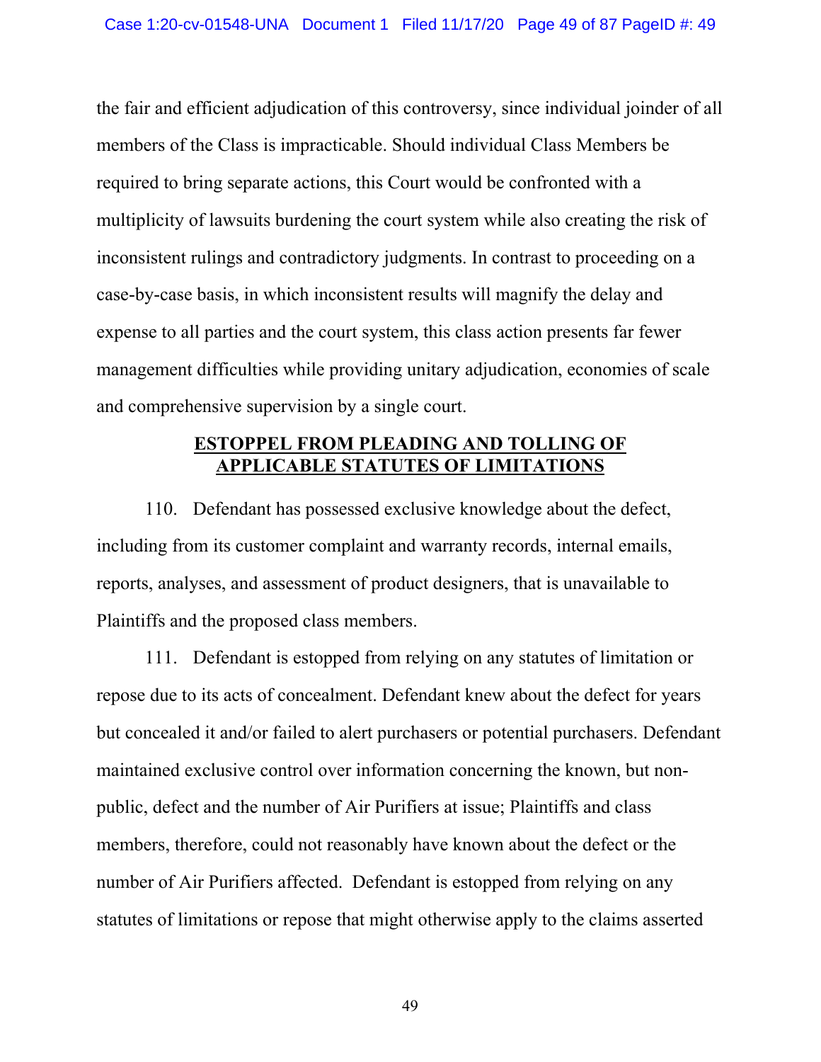the fair and efficient adjudication of this controversy, since individual joinder of all members of the Class is impracticable. Should individual Class Members be required to bring separate actions, this Court would be confronted with a multiplicity of lawsuits burdening the court system while also creating the risk of inconsistent rulings and contradictory judgments. In contrast to proceeding on a case-by-case basis, in which inconsistent results will magnify the delay and expense to all parties and the court system, this class action presents far fewer management difficulties while providing unitary adjudication, economies of scale and comprehensive supervision by a single court.

## ESTOPPEL FROM PLEADING AND TOLLING OF APPLICABLE STATUTES OF LIMITATIONS

110. Defendant has possessed exclusive knowledge about the defect, including from its customer complaint and warranty records, internal emails, reports, analyses, and assessment of product designers, that is unavailable to Plaintiffs and the proposed class members.

111. Defendant is estopped from relying on any statutes of limitation or repose due to its acts of concealment. Defendant knew about the defect for years but concealed it and/or failed to alert purchasers or potential purchasers. Defendant maintained exclusive control over information concerning the known, but non-public, defect and the number of Air Purifiers at issue; Plaintiffs and class members, therefore, could not reasonably have known about the defect or the number of Air Purifiers affected. Defendant is estopped from relying on any statutes of limitations or repose that might otherwise apply to the claims asserted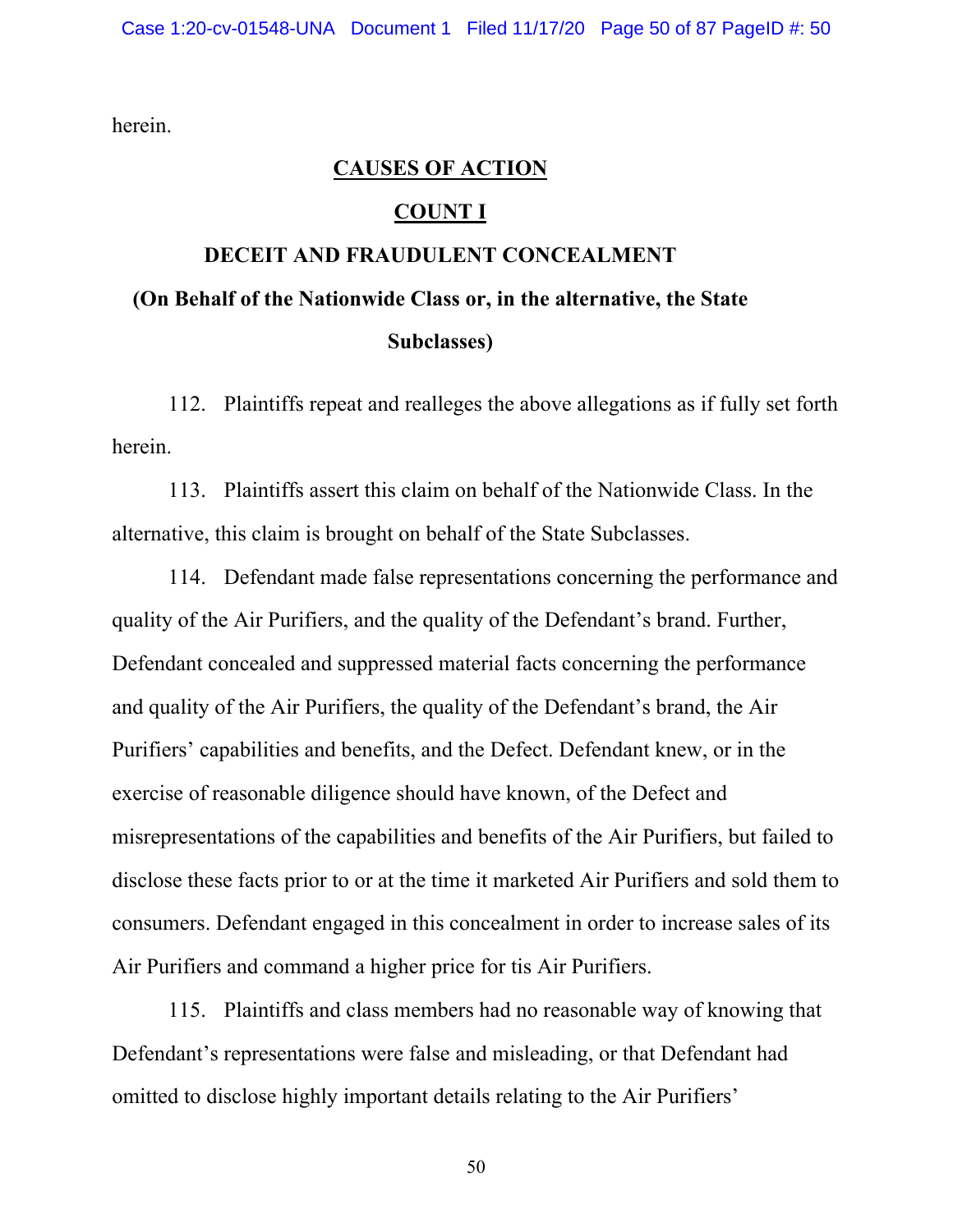herein.

## CAUSES OF ACTION

## COUNT I

### DECEIT AND FRAUDULENT CONCEALMENT

**(On Behalf of the Nationwide Class or, in the alternative, the State Subclasses)**

112. Plaintiffs repeat and realleges the above allegations as if fully set forth herein.

113. Plaintiffs assert this claim on behalf of the Nationwide Class. In the alternative, this claim is brought on behalf of the State Subclasses.

114. Defendant made false representations concerning the performance and quality of the Air Purifiers, and the quality of the Defendant's brand. Further, Defendant concealed and suppressed material facts concerning the performance and quality of the Air Purifiers, the quality of the Defendant's brand, the Air Purifiers' capabilities and benefits, and the Defect. Defendant knew, or in the exercise of reasonable diligence should have known, of the Defect and misrepresentations of the capabilities and benefits of the Air Purifiers, but failed to disclose these facts prior to or at the time it marketed Air Purifiers and sold them to consumers. Defendant engaged in this concealment in order to increase sales of its Air Purifiers and command a higher price for tis Air Purifiers.

115. Plaintiffs and class members had no reasonable way of knowing that Defendant's representations were false and misleading, or that Defendant had omitted to disclose highly important details relating to the Air Purifiers'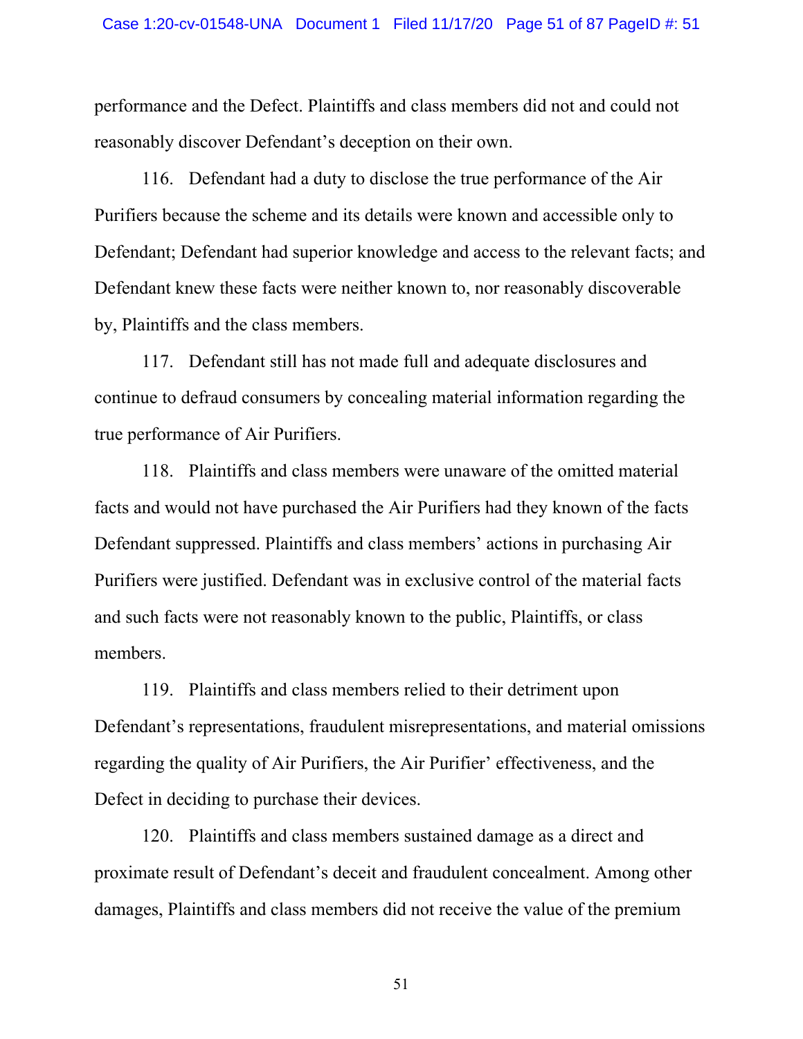performance and the Defect. Plaintiffs and class members did not and could not reasonably discover Defendant's deception on their own.

116. Defendant had a duty to disclose the true performance of the Air Purifiers because the scheme and its details were known and accessible only to Defendant; Defendant had superior knowledge and access to the relevant facts; and Defendant knew these facts were neither known to, nor reasonably discoverable by, Plaintiffs and the class members.

117. Defendant still has not made full and adequate disclosures and continue to defraud consumers by concealing material information regarding the true performance of Air Purifiers.

118. Plaintiffs and class members were unaware of the omitted material facts and would not have purchased the Air Purifiers had they known of the facts Defendant suppressed. Plaintiffs and class members' actions in purchasing Air Purifiers were justified. Defendant was in exclusive control of the material facts and such facts were not reasonably known to the public, Plaintiffs, or class members.

119. Plaintiffs and class members relied to their detriment upon Defendant's representations, fraudulent misrepresentations, and material omissions regarding the quality of Air Purifiers, the Air Purifier' effectiveness, and the Defect in deciding to purchase their devices.

120. Plaintiffs and class members sustained damage as a direct and proximate result of Defendant's deceit and fraudulent concealment. Among other damages, Plaintiffs and class members did not receive the value of the premium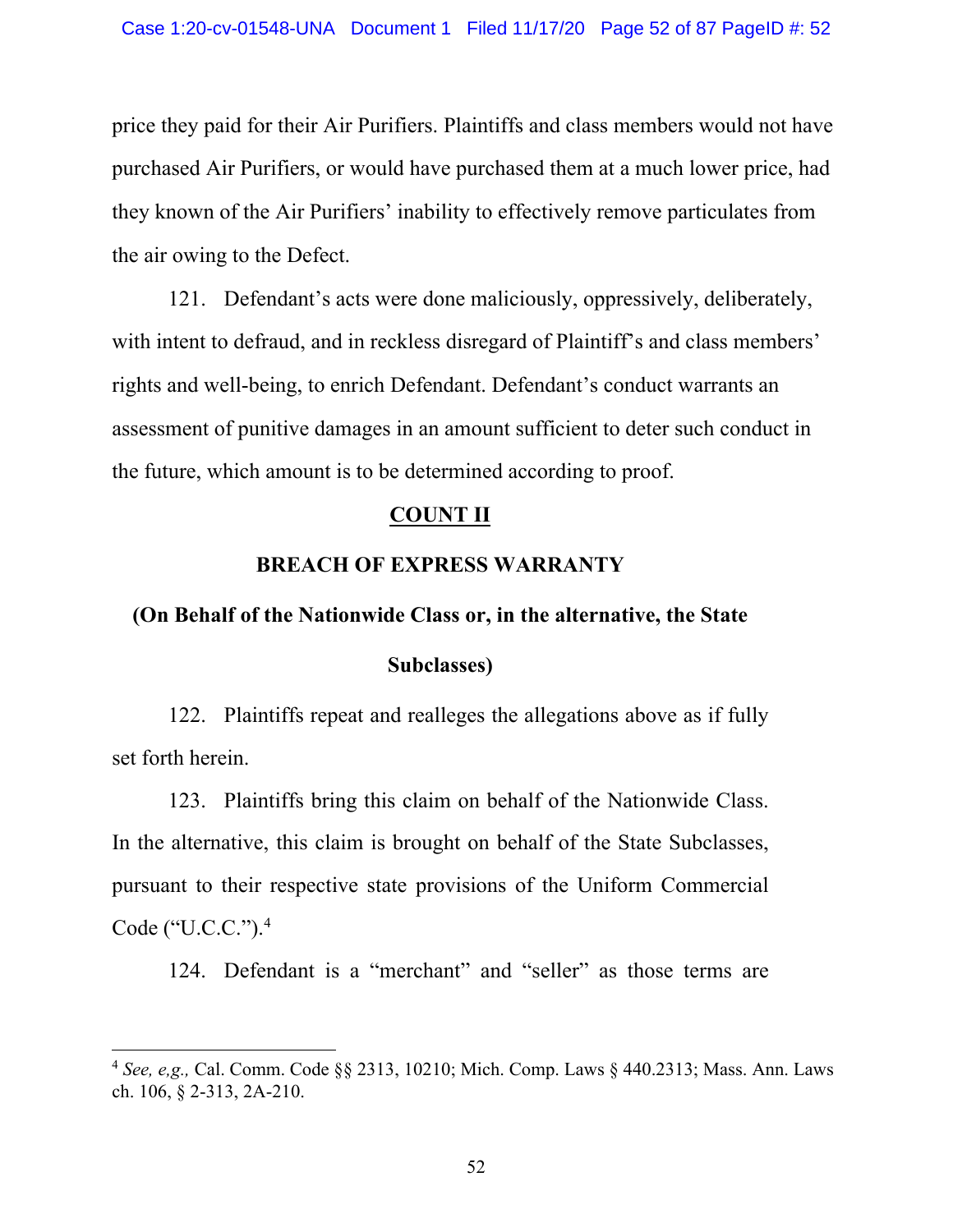price they paid for their Air Purifiers. Plaintiffs and class members would not have purchased Air Purifiers, or would have purchased them at a much lower price, had they known of the Air Purifiers' inability to effectively remove particulates from the air owing to the Defect.

121. Defendant's acts were done maliciously, oppressively, deliberately, with intent to defraud, and in reckless disregard of Plaintiff's and class members' rights and well-being, to enrich Defendant. Defendant's conduct warrants an assessment of punitive damages in an amount sufficient to deter such conduct in the future, which amount is to be determined according to proof.

## COUNT II

## BREACH OF EXPRESS WARRANTY

## (On Behalf of the Nationwide Class or, in the alternative, the State Subclasses)

122. Plaintiffs repeat and realleges the allegations above as if fully set forth herein.

123. Plaintiffs bring this claim on behalf of the Nationwide Class. In the alternative, this claim is brought on behalf of the State Subclasses, pursuant to their respective state provisions of the Uniform Commercial Code ("U.C.C.").[4]

124. Defendant is a "merchant" and "seller" as those terms are

---

[4] *See, e,g.,* Cal. Comm. Code §§ 2313, 10210; Mich. Comp. Laws § 440.2313; Mass. Ann. Laws ch. 106, § 2-313, 2A-210.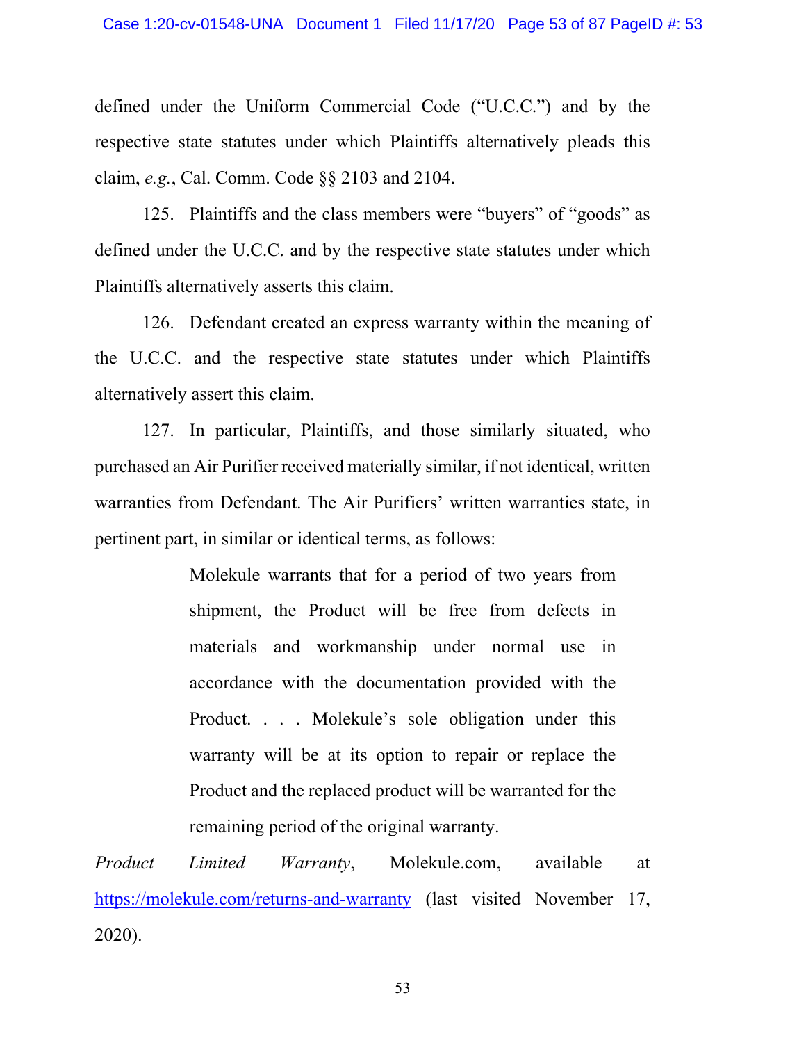defined under the Uniform Commercial Code ("U.C.C.") and by the respective state statutes under which Plaintiffs alternatively pleads this claim, *e.g.*, Cal. Comm. Code §§ 2103 and 2104.

125. Plaintiffs and the class members were "buyers" of "goods" as defined under the U.C.C. and by the respective state statutes under which Plaintiffs alternatively asserts this claim.

126. Defendant created an express warranty within the meaning of the U.C.C. and the respective state statutes under which Plaintiffs alternatively assert this claim.

127. In particular, Plaintiffs, and those similarly situated, who purchased an Air Purifier received materially similar, if not identical, written warranties from Defendant. The Air Purifiers' written warranties state, in pertinent part, in similar or identical terms, as follows:

> Molekule warrants that for a period of two years from shipment, the Product will be free from defects in materials and workmanship under normal use in accordance with the documentation provided with the Product. . . . Molekule's sole obligation under this warranty will be at its option to repair or replace the Product and the replaced product will be warranted for the remaining period of the original warranty.

*Product Limited Warranty*, Molekule.com, available at https://molekule.com/returns-and-warranty (last visited November 17, 2020).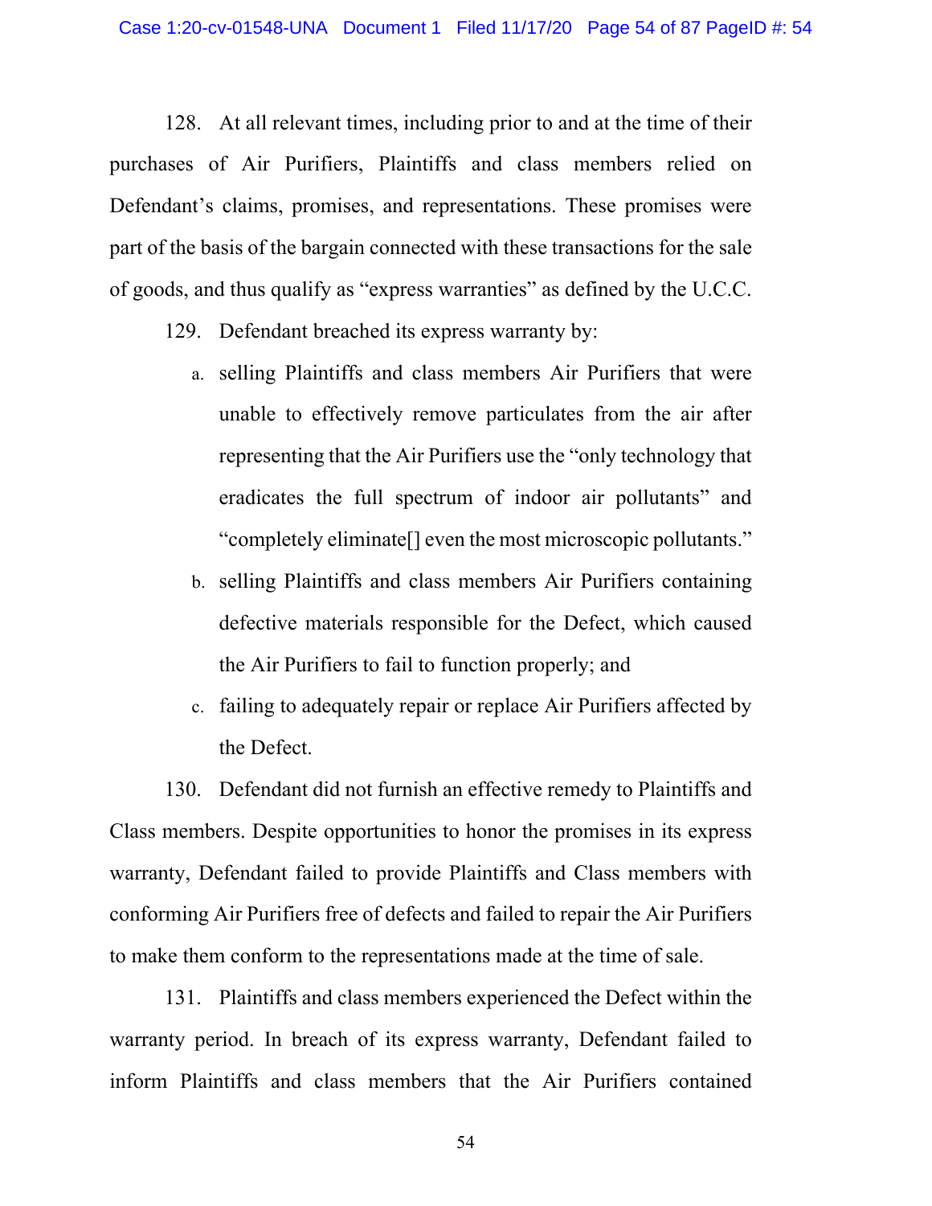128. At all relevant times, including prior to and at the time of their purchases of Air Purifiers, Plaintiffs and class members relied on Defendant's claims, promises, and representations. These promises were part of the basis of the bargain connected with these transactions for the sale of goods, and thus qualify as "express warranties" as defined by the U.C.C.

129. Defendant breached its express warranty by:

a. selling Plaintiffs and class members Air Purifiers that were unable to effectively remove particulates from the air after representing that the Air Purifiers use the "only technology that eradicates the full spectrum of indoor air pollutants" and "completely eliminate[] even the most microscopic pollutants."

b. selling Plaintiffs and class members Air Purifiers containing defective materials responsible for the Defect, which caused the Air Purifiers to fail to function properly; and

c. failing to adequately repair or replace Air Purifiers affected by the Defect.

130. Defendant did not furnish an effective remedy to Plaintiffs and Class members. Despite opportunities to honor the promises in its express warranty, Defendant failed to provide Plaintiffs and Class members with conforming Air Purifiers free of defects and failed to repair the Air Purifiers to make them conform to the representations made at the time of sale.

131. Plaintiffs and class members experienced the Defect within the warranty period. In breach of its express warranty, Defendant failed to inform Plaintiffs and class members that the Air Purifiers contained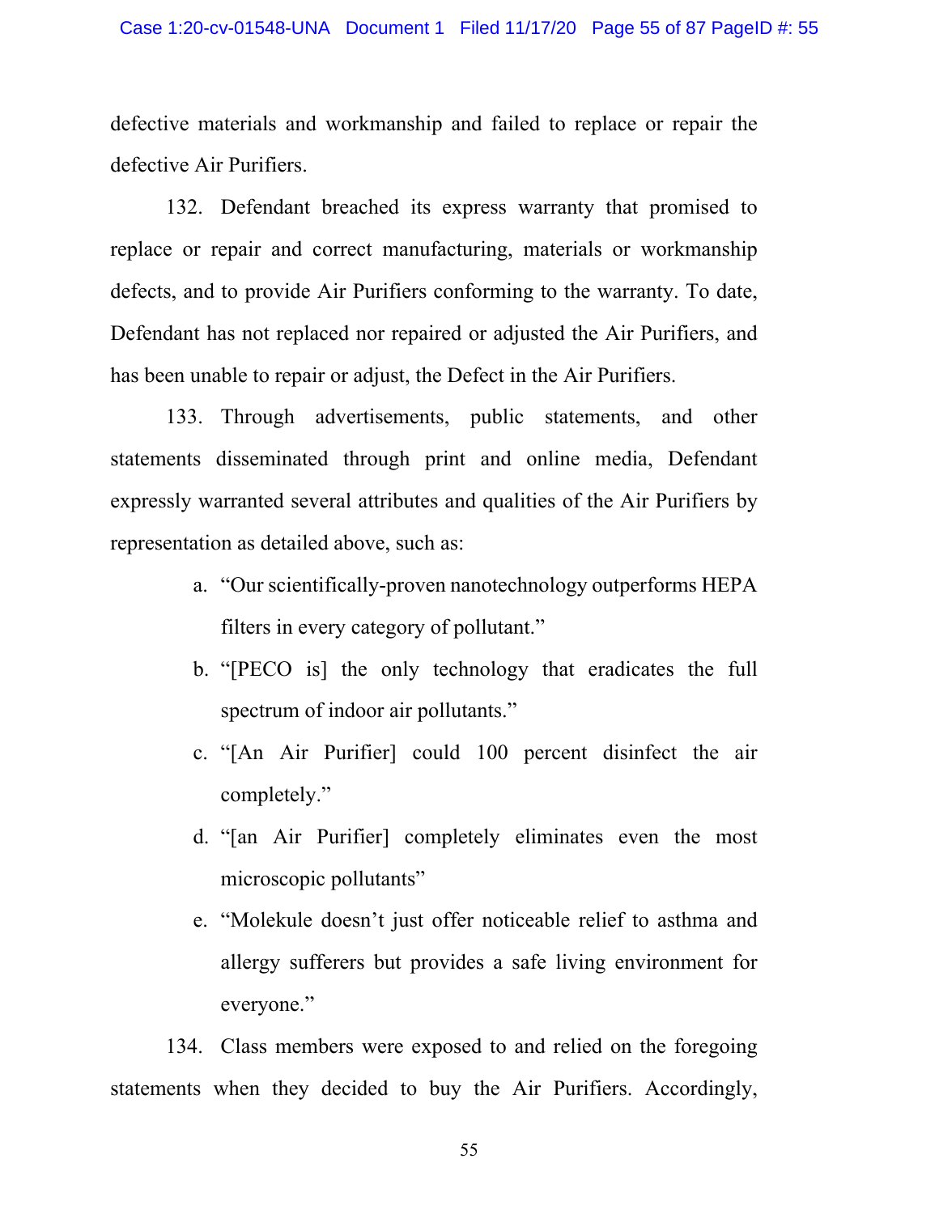defective materials and workmanship and failed to replace or repair the defective Air Purifiers.

132. Defendant breached its express warranty that promised to replace or repair and correct manufacturing, materials or workmanship defects, and to provide Air Purifiers conforming to the warranty. To date, Defendant has not replaced nor repaired or adjusted the Air Purifiers, and has been unable to repair or adjust, the Defect in the Air Purifiers.

133. Through advertisements, public statements, and other statements disseminated through print and online media, Defendant expressly warranted several attributes and qualities of the Air Purifiers by representation as detailed above, such as:

a. "Our scientifically-proven nanotechnology outperforms HEPA filters in every category of pollutant."
b. "[PECO is] the only technology that eradicates the full spectrum of indoor air pollutants."
c. "[An Air Purifier] could 100 percent disinfect the air completely."
d. "[an Air Purifier] completely eliminates even the most microscopic pollutants"
e. "Molekule doesn't just offer noticeable relief to asthma and allergy sufferers but provides a safe living environment for everyone."

134. Class members were exposed to and relied on the foregoing statements when they decided to buy the Air Purifiers. Accordingly,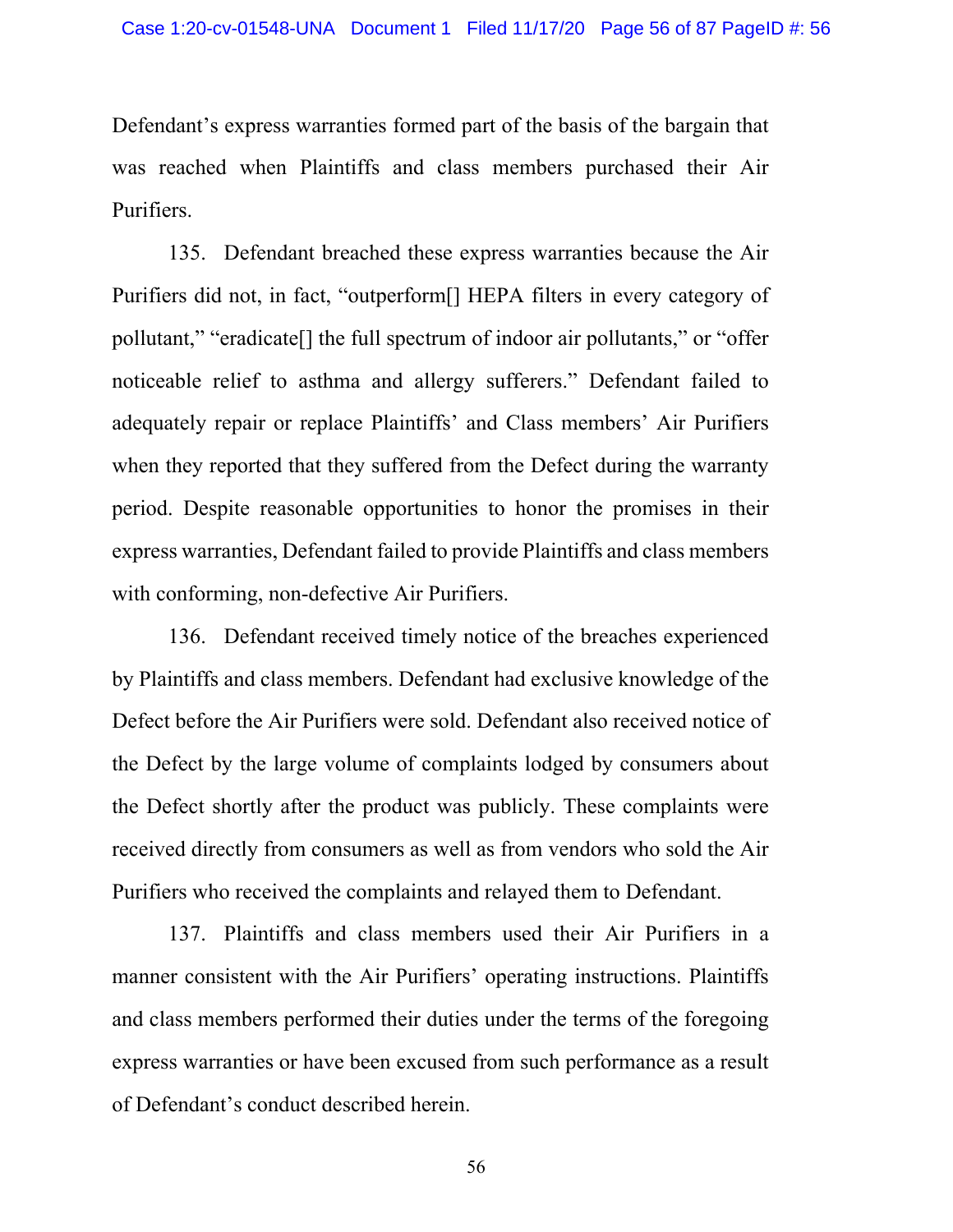Defendant's express warranties formed part of the basis of the bargain that was reached when Plaintiffs and class members purchased their Air Purifiers.

135. Defendant breached these express warranties because the Air Purifiers did not, in fact, "outperform[] HEPA filters in every category of pollutant," "eradicate[] the full spectrum of indoor air pollutants," or "offer noticeable relief to asthma and allergy sufferers." Defendant failed to adequately repair or replace Plaintiffs' and Class members' Air Purifiers when they reported that they suffered from the Defect during the warranty period. Despite reasonable opportunities to honor the promises in their express warranties, Defendant failed to provide Plaintiffs and class members with conforming, non-defective Air Purifiers.

136. Defendant received timely notice of the breaches experienced by Plaintiffs and class members. Defendant had exclusive knowledge of the Defect before the Air Purifiers were sold. Defendant also received notice of the Defect by the large volume of complaints lodged by consumers about the Defect shortly after the product was publicly. These complaints were received directly from consumers as well as from vendors who sold the Air Purifiers who received the complaints and relayed them to Defendant.

137. Plaintiffs and class members used their Air Purifiers in a manner consistent with the Air Purifiers' operating instructions. Plaintiffs and class members performed their duties under the terms of the foregoing express warranties or have been excused from such performance as a result of Defendant's conduct described herein.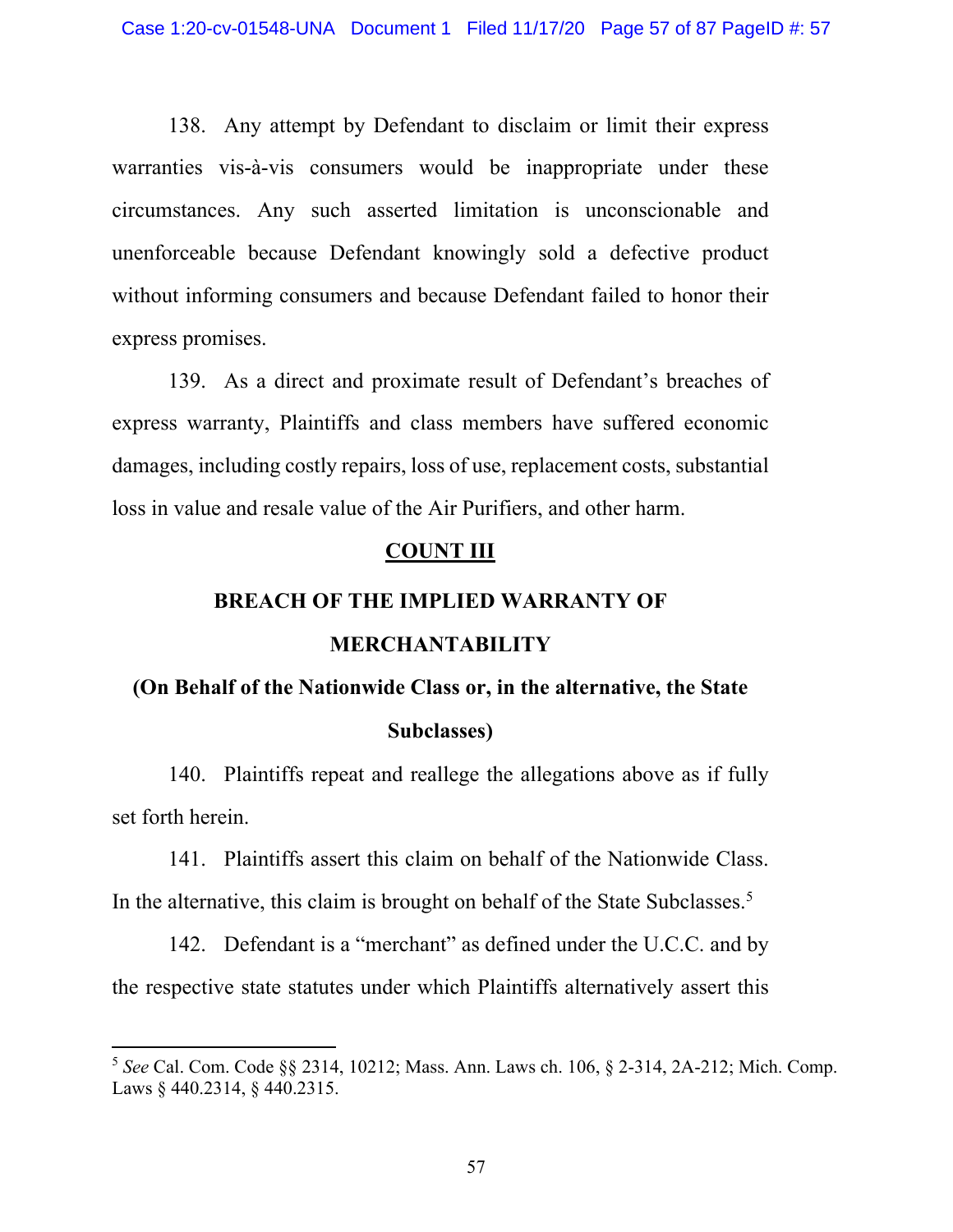138. Any attempt by Defendant to disclaim or limit their express warranties vis-à-vis consumers would be inappropriate under these circumstances. Any such asserted limitation is unconscionable and unenforceable because Defendant knowingly sold a defective product without informing consumers and because Defendant failed to honor their express promises.

139. As a direct and proximate result of Defendant's breaches of express warranty, Plaintiffs and class members have suffered economic damages, including costly repairs, loss of use, replacement costs, substantial loss in value and resale value of the Air Purifiers, and other harm.

## COUNT III

## BREACH OF THE IMPLIED WARRANTY OF MERCHANTABILITY

### (On Behalf of the Nationwide Class or, in the alternative, the State Subclasses)

140. Plaintiffs repeat and reallege the allegations above as if fully set forth herein.

141. Plaintiffs assert this claim on behalf of the Nationwide Class. In the alternative, this claim is brought on behalf of the State Subclasses.[5]

142. Defendant is a "merchant" as defined under the U.C.C. and by the respective state statutes under which Plaintiffs alternatively assert this

---

[5] *See* Cal. Com. Code §§ 2314, 10212; Mass. Ann. Laws ch. 106, § 2-314, 2A-212; Mich. Comp. Laws § 440.2314, § 440.2315.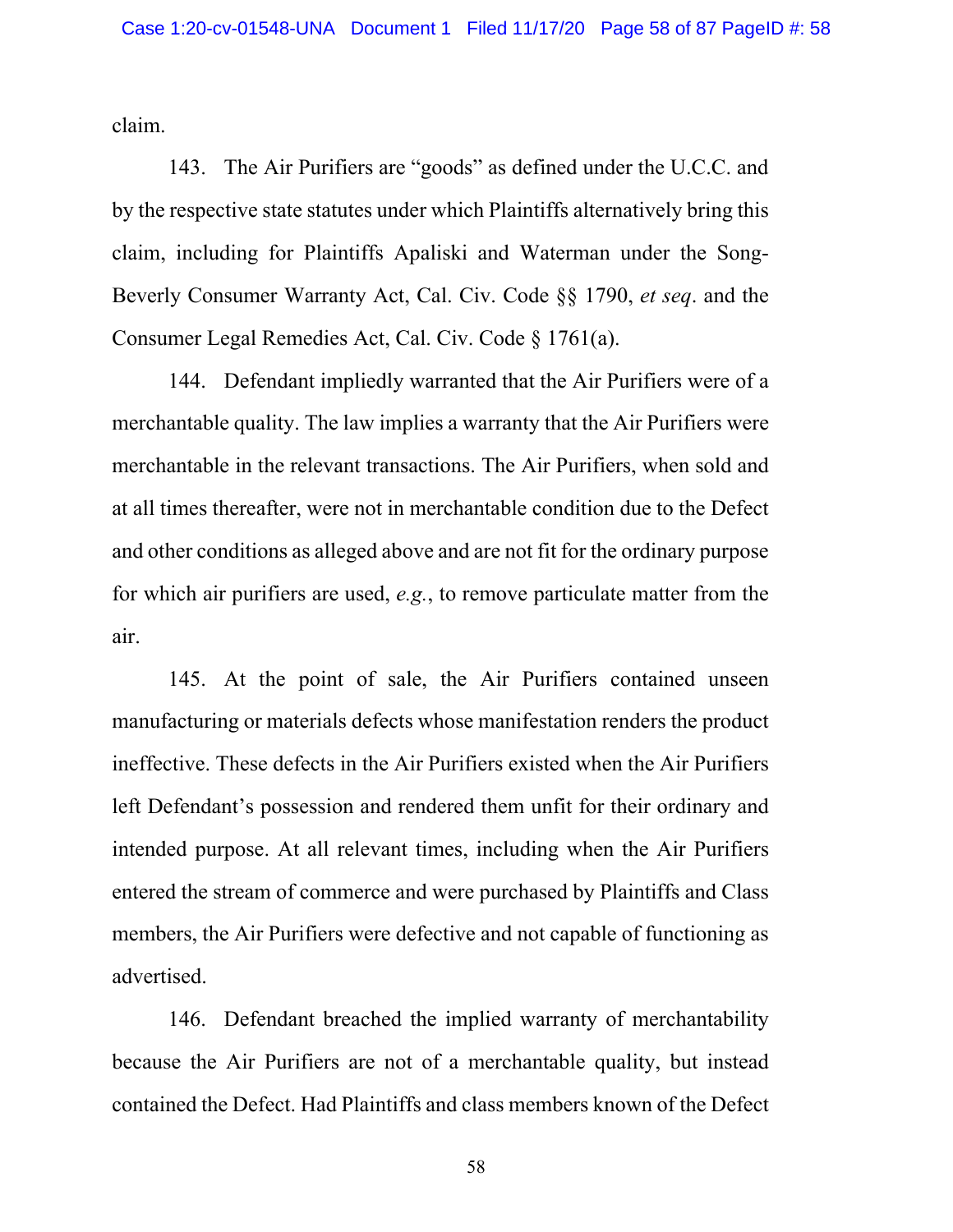claim.

143. The Air Purifiers are "goods" as defined under the U.C.C. and by the respective state statutes under which Plaintiffs alternatively bring this claim, including for Plaintiffs Apaliski and Waterman under the Song-Beverly Consumer Warranty Act, Cal. Civ. Code §§ 1790, *et seq*. and the Consumer Legal Remedies Act, Cal. Civ. Code § 1761(a).

144. Defendant impliedly warranted that the Air Purifiers were of a merchantable quality. The law implies a warranty that the Air Purifiers were merchantable in the relevant transactions. The Air Purifiers, when sold and at all times thereafter, were not in merchantable condition due to the Defect and other conditions as alleged above and are not fit for the ordinary purpose for which air purifiers are used, *e.g.*, to remove particulate matter from the air.

145. At the point of sale, the Air Purifiers contained unseen manufacturing or materials defects whose manifestation renders the product ineffective. These defects in the Air Purifiers existed when the Air Purifiers left Defendant's possession and rendered them unfit for their ordinary and intended purpose. At all relevant times, including when the Air Purifiers entered the stream of commerce and were purchased by Plaintiffs and Class members, the Air Purifiers were defective and not capable of functioning as advertised.

146. Defendant breached the implied warranty of merchantability because the Air Purifiers are not of a merchantable quality, but instead contained the Defect. Had Plaintiffs and class members known of the Defect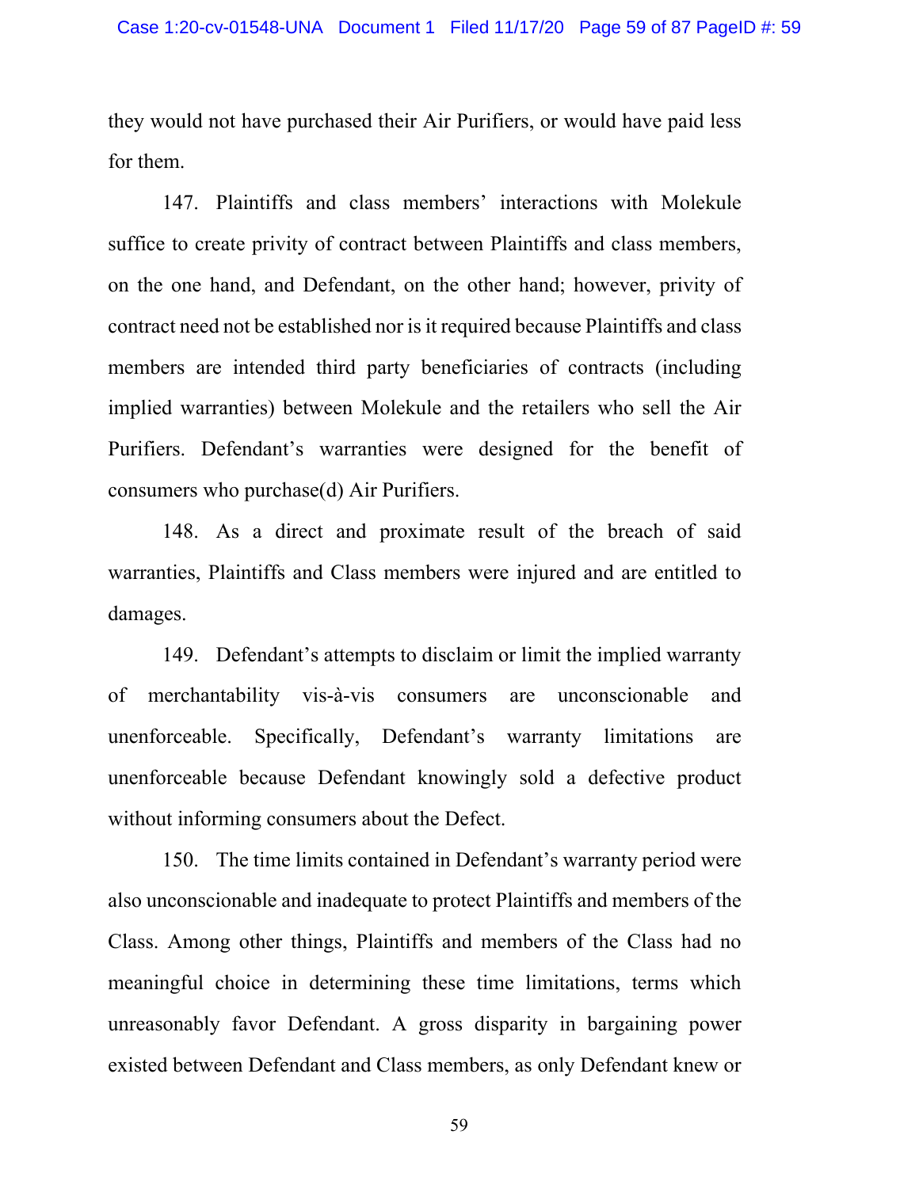they would not have purchased their Air Purifiers, or would have paid less for them.

147. Plaintiffs and class members' interactions with Molekule suffice to create privity of contract between Plaintiffs and class members, on the one hand, and Defendant, on the other hand; however, privity of contract need not be established nor is it required because Plaintiffs and class members are intended third party beneficiaries of contracts (including implied warranties) between Molekule and the retailers who sell the Air Purifiers. Defendant's warranties were designed for the benefit of consumers who purchase(d) Air Purifiers.

148. As a direct and proximate result of the breach of said warranties, Plaintiffs and Class members were injured and are entitled to damages.

149. Defendant's attempts to disclaim or limit the implied warranty of merchantability vis-à-vis consumers are unconscionable and unenforceable. Specifically, Defendant's warranty limitations are unenforceable because Defendant knowingly sold a defective product without informing consumers about the Defect.

150. The time limits contained in Defendant's warranty period were also unconscionable and inadequate to protect Plaintiffs and members of the Class. Among other things, Plaintiffs and members of the Class had no meaningful choice in determining these time limitations, terms which unreasonably favor Defendant. A gross disparity in bargaining power existed between Defendant and Class members, as only Defendant knew or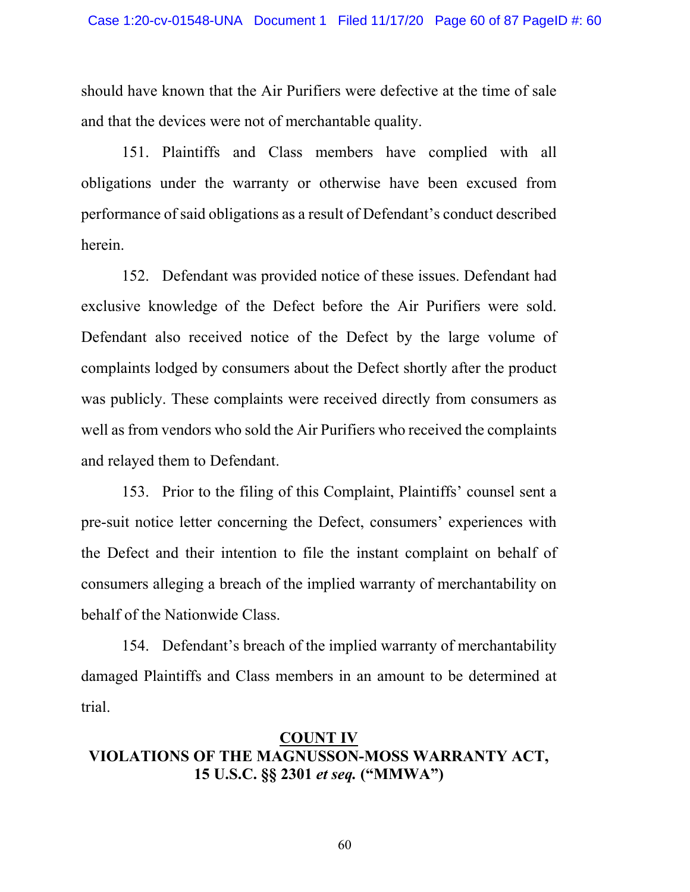should have known that the Air Purifiers were defective at the time of sale and that the devices were not of merchantable quality.

151. Plaintiffs and Class members have complied with all obligations under the warranty or otherwise have been excused from performance of said obligations as a result of Defendant's conduct described herein.

152. Defendant was provided notice of these issues. Defendant had exclusive knowledge of the Defect before the Air Purifiers were sold. Defendant also received notice of the Defect by the large volume of complaints lodged by consumers about the Defect shortly after the product was publicly. These complaints were received directly from consumers as well as from vendors who sold the Air Purifiers who received the complaints and relayed them to Defendant.

153. Prior to the filing of this Complaint, Plaintiffs' counsel sent a pre-suit notice letter concerning the Defect, consumers' experiences with the Defect and their intention to file the instant complaint on behalf of consumers alleging a breach of the implied warranty of merchantability on behalf of the Nationwide Class.

154. Defendant's breach of the implied warranty of merchantability damaged Plaintiffs and Class members in an amount to be determined at trial.

## COUNT IV
## VIOLATIONS OF THE MAGNUSSON-MOSS WARRANTY ACT, 15 U.S.C. §§ 2301 *et seq.* ("MMWA")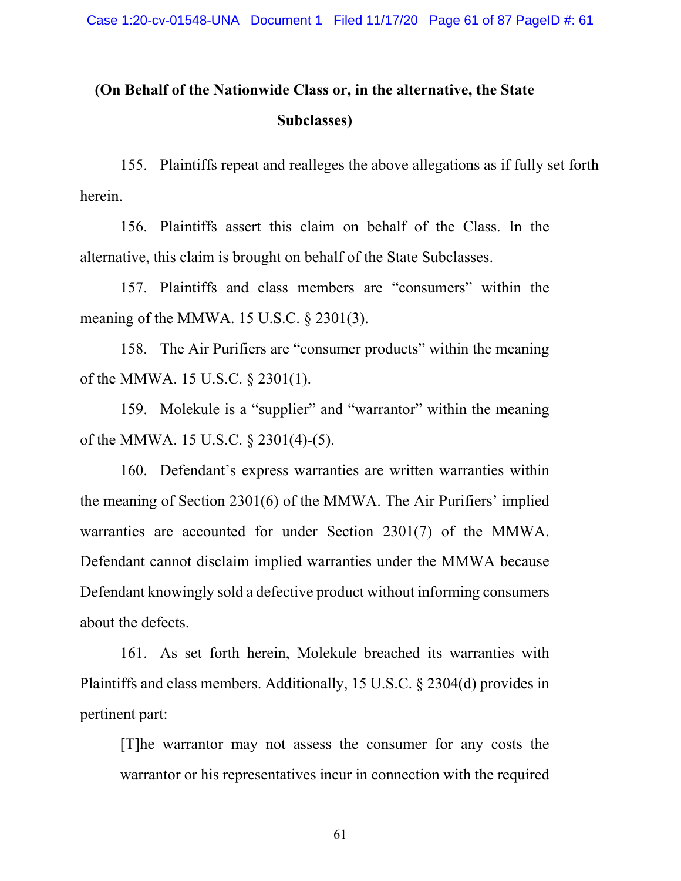**(On Behalf of the Nationwide Class or, in the alternative, the State Subclasses)**

155. Plaintiffs repeat and realleges the above allegations as if fully set forth herein.

156. Plaintiffs assert this claim on behalf of the Class. In the alternative, this claim is brought on behalf of the State Subclasses.

157. Plaintiffs and class members are "consumers" within the meaning of the MMWA. 15 U.S.C. § 2301(3).

158. The Air Purifiers are "consumer products" within the meaning of the MMWA. 15 U.S.C. § 2301(1).

159. Molekule is a "supplier" and "warrantor" within the meaning of the MMWA. 15 U.S.C. § 2301(4)-(5).

160. Defendant's express warranties are written warranties within the meaning of Section 2301(6) of the MMWA. The Air Purifiers' implied warranties are accounted for under Section 2301(7) of the MMWA. Defendant cannot disclaim implied warranties under the MMWA because Defendant knowingly sold a defective product without informing consumers about the defects.

161. As set forth herein, Molekule breached its warranties with Plaintiffs and class members. Additionally, 15 U.S.C. § 2304(d) provides in pertinent part:

> [T]he warrantor may not assess the consumer for any costs the warrantor or his representatives incur in connection with the required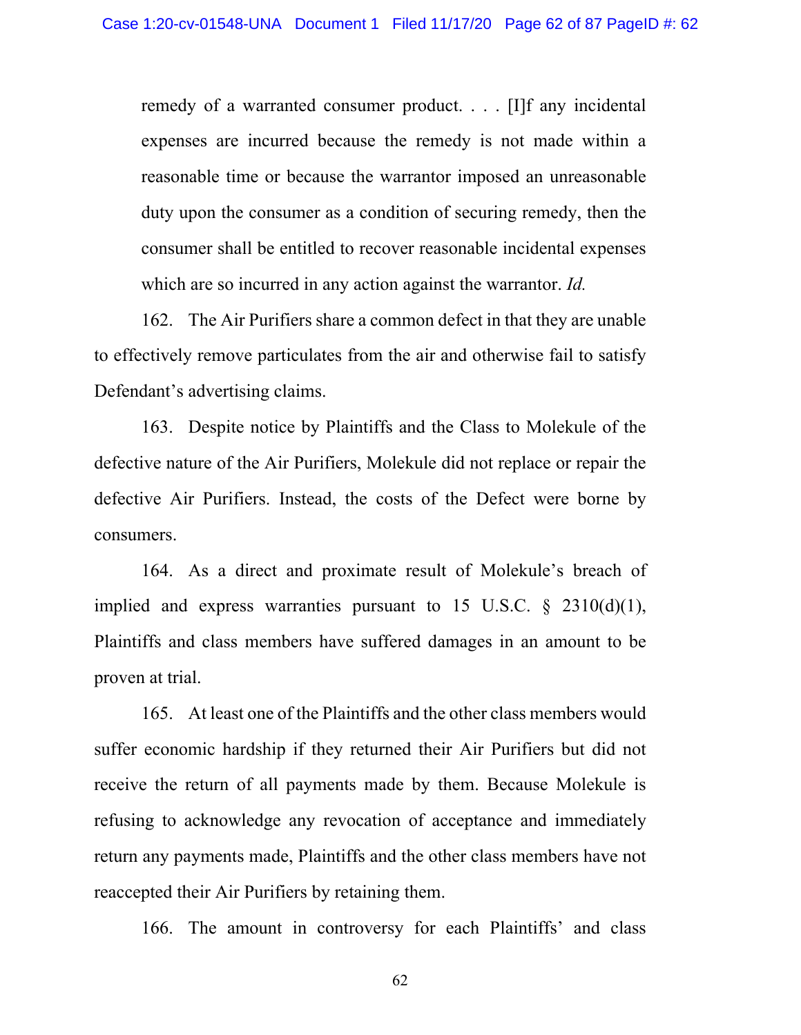> remedy of a warranted consumer product. . . . [I]f any incidental expenses are incurred because the remedy is not made within a reasonable time or because the warrantor imposed an unreasonable duty upon the consumer as a condition of securing remedy, then the consumer shall be entitled to recover reasonable incidental expenses which are so incurred in any action against the warrantor. *Id.*

162. The Air Purifiers share a common defect in that they are unable to effectively remove particulates from the air and otherwise fail to satisfy Defendant's advertising claims.

163. Despite notice by Plaintiffs and the Class to Molekule of the defective nature of the Air Purifiers, Molekule did not replace or repair the defective Air Purifiers. Instead, the costs of the Defect were borne by consumers.

164. As a direct and proximate result of Molekule's breach of implied and express warranties pursuant to 15 U.S.C. § 2310(d)(1), Plaintiffs and class members have suffered damages in an amount to be proven at trial.

165. At least one of the Plaintiffs and the other class members would suffer economic hardship if they returned their Air Purifiers but did not receive the return of all payments made by them. Because Molekule is refusing to acknowledge any revocation of acceptance and immediately return any payments made, Plaintiffs and the other class members have not reaccepted their Air Purifiers by retaining them.

166. The amount in controversy for each Plaintiffs' and class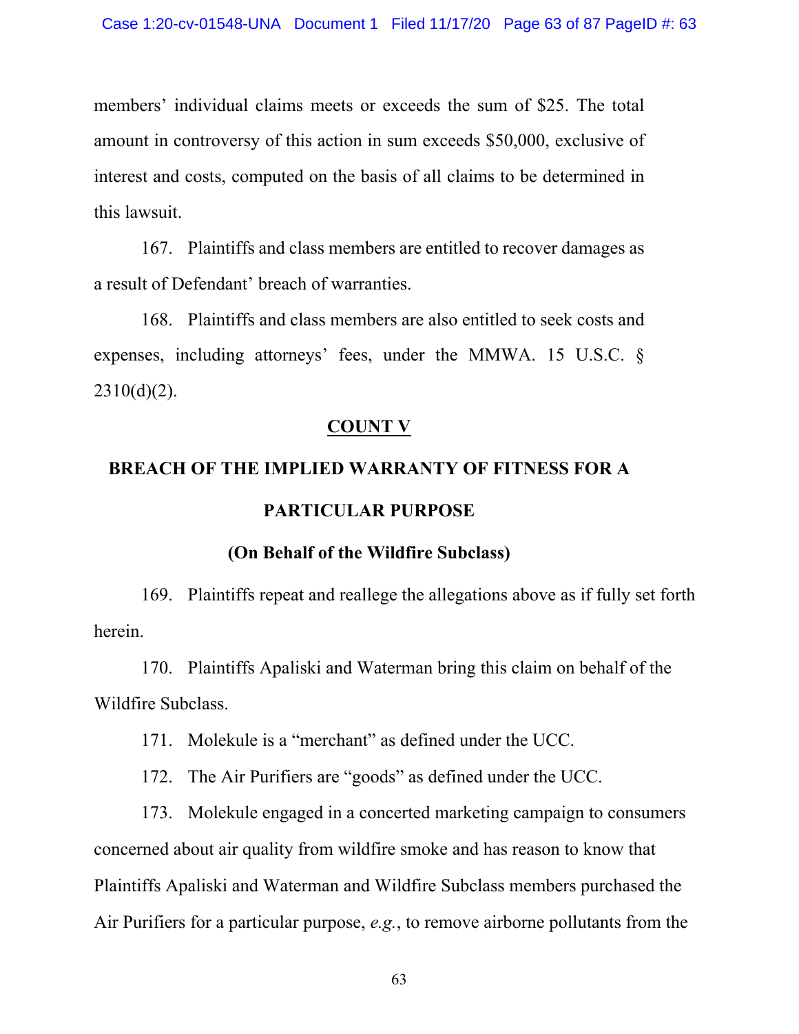members' individual claims meets or exceeds the sum of $25. The total amount in controversy of this action in sum exceeds $50,000, exclusive of interest and costs, computed on the basis of all claims to be determined in this lawsuit.

167. Plaintiffs and class members are entitled to recover damages as a result of Defendant' breach of warranties.

168. Plaintiffs and class members are also entitled to seek costs and expenses, including attorneys' fees, under the MMWA. 15 U.S.C. § 2310(d)(2).

**COUNT V**

**BREACH OF THE IMPLIED WARRANTY OF FITNESS FOR A PARTICULAR PURPOSE**

**(On Behalf of the Wildfire Subclass)**

169. Plaintiffs repeat and reallege the allegations above as if fully set forth herein.

170. Plaintiffs Apaliski and Waterman bring this claim on behalf of the Wildfire Subclass.

171. Molekule is a "merchant" as defined under the UCC.

172. The Air Purifiers are "goods" as defined under the UCC.

173. Molekule engaged in a concerted marketing campaign to consumers concerned about air quality from wildfire smoke and has reason to know that Plaintiffs Apaliski and Waterman and Wildfire Subclass members purchased the Air Purifiers for a particular purpose, *e.g.*, to remove airborne pollutants from the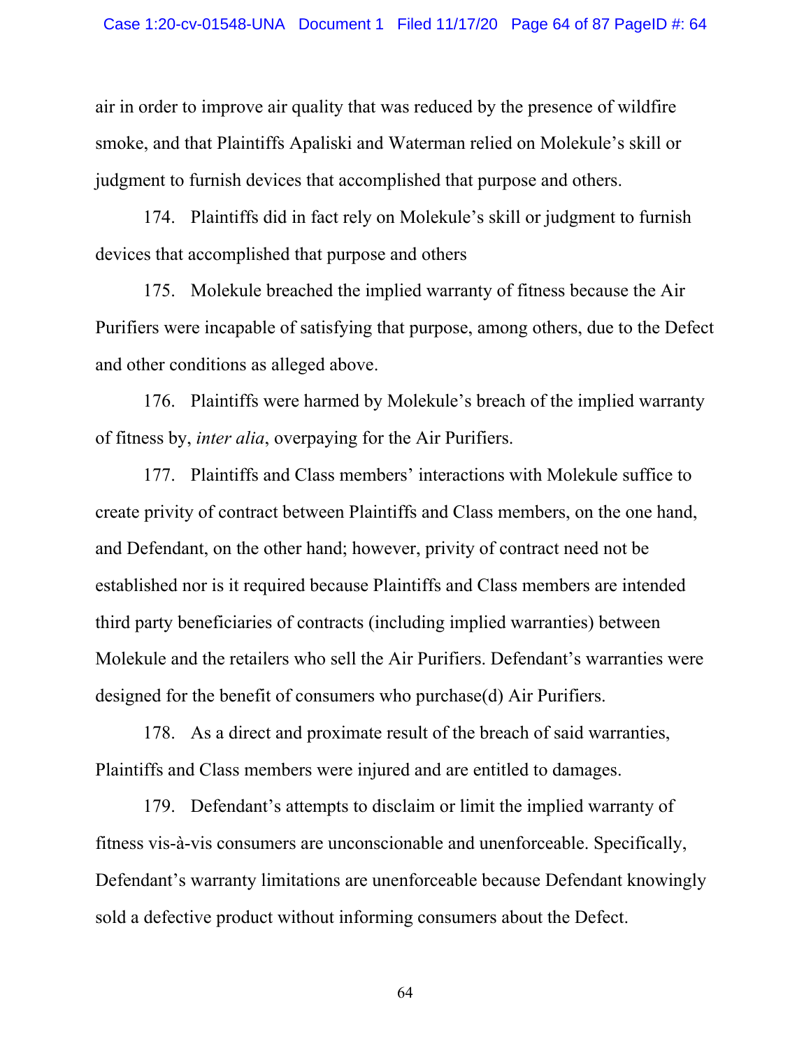air in order to improve air quality that was reduced by the presence of wildfire smoke, and that Plaintiffs Apaliski and Waterman relied on Molekule's skill or judgment to furnish devices that accomplished that purpose and others.

174. Plaintiffs did in fact rely on Molekule's skill or judgment to furnish devices that accomplished that purpose and others

175. Molekule breached the implied warranty of fitness because the Air Purifiers were incapable of satisfying that purpose, among others, due to the Defect and other conditions as alleged above.

176. Plaintiffs were harmed by Molekule's breach of the implied warranty of fitness by, *inter alia*, overpaying for the Air Purifiers.

177. Plaintiffs and Class members' interactions with Molekule suffice to create privity of contract between Plaintiffs and Class members, on the one hand, and Defendant, on the other hand; however, privity of contract need not be established nor is it required because Plaintiffs and Class members are intended third party beneficiaries of contracts (including implied warranties) between Molekule and the retailers who sell the Air Purifiers. Defendant's warranties were designed for the benefit of consumers who purchase(d) Air Purifiers.

178. As a direct and proximate result of the breach of said warranties, Plaintiffs and Class members were injured and are entitled to damages.

179. Defendant's attempts to disclaim or limit the implied warranty of fitness vis-à-vis consumers are unconscionable and unenforceable. Specifically, Defendant's warranty limitations are unenforceable because Defendant knowingly sold a defective product without informing consumers about the Defect.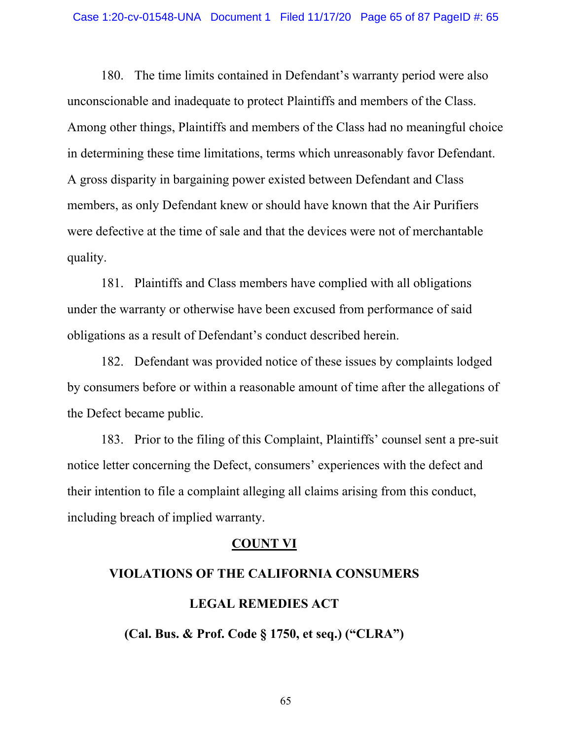180. The time limits contained in Defendant's warranty period were also unconscionable and inadequate to protect Plaintiffs and members of the Class. Among other things, Plaintiffs and members of the Class had no meaningful choice in determining these time limitations, terms which unreasonably favor Defendant. A gross disparity in bargaining power existed between Defendant and Class members, as only Defendant knew or should have known that the Air Purifiers were defective at the time of sale and that the devices were not of merchantable quality.

181. Plaintiffs and Class members have complied with all obligations under the warranty or otherwise have been excused from performance of said obligations as a result of Defendant's conduct described herein.

182. Defendant was provided notice of these issues by complaints lodged by consumers before or within a reasonable amount of time after the allegations of the Defect became public.

183. Prior to the filing of this Complaint, Plaintiffs' counsel sent a pre-suit notice letter concerning the Defect, consumers' experiences with the defect and their intention to file a complaint alleging all claims arising from this conduct, including breach of implied warranty.

## COUNT VI

## VIOLATIONS OF THE CALIFORNIA CONSUMERS LEGAL REMEDIES ACT

**(Cal. Bus. & Prof. Code § 1750, et seq.) ("CLRA")**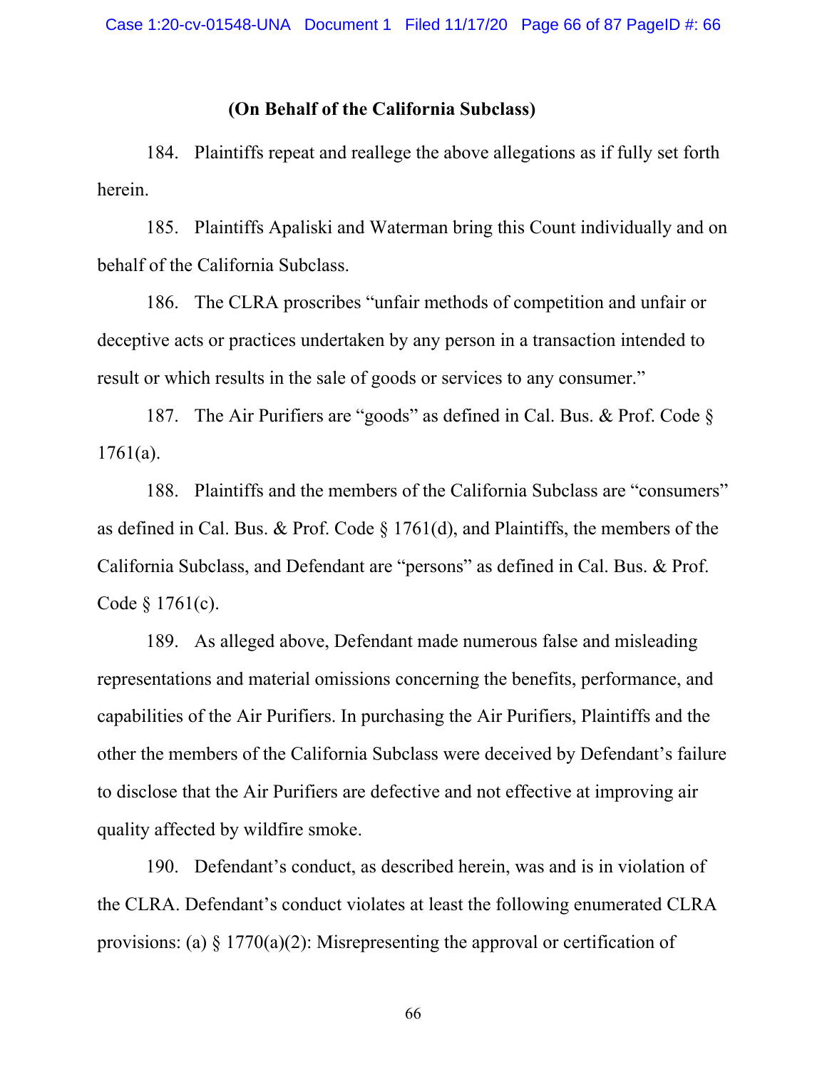**(On Behalf of the California Subclass)**

184. Plaintiffs repeat and reallege the above allegations as if fully set forth herein.

185. Plaintiffs Apaliski and Waterman bring this Count individually and on behalf of the California Subclass.

186. The CLRA proscribes "unfair methods of competition and unfair or deceptive acts or practices undertaken by any person in a transaction intended to result or which results in the sale of goods or services to any consumer."

187. The Air Purifiers are "goods" as defined in Cal. Bus. & Prof. Code § 1761(a).

188. Plaintiffs and the members of the California Subclass are "consumers" as defined in Cal. Bus. & Prof. Code § 1761(d), and Plaintiffs, the members of the California Subclass, and Defendant are "persons" as defined in Cal. Bus. & Prof. Code § 1761(c).

189. As alleged above, Defendant made numerous false and misleading representations and material omissions concerning the benefits, performance, and capabilities of the Air Purifiers. In purchasing the Air Purifiers, Plaintiffs and the other the members of the California Subclass were deceived by Defendant's failure to disclose that the Air Purifiers are defective and not effective at improving air quality affected by wildfire smoke.

190. Defendant's conduct, as described herein, was and is in violation of the CLRA. Defendant's conduct violates at least the following enumerated CLRA provisions: (a) § 1770(a)(2): Misrepresenting the approval or certification of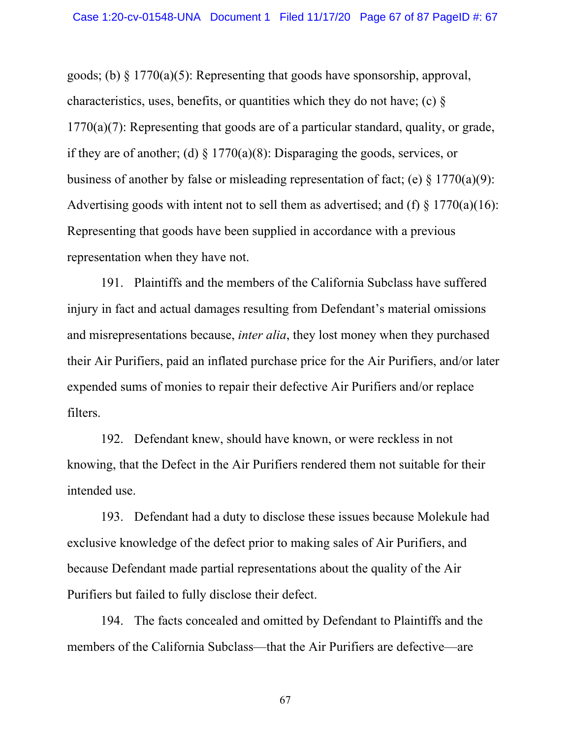goods; (b) § 1770(a)(5): Representing that goods have sponsorship, approval, characteristics, uses, benefits, or quantities which they do not have; (c) § 1770(a)(7): Representing that goods are of a particular standard, quality, or grade, if they are of another; (d) § 1770(a)(8): Disparaging the goods, services, or business of another by false or misleading representation of fact; (e) § 1770(a)(9): Advertising goods with intent not to sell them as advertised; and (f) § 1770(a)(16): Representing that goods have been supplied in accordance with a previous representation when they have not.

191. Plaintiffs and the members of the California Subclass have suffered injury in fact and actual damages resulting from Defendant's material omissions and misrepresentations because, *inter alia*, they lost money when they purchased their Air Purifiers, paid an inflated purchase price for the Air Purifiers, and/or later expended sums of monies to repair their defective Air Purifiers and/or replace filters.

192. Defendant knew, should have known, or were reckless in not knowing, that the Defect in the Air Purifiers rendered them not suitable for their intended use.

193. Defendant had a duty to disclose these issues because Molekule had exclusive knowledge of the defect prior to making sales of Air Purifiers, and because Defendant made partial representations about the quality of the Air Purifiers but failed to fully disclose their defect.

194. The facts concealed and omitted by Defendant to Plaintiffs and the members of the California Subclass—that the Air Purifiers are defective—are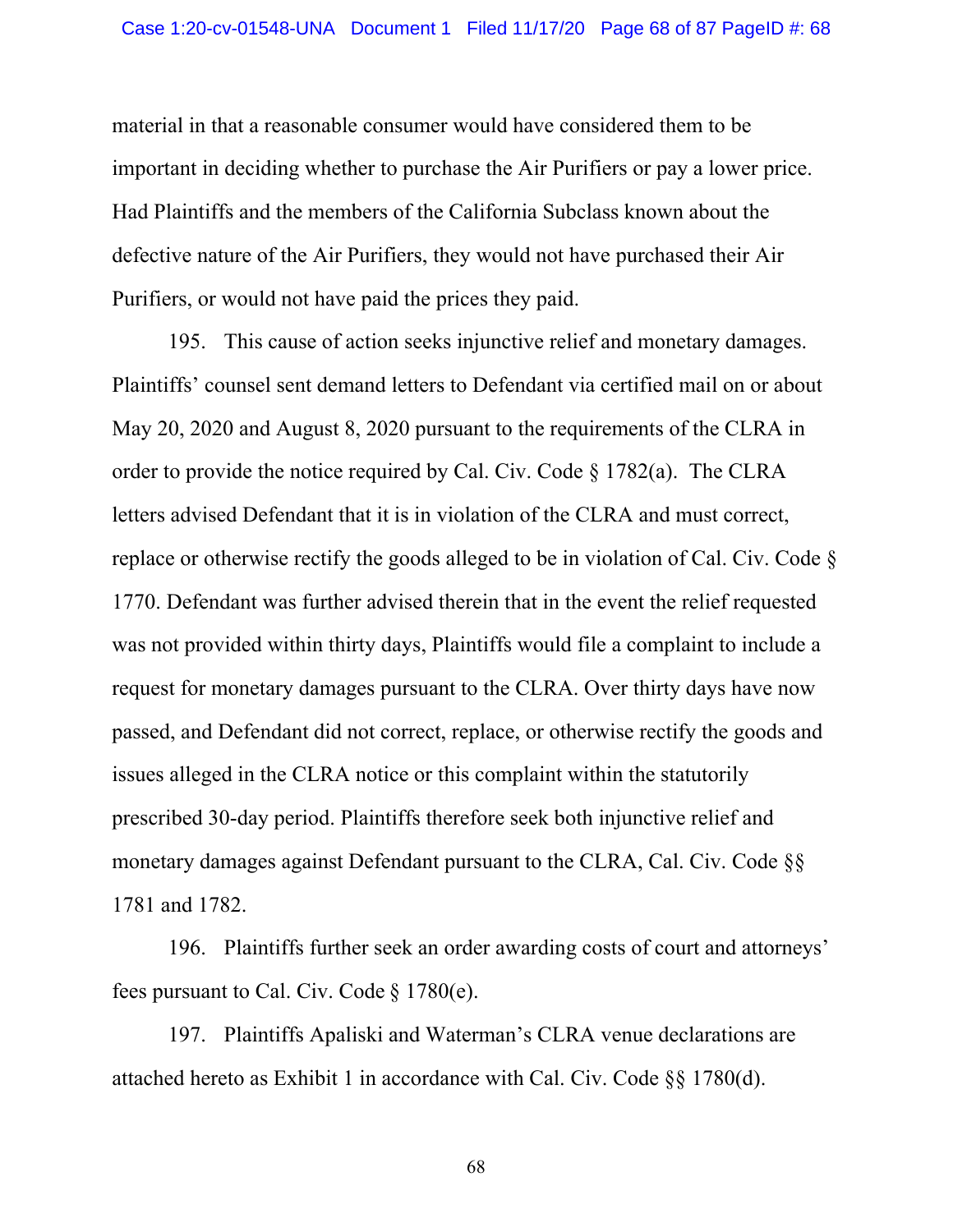material in that a reasonable consumer would have considered them to be important in deciding whether to purchase the Air Purifiers or pay a lower price. Had Plaintiffs and the members of the California Subclass known about the defective nature of the Air Purifiers, they would not have purchased their Air Purifiers, or would not have paid the prices they paid.

195. This cause of action seeks injunctive relief and monetary damages. Plaintiffs' counsel sent demand letters to Defendant via certified mail on or about May 20, 2020 and August 8, 2020 pursuant to the requirements of the CLRA in order to provide the notice required by Cal. Civ. Code § 1782(a). The CLRA letters advised Defendant that it is in violation of the CLRA and must correct, replace or otherwise rectify the goods alleged to be in violation of Cal. Civ. Code § 1770. Defendant was further advised therein that in the event the relief requested was not provided within thirty days, Plaintiffs would file a complaint to include a request for monetary damages pursuant to the CLRA. Over thirty days have now passed, and Defendant did not correct, replace, or otherwise rectify the goods and issues alleged in the CLRA notice or this complaint within the statutorily prescribed 30-day period. Plaintiffs therefore seek both injunctive relief and monetary damages against Defendant pursuant to the CLRA, Cal. Civ. Code §§ 1781 and 1782.

196. Plaintiffs further seek an order awarding costs of court and attorneys' fees pursuant to Cal. Civ. Code § 1780(e).

197. Plaintiffs Apaliski and Waterman's CLRA venue declarations are attached hereto as Exhibit 1 in accordance with Cal. Civ. Code §§ 1780(d).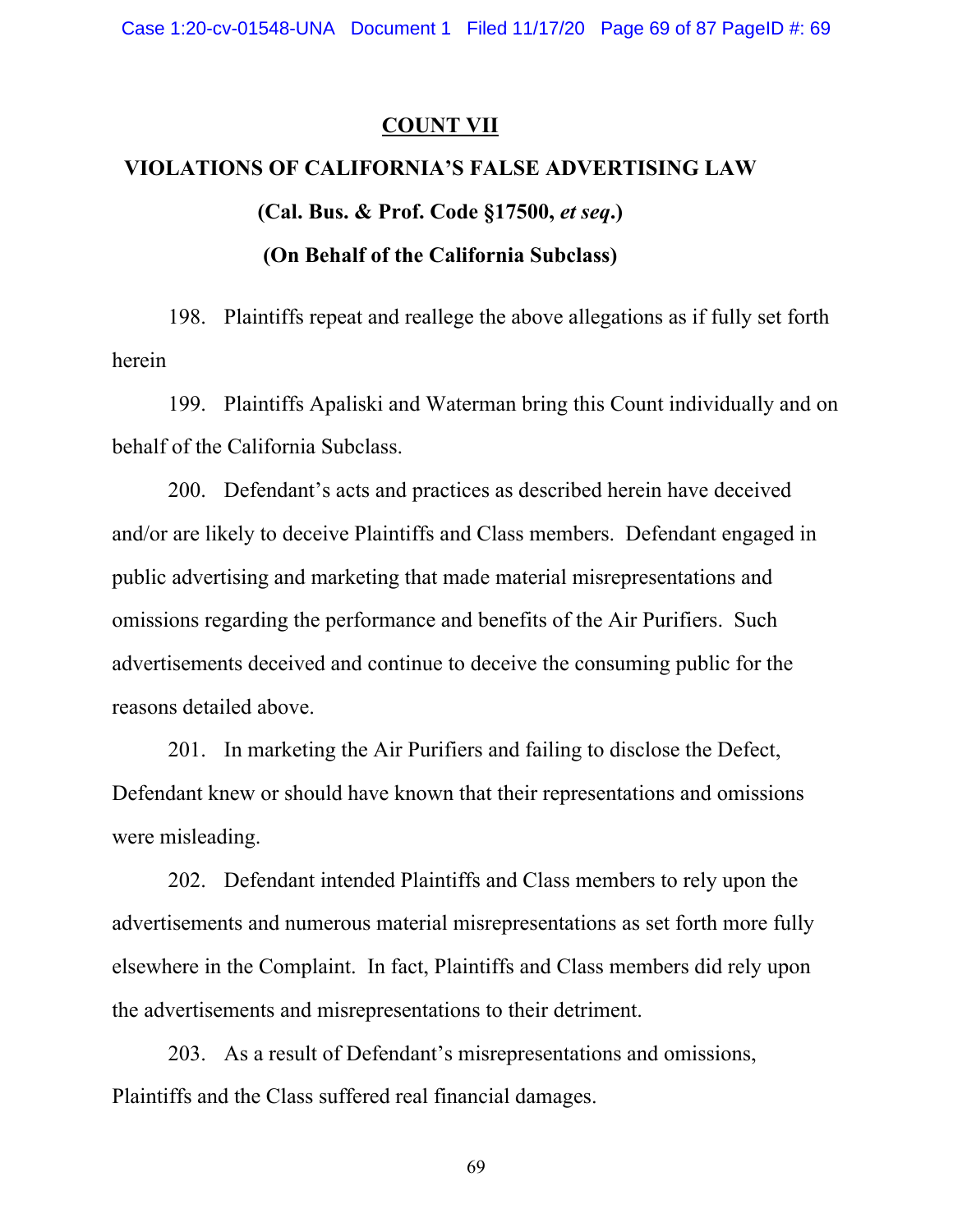## COUNT VII

## VIOLATIONS OF CALIFORNIA'S FALSE ADVERTISING LAW

### (Cal. Bus. & Prof. Code §17500, *et seq*.)

### (On Behalf of the California Subclass)

198. Plaintiffs repeat and reallege the above allegations as if fully set forth herein

199. Plaintiffs Apaliski and Waterman bring this Count individually and on behalf of the California Subclass.

200. Defendant's acts and practices as described herein have deceived and/or are likely to deceive Plaintiffs and Class members. Defendant engaged in public advertising and marketing that made material misrepresentations and omissions regarding the performance and benefits of the Air Purifiers. Such advertisements deceived and continue to deceive the consuming public for the reasons detailed above.

201. In marketing the Air Purifiers and failing to disclose the Defect, Defendant knew or should have known that their representations and omissions were misleading.

202. Defendant intended Plaintiffs and Class members to rely upon the advertisements and numerous material misrepresentations as set forth more fully elsewhere in the Complaint. In fact, Plaintiffs and Class members did rely upon the advertisements and misrepresentations to their detriment.

203. As a result of Defendant's misrepresentations and omissions, Plaintiffs and the Class suffered real financial damages.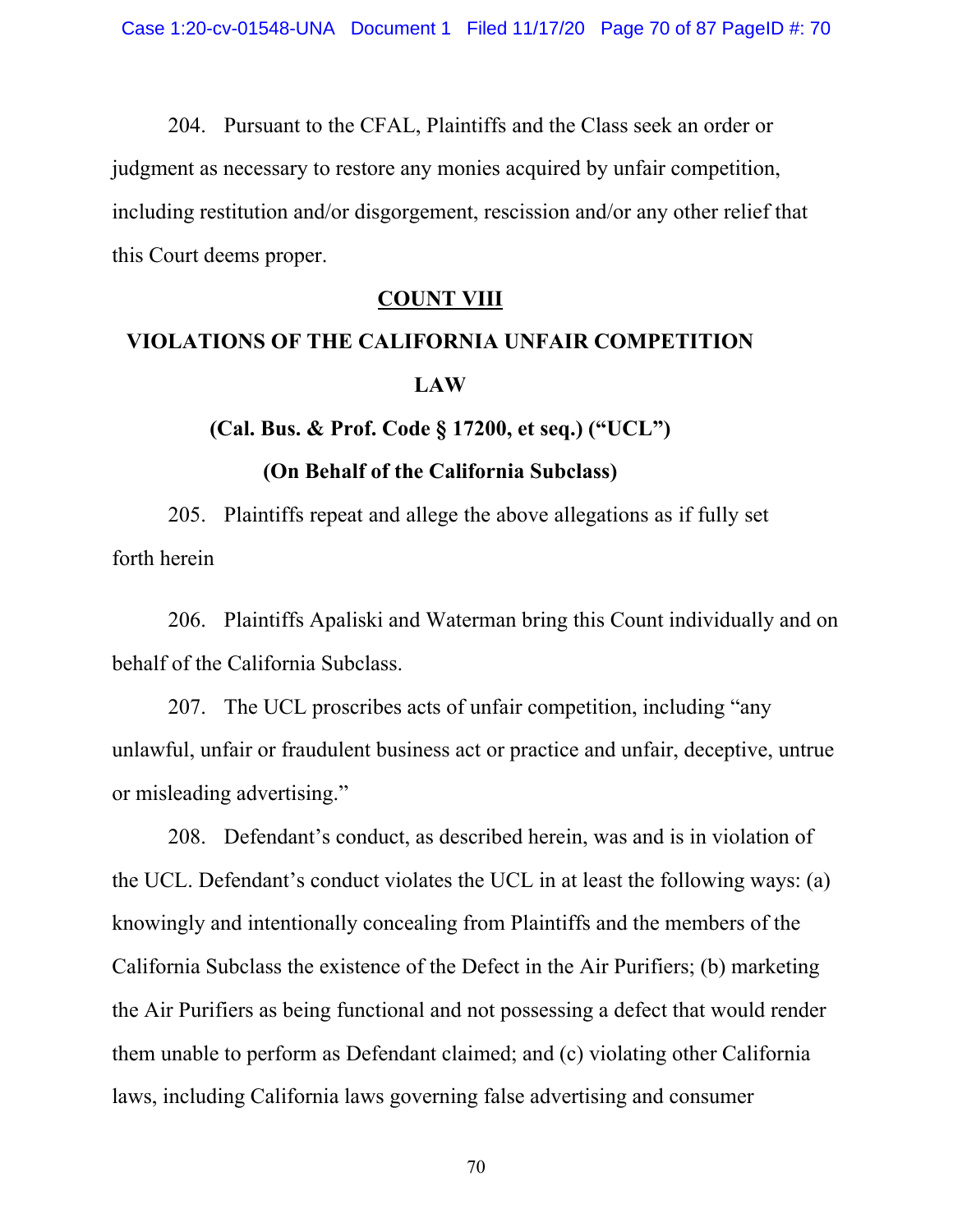204. Pursuant to the CFAL, Plaintiffs and the Class seek an order or judgment as necessary to restore any monies acquired by unfair competition, including restitution and/or disgorgement, rescission and/or any other relief that this Court deems proper.

## COUNT VIII

## VIOLATIONS OF THE CALIFORNIA UNFAIR COMPETITION LAW

### (Cal. Bus. & Prof. Code § 17200, et seq.) ("UCL")

### (On Behalf of the California Subclass)

205. Plaintiffs repeat and allege the above allegations as if fully set forth herein

206. Plaintiffs Apaliski and Waterman bring this Count individually and on behalf of the California Subclass.

207. The UCL proscribes acts of unfair competition, including "any unlawful, unfair or fraudulent business act or practice and unfair, deceptive, untrue or misleading advertising."

208. Defendant's conduct, as described herein, was and is in violation of the UCL. Defendant's conduct violates the UCL in at least the following ways: (a) knowingly and intentionally concealing from Plaintiffs and the members of the California Subclass the existence of the Defect in the Air Purifiers; (b) marketing the Air Purifiers as being functional and not possessing a defect that would render them unable to perform as Defendant claimed; and (c) violating other California laws, including California laws governing false advertising and consumer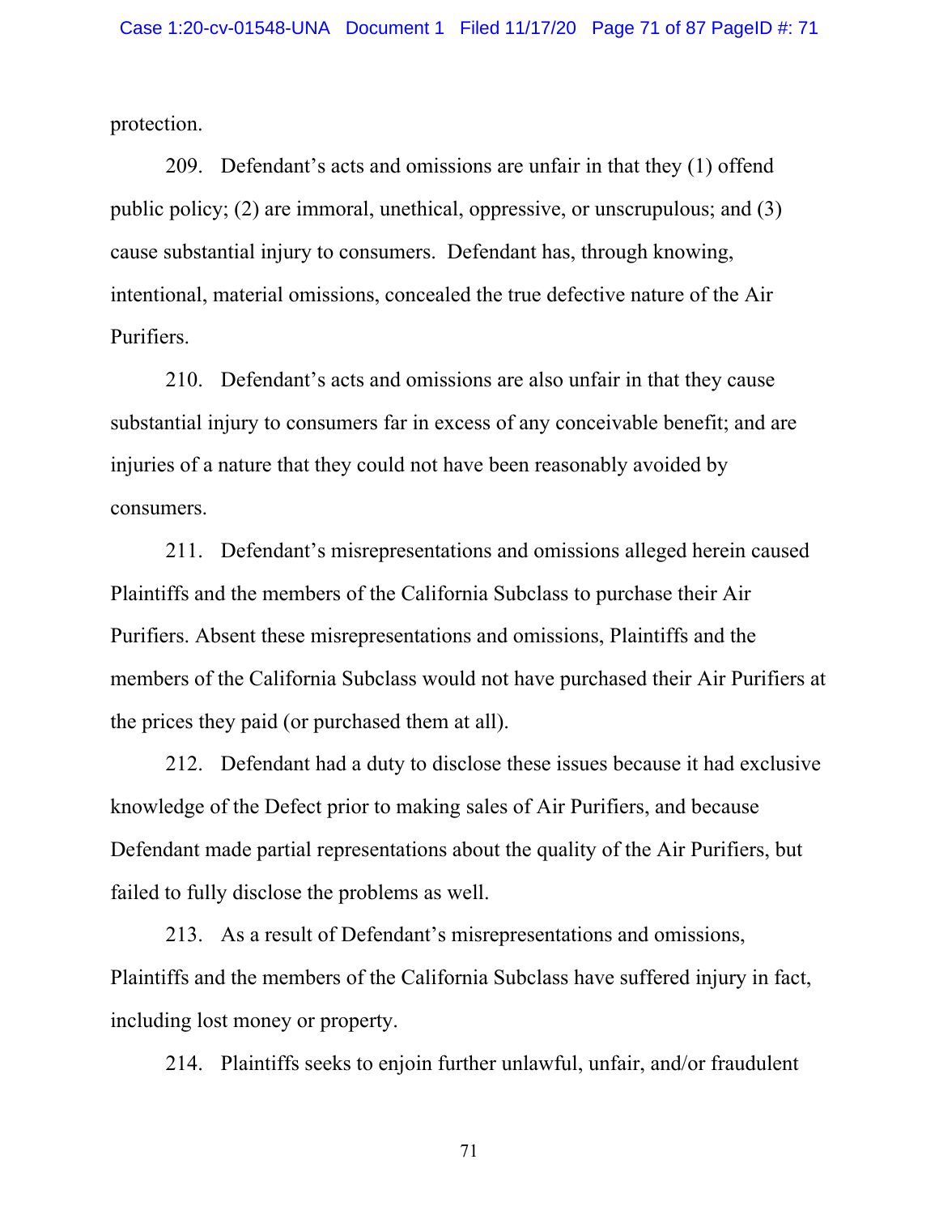protection.

209. Defendant's acts and omissions are unfair in that they (1) offend public policy; (2) are immoral, unethical, oppressive, or unscrupulous; and (3) cause substantial injury to consumers. Defendant has, through knowing, intentional, material omissions, concealed the true defective nature of the Air Purifiers.

210. Defendant's acts and omissions are also unfair in that they cause substantial injury to consumers far in excess of any conceivable benefit; and are injuries of a nature that they could not have been reasonably avoided by consumers.

211. Defendant's misrepresentations and omissions alleged herein caused Plaintiffs and the members of the California Subclass to purchase their Air Purifiers. Absent these misrepresentations and omissions, Plaintiffs and the members of the California Subclass would not have purchased their Air Purifiers at the prices they paid (or purchased them at all).

212. Defendant had a duty to disclose these issues because it had exclusive knowledge of the Defect prior to making sales of Air Purifiers, and because Defendant made partial representations about the quality of the Air Purifiers, but failed to fully disclose the problems as well.

213. As a result of Defendant's misrepresentations and omissions, Plaintiffs and the members of the California Subclass have suffered injury in fact, including lost money or property.

214. Plaintiffs seeks to enjoin further unlawful, unfair, and/or fraudulent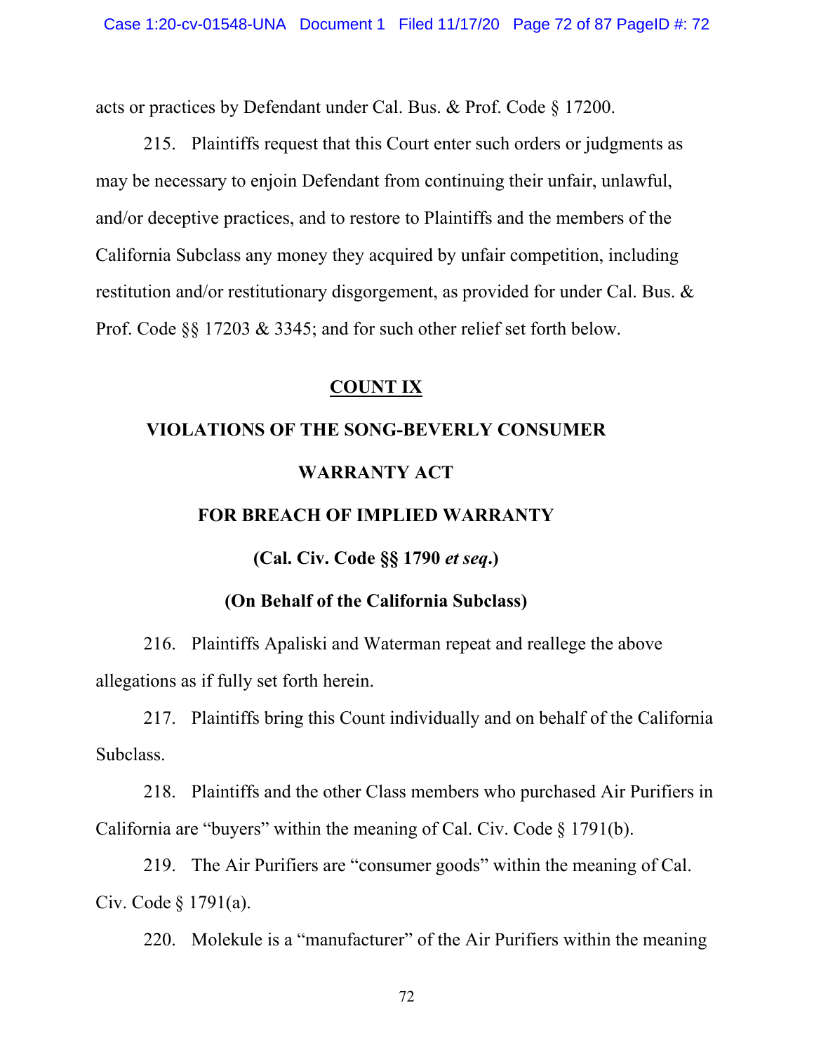acts or practices by Defendant under Cal. Bus. & Prof. Code § 17200.

215. Plaintiffs request that this Court enter such orders or judgments as may be necessary to enjoin Defendant from continuing their unfair, unlawful, and/or deceptive practices, and to restore to Plaintiffs and the members of the California Subclass any money they acquired by unfair competition, including restitution and/or restitutionary disgorgement, as provided for under Cal. Bus. & Prof. Code §§ 17203 & 3345; and for such other relief set forth below.

## COUNT IX

## VIOLATIONS OF THE SONG-BEVERLY CONSUMER WARRANTY ACT FOR BREACH OF IMPLIED WARRANTY

**(Cal. Civ. Code §§ 1790 *et seq*.)**

**(On Behalf of the California Subclass)**

216. Plaintiffs Apaliski and Waterman repeat and reallege the above allegations as if fully set forth herein.

217. Plaintiffs bring this Count individually and on behalf of the California Subclass.

218. Plaintiffs and the other Class members who purchased Air Purifiers in California are "buyers" within the meaning of Cal. Civ. Code § 1791(b).

219. The Air Purifiers are "consumer goods" within the meaning of Cal. Civ. Code § 1791(a).

220. Molekule is a "manufacturer" of the Air Purifiers within the meaning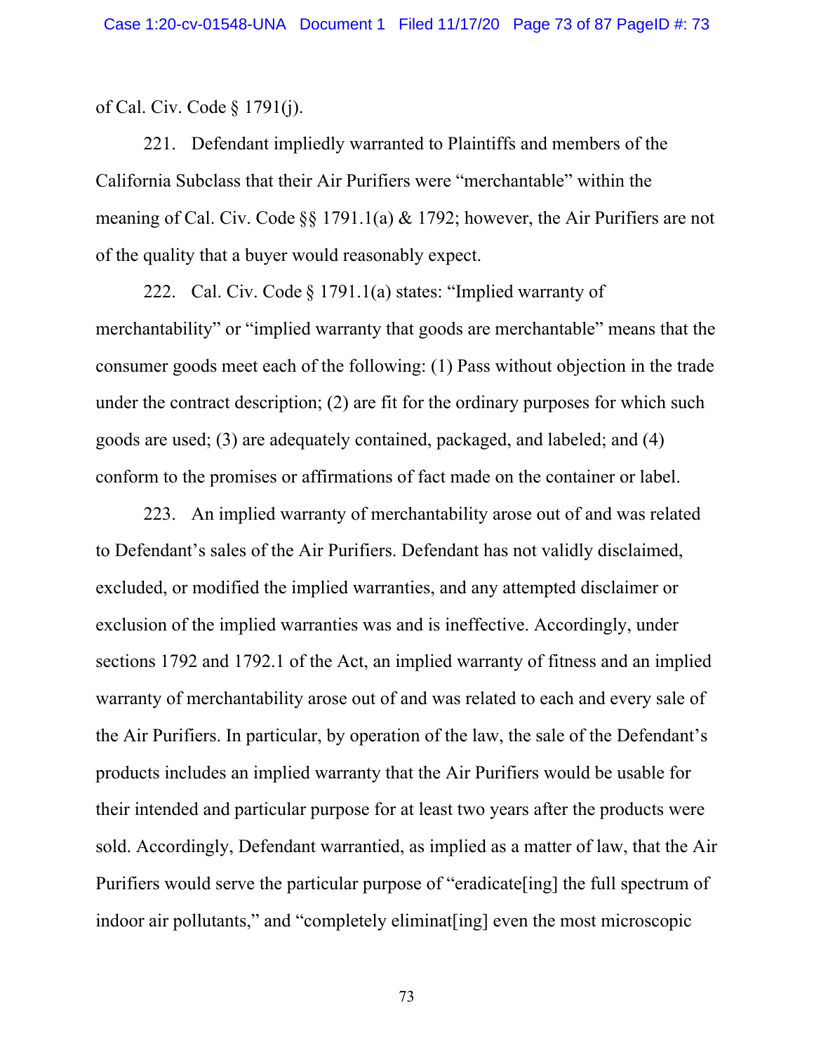of Cal. Civ. Code § 1791(j).

221. Defendant impliedly warranted to Plaintiffs and members of the California Subclass that their Air Purifiers were "merchantable" within the meaning of Cal. Civ. Code §§ 1791.1(a) & 1792; however, the Air Purifiers are not of the quality that a buyer would reasonably expect.

222. Cal. Civ. Code § 1791.1(a) states: "Implied warranty of merchantability" or "implied warranty that goods are merchantable" means that the consumer goods meet each of the following: (1) Pass without objection in the trade under the contract description; (2) are fit for the ordinary purposes for which such goods are used; (3) are adequately contained, packaged, and labeled; and (4) conform to the promises or affirmations of fact made on the container or label.

223. An implied warranty of merchantability arose out of and was related to Defendant's sales of the Air Purifiers. Defendant has not validly disclaimed, excluded, or modified the implied warranties, and any attempted disclaimer or exclusion of the implied warranties was and is ineffective. Accordingly, under sections 1792 and 1792.1 of the Act, an implied warranty of fitness and an implied warranty of merchantability arose out of and was related to each and every sale of the Air Purifiers. In particular, by operation of the law, the sale of the Defendant's products includes an implied warranty that the Air Purifiers would be usable for their intended and particular purpose for at least two years after the products were sold. Accordingly, Defendant warrantied, as implied as a matter of law, that the Air Purifiers would serve the particular purpose of "eradicate[ing] the full spectrum of indoor air pollutants," and "completely eliminat[ing] even the most microscopic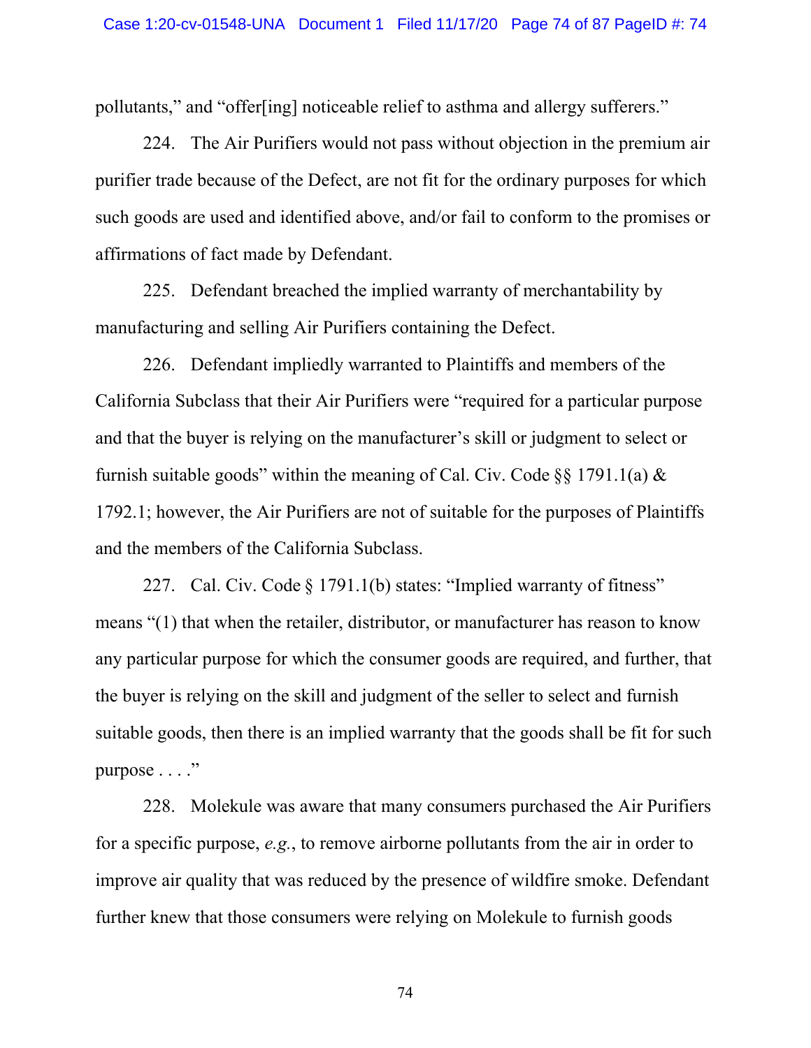pollutants," and "offer[ing] noticeable relief to asthma and allergy sufferers."

224. The Air Purifiers would not pass without objection in the premium air purifier trade because of the Defect, are not fit for the ordinary purposes for which such goods are used and identified above, and/or fail to conform to the promises or affirmations of fact made by Defendant.

225. Defendant breached the implied warranty of merchantability by manufacturing and selling Air Purifiers containing the Defect.

226. Defendant impliedly warranted to Plaintiffs and members of the California Subclass that their Air Purifiers were "required for a particular purpose and that the buyer is relying on the manufacturer's skill or judgment to select or furnish suitable goods" within the meaning of Cal. Civ. Code §§ 1791.1(a) & 1792.1; however, the Air Purifiers are not of suitable for the purposes of Plaintiffs and the members of the California Subclass.

227. Cal. Civ. Code § 1791.1(b) states: "Implied warranty of fitness" means "(1) that when the retailer, distributor, or manufacturer has reason to know any particular purpose for which the consumer goods are required, and further, that the buyer is relying on the skill and judgment of the seller to select and furnish suitable goods, then there is an implied warranty that the goods shall be fit for such purpose . . . ."

228. Molekule was aware that many consumers purchased the Air Purifiers for a specific purpose, *e.g.*, to remove airborne pollutants from the air in order to improve air quality that was reduced by the presence of wildfire smoke. Defendant further knew that those consumers were relying on Molekule to furnish goods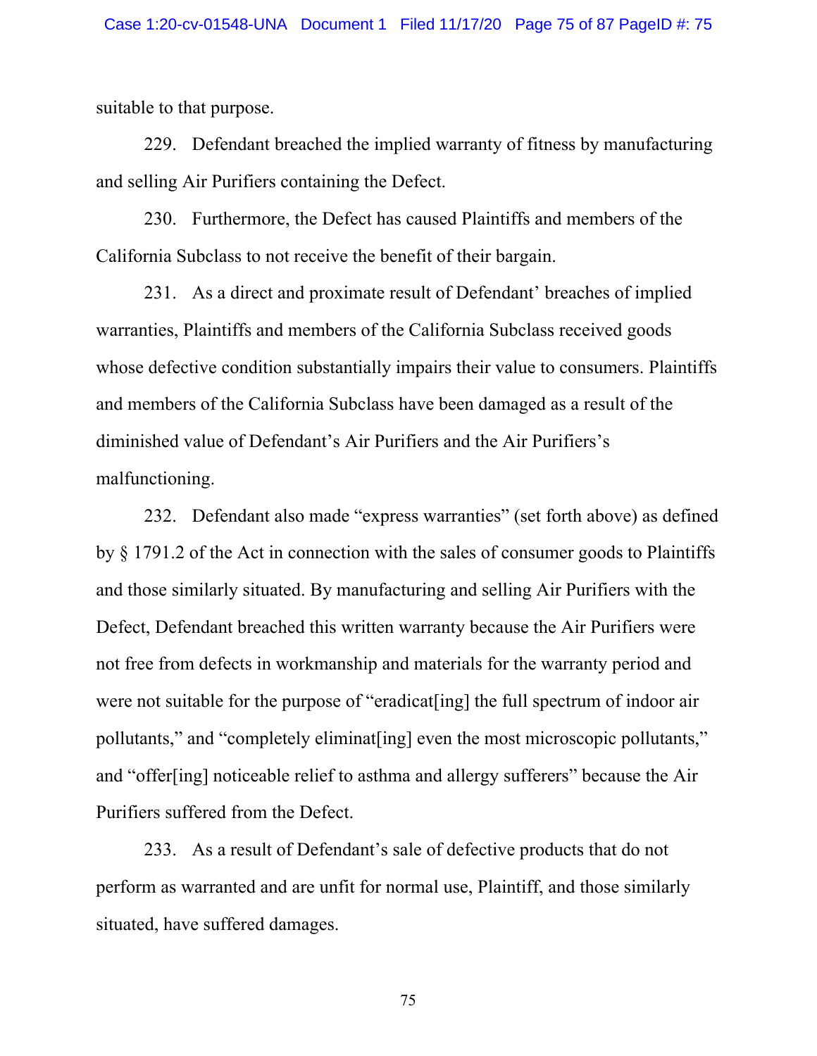suitable to that purpose.

229. Defendant breached the implied warranty of fitness by manufacturing and selling Air Purifiers containing the Defect.

230. Furthermore, the Defect has caused Plaintiffs and members of the California Subclass to not receive the benefit of their bargain.

231. As a direct and proximate result of Defendant' breaches of implied warranties, Plaintiffs and members of the California Subclass received goods whose defective condition substantially impairs their value to consumers. Plaintiffs and members of the California Subclass have been damaged as a result of the diminished value of Defendant's Air Purifiers and the Air Purifiers's malfunctioning.

232. Defendant also made "express warranties" (set forth above) as defined by § 1791.2 of the Act in connection with the sales of consumer goods to Plaintiffs and those similarly situated. By manufacturing and selling Air Purifiers with the Defect, Defendant breached this written warranty because the Air Purifiers were not free from defects in workmanship and materials for the warranty period and were not suitable for the purpose of "eradicat[ing] the full spectrum of indoor air pollutants," and "completely eliminat[ing] even the most microscopic pollutants," and "offer[ing] noticeable relief to asthma and allergy sufferers" because the Air Purifiers suffered from the Defect.

233. As a result of Defendant's sale of defective products that do not perform as warranted and are unfit for normal use, Plaintiff, and those similarly situated, have suffered damages.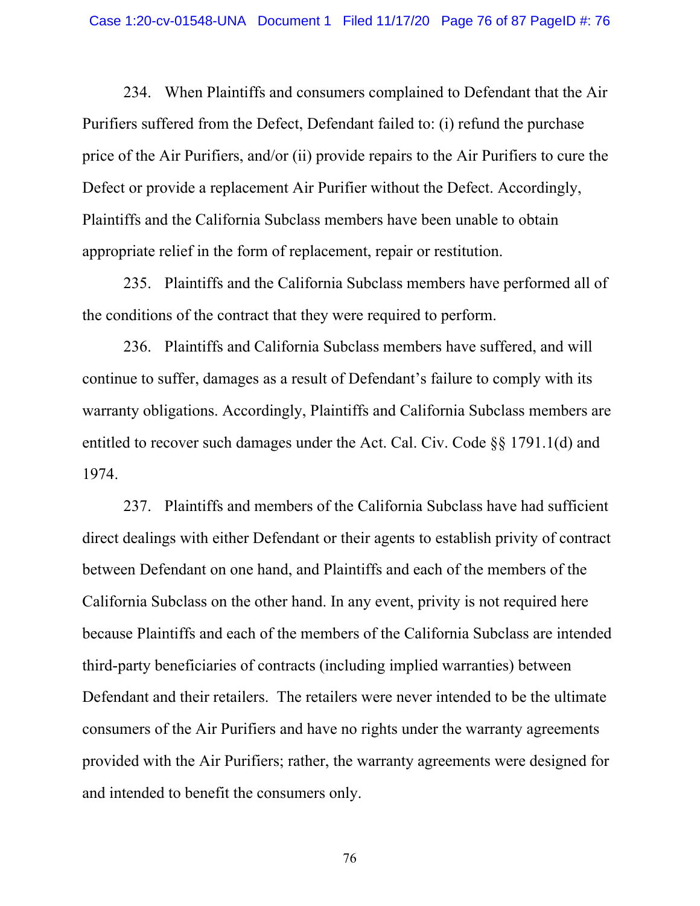234. When Plaintiffs and consumers complained to Defendant that the Air Purifiers suffered from the Defect, Defendant failed to: (i) refund the purchase price of the Air Purifiers, and/or (ii) provide repairs to the Air Purifiers to cure the Defect or provide a replacement Air Purifier without the Defect. Accordingly, Plaintiffs and the California Subclass members have been unable to obtain appropriate relief in the form of replacement, repair or restitution.

235. Plaintiffs and the California Subclass members have performed all of the conditions of the contract that they were required to perform.

236. Plaintiffs and California Subclass members have suffered, and will continue to suffer, damages as a result of Defendant's failure to comply with its warranty obligations. Accordingly, Plaintiffs and California Subclass members are entitled to recover such damages under the Act. Cal. Civ. Code §§ 1791.1(d) and 1974.

237. Plaintiffs and members of the California Subclass have had sufficient direct dealings with either Defendant or their agents to establish privity of contract between Defendant on one hand, and Plaintiffs and each of the members of the California Subclass on the other hand. In any event, privity is not required here because Plaintiffs and each of the members of the California Subclass are intended third-party beneficiaries of contracts (including implied warranties) between Defendant and their retailers. The retailers were never intended to be the ultimate consumers of the Air Purifiers and have no rights under the warranty agreements provided with the Air Purifiers; rather, the warranty agreements were designed for and intended to benefit the consumers only.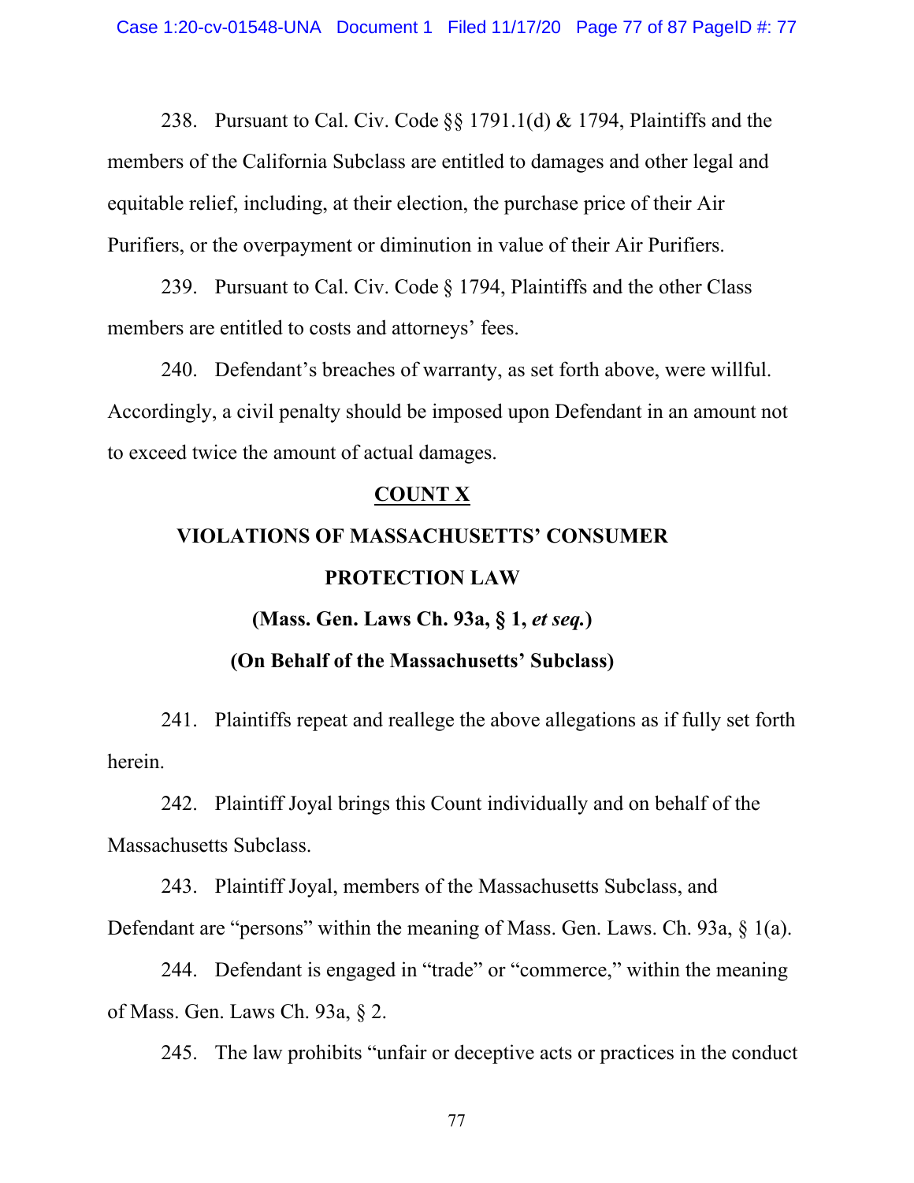238. Pursuant to Cal. Civ. Code §§ 1791.1(d) & 1794, Plaintiffs and the members of the California Subclass are entitled to damages and other legal and equitable relief, including, at their election, the purchase price of their Air Purifiers, or the overpayment or diminution in value of their Air Purifiers.

239. Pursuant to Cal. Civ. Code § 1794, Plaintiffs and the other Class members are entitled to costs and attorneys' fees.

240. Defendant's breaches of warranty, as set forth above, were willful. Accordingly, a civil penalty should be imposed upon Defendant in an amount not to exceed twice the amount of actual damages.

**COUNT X**

**VIOLATIONS OF MASSACHUSETTS' CONSUMER PROTECTION LAW**

**(Mass. Gen. Laws Ch. 93a, § 1, *et seq.*)**

**(On Behalf of the Massachusetts' Subclass)**

241. Plaintiffs repeat and reallege the above allegations as if fully set forth herein.

242. Plaintiff Joyal brings this Count individually and on behalf of the Massachusetts Subclass.

243. Plaintiff Joyal, members of the Massachusetts Subclass, and Defendant are "persons" within the meaning of Mass. Gen. Laws. Ch. 93a, § 1(a).

244. Defendant is engaged in "trade" or "commerce," within the meaning of Mass. Gen. Laws Ch. 93a, § 2.

245. The law prohibits "unfair or deceptive acts or practices in the conduct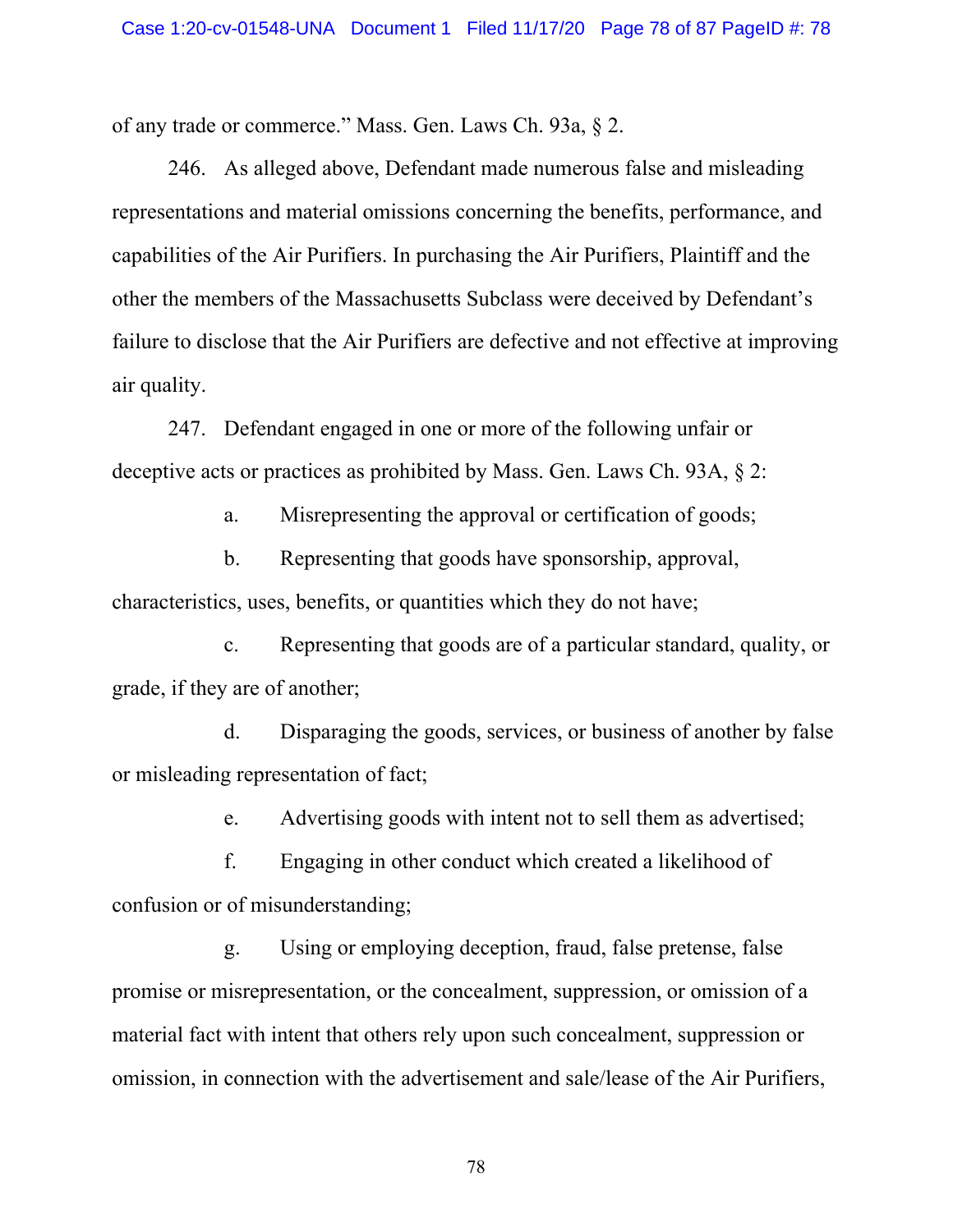of any trade or commerce." Mass. Gen. Laws Ch. 93a, § 2.

246. As alleged above, Defendant made numerous false and misleading representations and material omissions concerning the benefits, performance, and capabilities of the Air Purifiers. In purchasing the Air Purifiers, Plaintiff and the other the members of the Massachusetts Subclass were deceived by Defendant's failure to disclose that the Air Purifiers are defective and not effective at improving air quality.

247. Defendant engaged in one or more of the following unfair or deceptive acts or practices as prohibited by Mass. Gen. Laws Ch. 93A, § 2:

a. Misrepresenting the approval or certification of goods;

b. Representing that goods have sponsorship, approval, characteristics, uses, benefits, or quantities which they do not have;

c. Representing that goods are of a particular standard, quality, or grade, if they are of another;

d. Disparaging the goods, services, or business of another by false or misleading representation of fact;

e. Advertising goods with intent not to sell them as advertised;

f. Engaging in other conduct which created a likelihood of confusion or of misunderstanding;

g. Using or employing deception, fraud, false pretense, false promise or misrepresentation, or the concealment, suppression, or omission of a material fact with intent that others rely upon such concealment, suppression or omission, in connection with the advertisement and sale/lease of the Air Purifiers,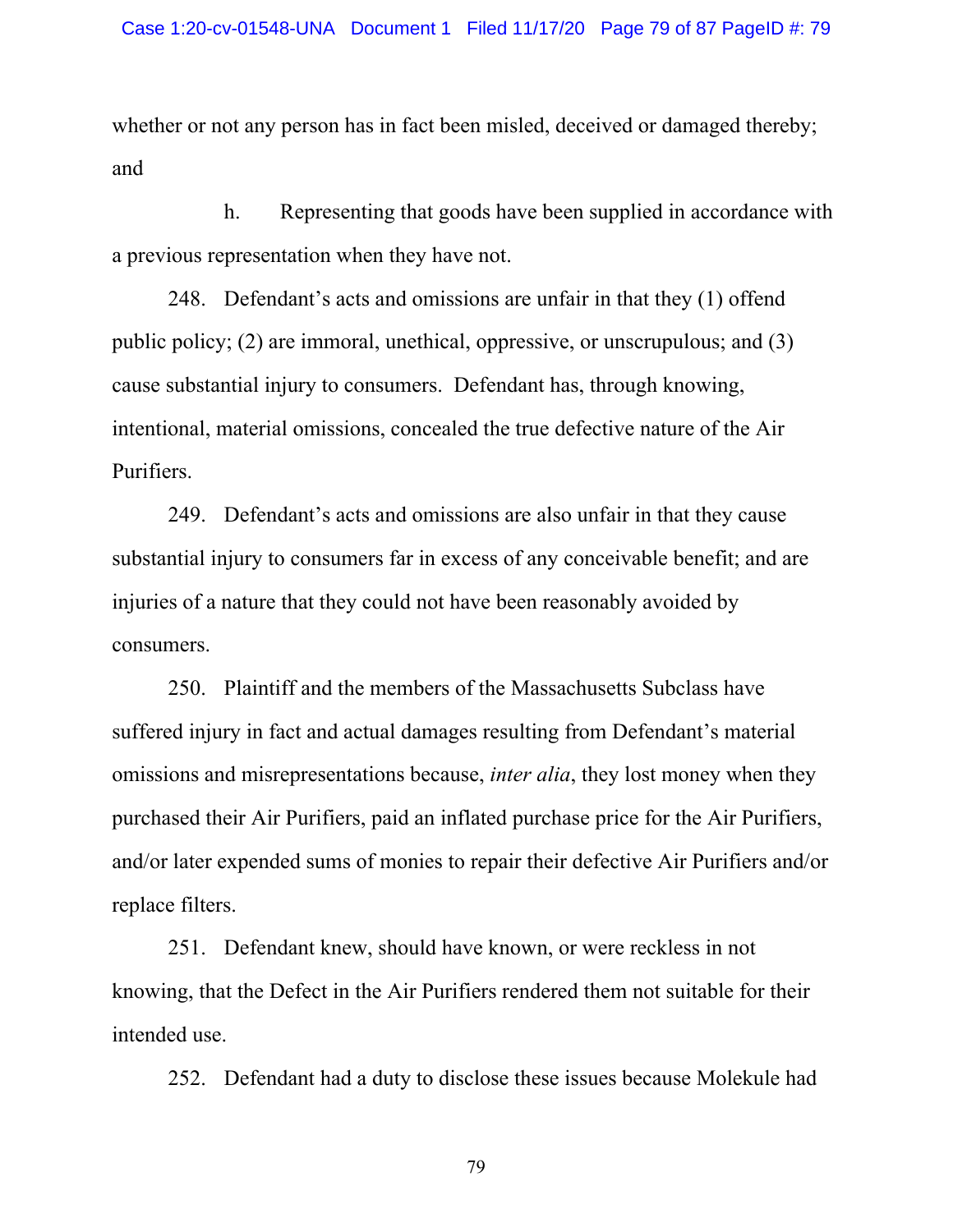whether or not any person has in fact been misled, deceived or damaged thereby; and

h. Representing that goods have been supplied in accordance with a previous representation when they have not.

248. Defendant's acts and omissions are unfair in that they (1) offend public policy; (2) are immoral, unethical, oppressive, or unscrupulous; and (3) cause substantial injury to consumers. Defendant has, through knowing, intentional, material omissions, concealed the true defective nature of the Air Purifiers.

249. Defendant's acts and omissions are also unfair in that they cause substantial injury to consumers far in excess of any conceivable benefit; and are injuries of a nature that they could not have been reasonably avoided by consumers.

250. Plaintiff and the members of the Massachusetts Subclass have suffered injury in fact and actual damages resulting from Defendant's material omissions and misrepresentations because, *inter alia*, they lost money when they purchased their Air Purifiers, paid an inflated purchase price for the Air Purifiers, and/or later expended sums of monies to repair their defective Air Purifiers and/or replace filters.

251. Defendant knew, should have known, or were reckless in not knowing, that the Defect in the Air Purifiers rendered them not suitable for their intended use.

252. Defendant had a duty to disclose these issues because Molekule had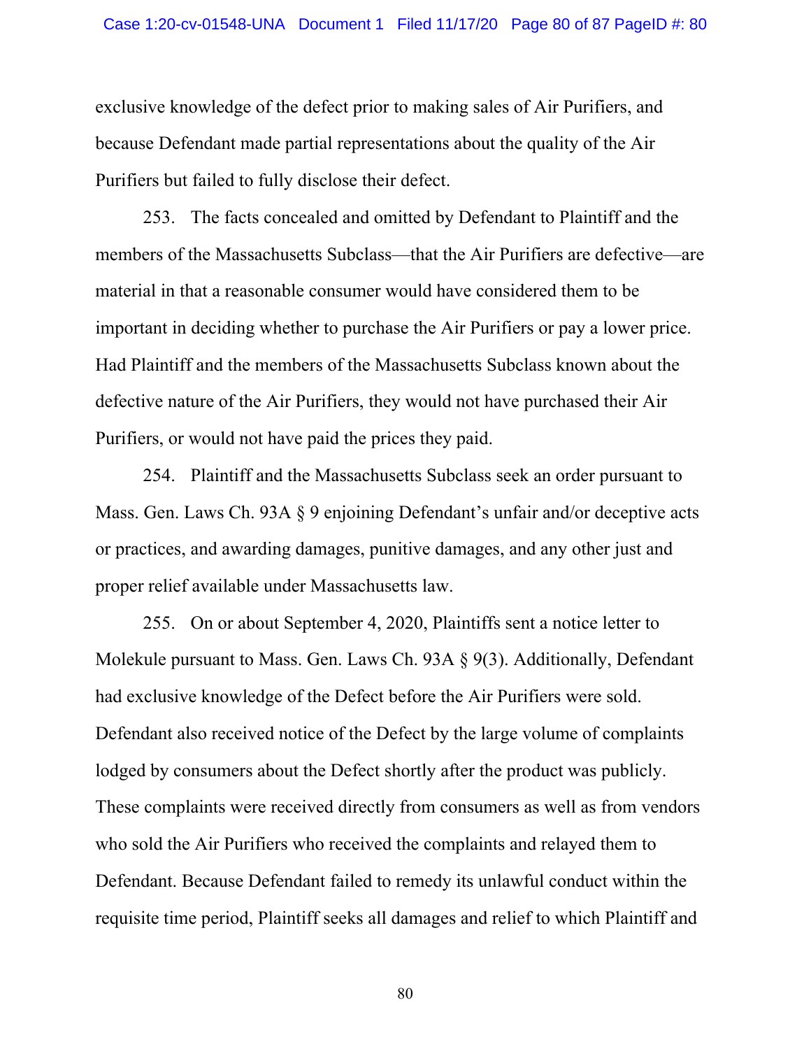exclusive knowledge of the defect prior to making sales of Air Purifiers, and because Defendant made partial representations about the quality of the Air Purifiers but failed to fully disclose their defect.

253. The facts concealed and omitted by Defendant to Plaintiff and the members of the Massachusetts Subclass—that the Air Purifiers are defective—are material in that a reasonable consumer would have considered them to be important in deciding whether to purchase the Air Purifiers or pay a lower price. Had Plaintiff and the members of the Massachusetts Subclass known about the defective nature of the Air Purifiers, they would not have purchased their Air Purifiers, or would not have paid the prices they paid.

254. Plaintiff and the Massachusetts Subclass seek an order pursuant to Mass. Gen. Laws Ch. 93A § 9 enjoining Defendant's unfair and/or deceptive acts or practices, and awarding damages, punitive damages, and any other just and proper relief available under Massachusetts law.

255. On or about September 4, 2020, Plaintiffs sent a notice letter to Molekule pursuant to Mass. Gen. Laws Ch. 93A § 9(3). Additionally, Defendant had exclusive knowledge of the Defect before the Air Purifiers were sold. Defendant also received notice of the Defect by the large volume of complaints lodged by consumers about the Defect shortly after the product was publicly. These complaints were received directly from consumers as well as from vendors who sold the Air Purifiers who received the complaints and relayed them to Defendant. Because Defendant failed to remedy its unlawful conduct within the requisite time period, Plaintiff seeks all damages and relief to which Plaintiff and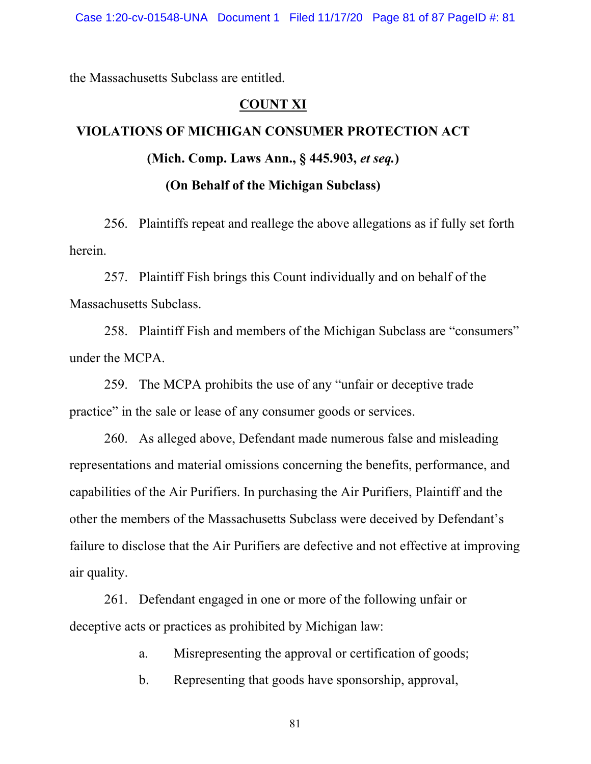the Massachusetts Subclass are entitled.

## COUNT XI

## VIOLATIONS OF MICHIGAN CONSUMER PROTECTION ACT

### (Mich. Comp. Laws Ann., § 445.903, *et seq.*)

### (On Behalf of the Michigan Subclass)

256. Plaintiffs repeat and reallege the above allegations as if fully set forth herein.

257. Plaintiff Fish brings this Count individually and on behalf of the Massachusetts Subclass.

258. Plaintiff Fish and members of the Michigan Subclass are "consumers" under the MCPA.

259. The MCPA prohibits the use of any "unfair or deceptive trade practice" in the sale or lease of any consumer goods or services.

260. As alleged above, Defendant made numerous false and misleading representations and material omissions concerning the benefits, performance, and capabilities of the Air Purifiers. In purchasing the Air Purifiers, Plaintiff and the other the members of the Massachusetts Subclass were deceived by Defendant's failure to disclose that the Air Purifiers are defective and not effective at improving air quality.

261. Defendant engaged in one or more of the following unfair or deceptive acts or practices as prohibited by Michigan law:

a. Misrepresenting the approval or certification of goods;

b. Representing that goods have sponsorship, approval,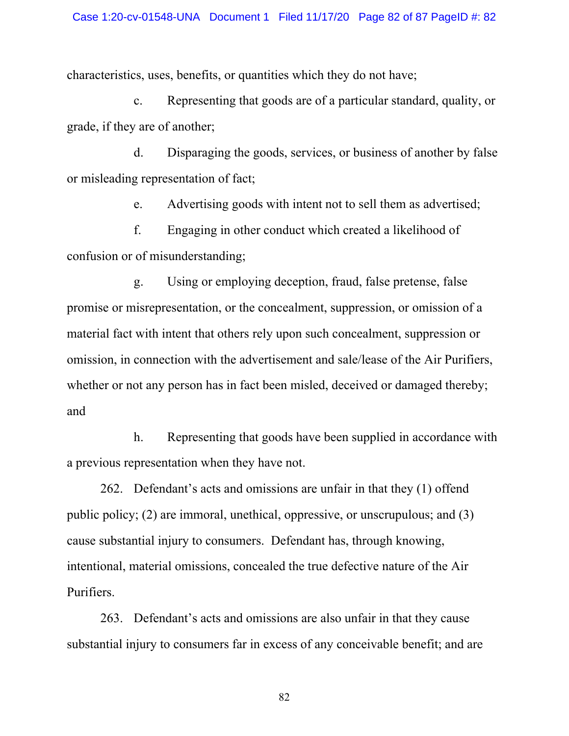characteristics, uses, benefits, or quantities which they do not have;

c. Representing that goods are of a particular standard, quality, or grade, if they are of another;

d. Disparaging the goods, services, or business of another by false or misleading representation of fact;

e. Advertising goods with intent not to sell them as advertised;

f. Engaging in other conduct which created a likelihood of confusion or of misunderstanding;

g. Using or employing deception, fraud, false pretense, false promise or misrepresentation, or the concealment, suppression, or omission of a material fact with intent that others rely upon such concealment, suppression or omission, in connection with the advertisement and sale/lease of the Air Purifiers, whether or not any person has in fact been misled, deceived or damaged thereby; and

h. Representing that goods have been supplied in accordance with a previous representation when they have not.

262. Defendant's acts and omissions are unfair in that they (1) offend public policy; (2) are immoral, unethical, oppressive, or unscrupulous; and (3) cause substantial injury to consumers. Defendant has, through knowing, intentional, material omissions, concealed the true defective nature of the Air Purifiers.

263. Defendant's acts and omissions are also unfair in that they cause substantial injury to consumers far in excess of any conceivable benefit; and are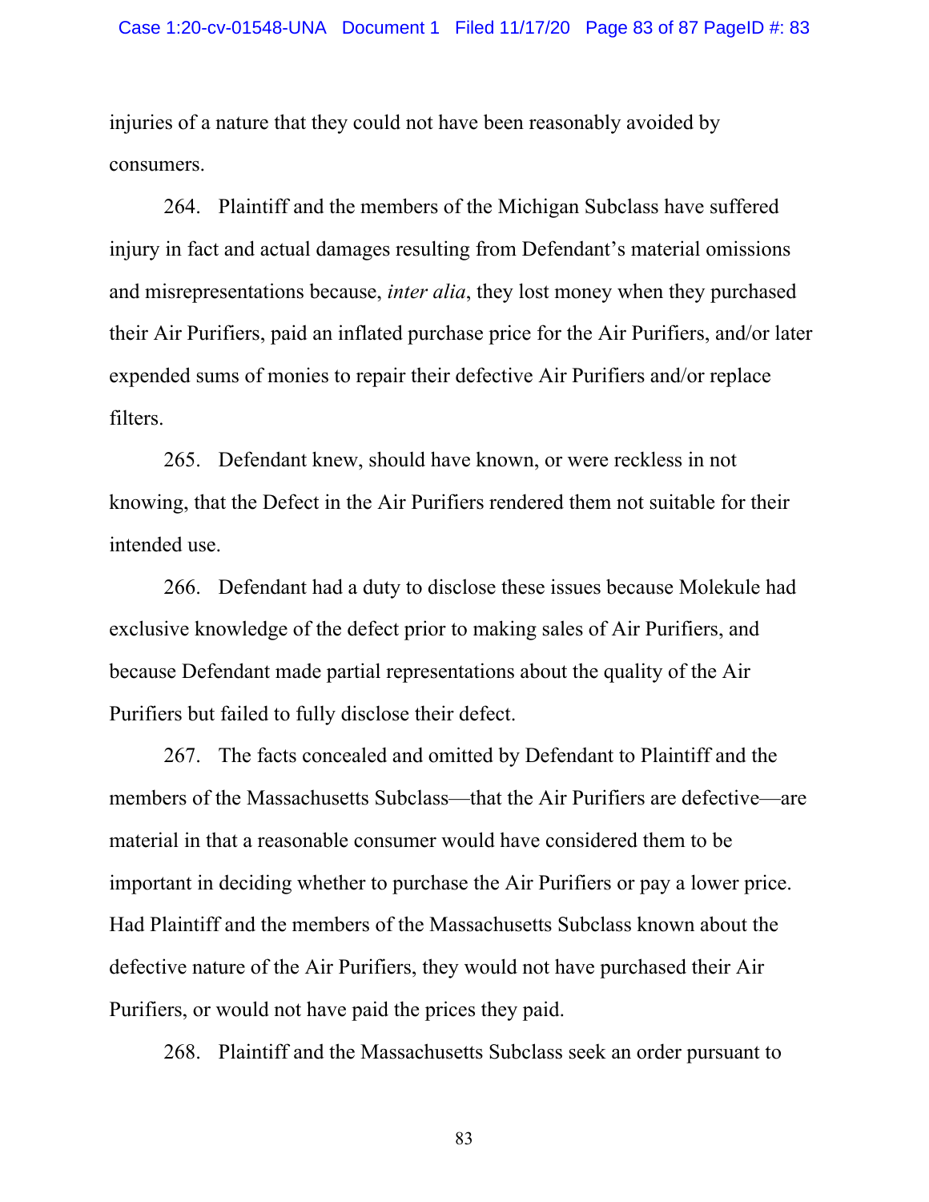injuries of a nature that they could not have been reasonably avoided by consumers.

264. Plaintiff and the members of the Michigan Subclass have suffered injury in fact and actual damages resulting from Defendant's material omissions and misrepresentations because, *inter alia*, they lost money when they purchased their Air Purifiers, paid an inflated purchase price for the Air Purifiers, and/or later expended sums of monies to repair their defective Air Purifiers and/or replace filters.

265. Defendant knew, should have known, or were reckless in not knowing, that the Defect in the Air Purifiers rendered them not suitable for their intended use.

266. Defendant had a duty to disclose these issues because Molekule had exclusive knowledge of the defect prior to making sales of Air Purifiers, and because Defendant made partial representations about the quality of the Air Purifiers but failed to fully disclose their defect.

267. The facts concealed and omitted by Defendant to Plaintiff and the members of the Massachusetts Subclass—that the Air Purifiers are defective—are material in that a reasonable consumer would have considered them to be important in deciding whether to purchase the Air Purifiers or pay a lower price. Had Plaintiff and the members of the Massachusetts Subclass known about the defective nature of the Air Purifiers, they would not have purchased their Air Purifiers, or would not have paid the prices they paid.

268. Plaintiff and the Massachusetts Subclass seek an order pursuant to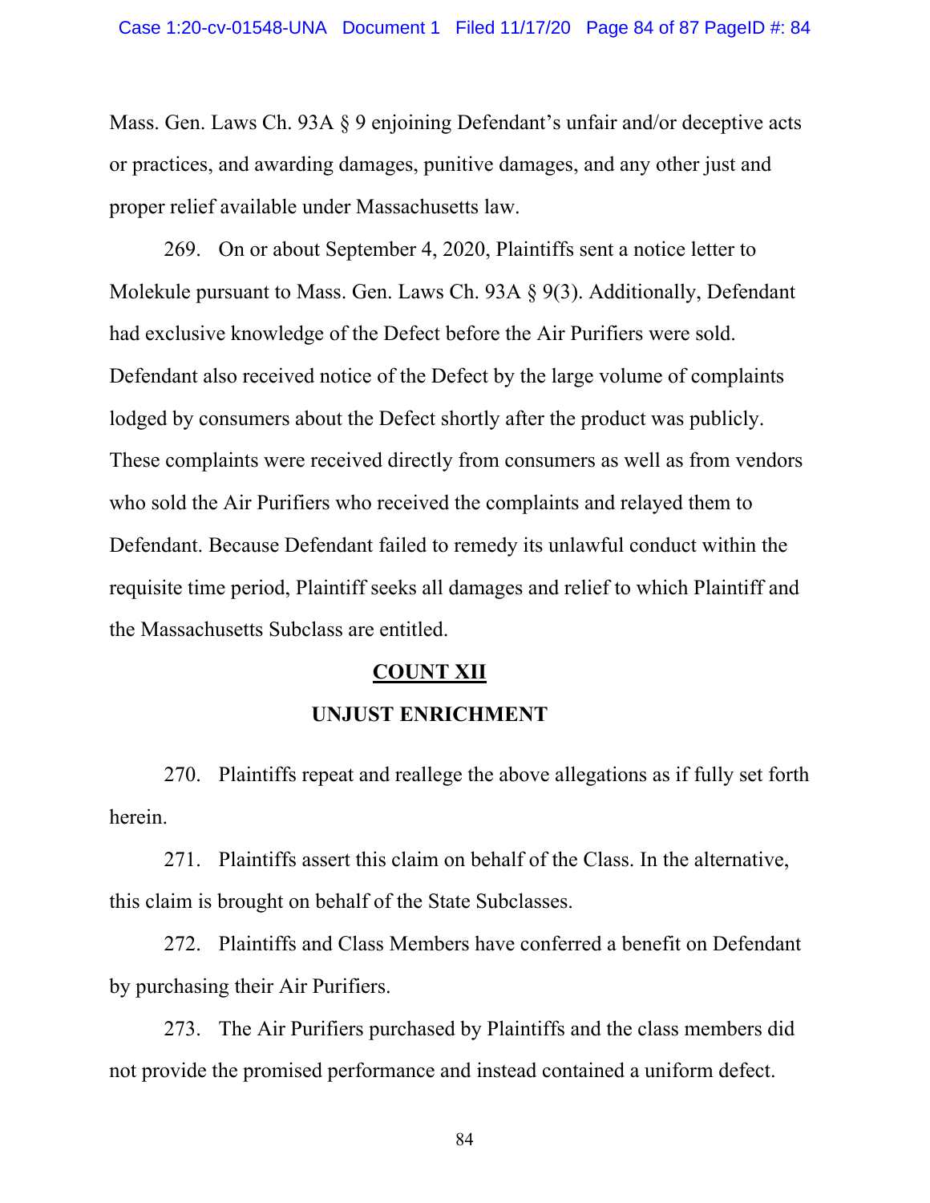Mass. Gen. Laws Ch. 93A § 9 enjoining Defendant's unfair and/or deceptive acts or practices, and awarding damages, punitive damages, and any other just and proper relief available under Massachusetts law.

269. On or about September 4, 2020, Plaintiffs sent a notice letter to Molekule pursuant to Mass. Gen. Laws Ch. 93A § 9(3). Additionally, Defendant had exclusive knowledge of the Defect before the Air Purifiers were sold. Defendant also received notice of the Defect by the large volume of complaints lodged by consumers about the Defect shortly after the product was publicly. These complaints were received directly from consumers as well as from vendors who sold the Air Purifiers who received the complaints and relayed them to Defendant. Because Defendant failed to remedy its unlawful conduct within the requisite time period, Plaintiff seeks all damages and relief to which Plaintiff and the Massachusetts Subclass are entitled.

## COUNT XII

## UNJUST ENRICHMENT

270. Plaintiffs repeat and reallege the above allegations as if fully set forth herein.

271. Plaintiffs assert this claim on behalf of the Class. In the alternative, this claim is brought on behalf of the State Subclasses.

272. Plaintiffs and Class Members have conferred a benefit on Defendant by purchasing their Air Purifiers.

273. The Air Purifiers purchased by Plaintiffs and the class members did not provide the promised performance and instead contained a uniform defect.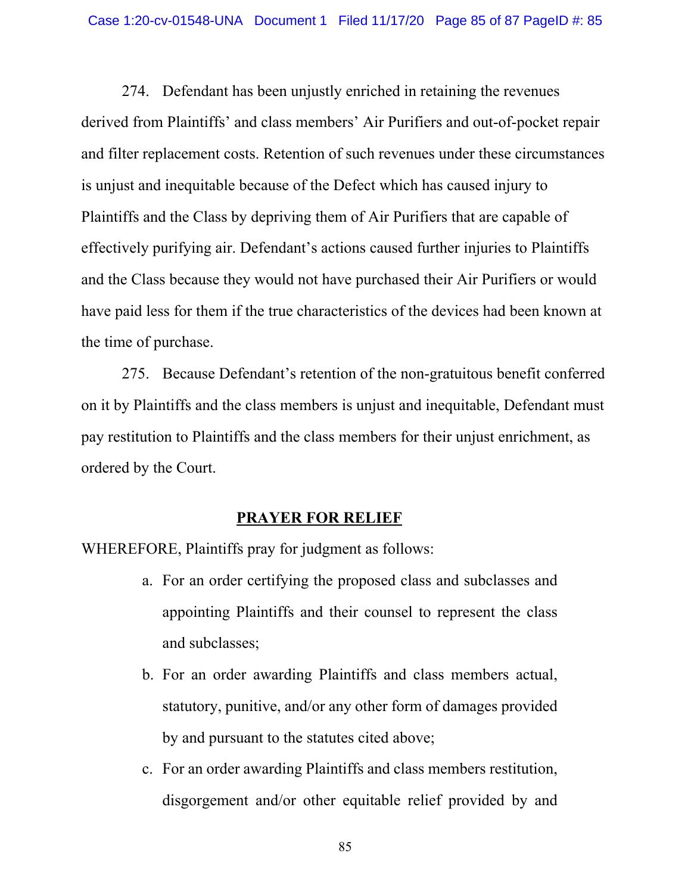274. Defendant has been unjustly enriched in retaining the revenues derived from Plaintiffs' and class members' Air Purifiers and out-of-pocket repair and filter replacement costs. Retention of such revenues under these circumstances is unjust and inequitable because of the Defect which has caused injury to Plaintiffs and the Class by depriving them of Air Purifiers that are capable of effectively purifying air. Defendant's actions caused further injuries to Plaintiffs and the Class because they would not have purchased their Air Purifiers or would have paid less for them if the true characteristics of the devices had been known at the time of purchase.

275. Because Defendant's retention of the non-gratuitous benefit conferred on it by Plaintiffs and the class members is unjust and inequitable, Defendant must pay restitution to Plaintiffs and the class members for their unjust enrichment, as ordered by the Court.

## PRAYER FOR RELIEF

WHEREFORE, Plaintiffs pray for judgment as follows:

a. For an order certifying the proposed class and subclasses and appointing Plaintiffs and their counsel to represent the class and subclasses;

b. For an order awarding Plaintiffs and class members actual, statutory, punitive, and/or any other form of damages provided by and pursuant to the statutes cited above;

c. For an order awarding Plaintiffs and class members restitution, disgorgement and/or other equitable relief provided by and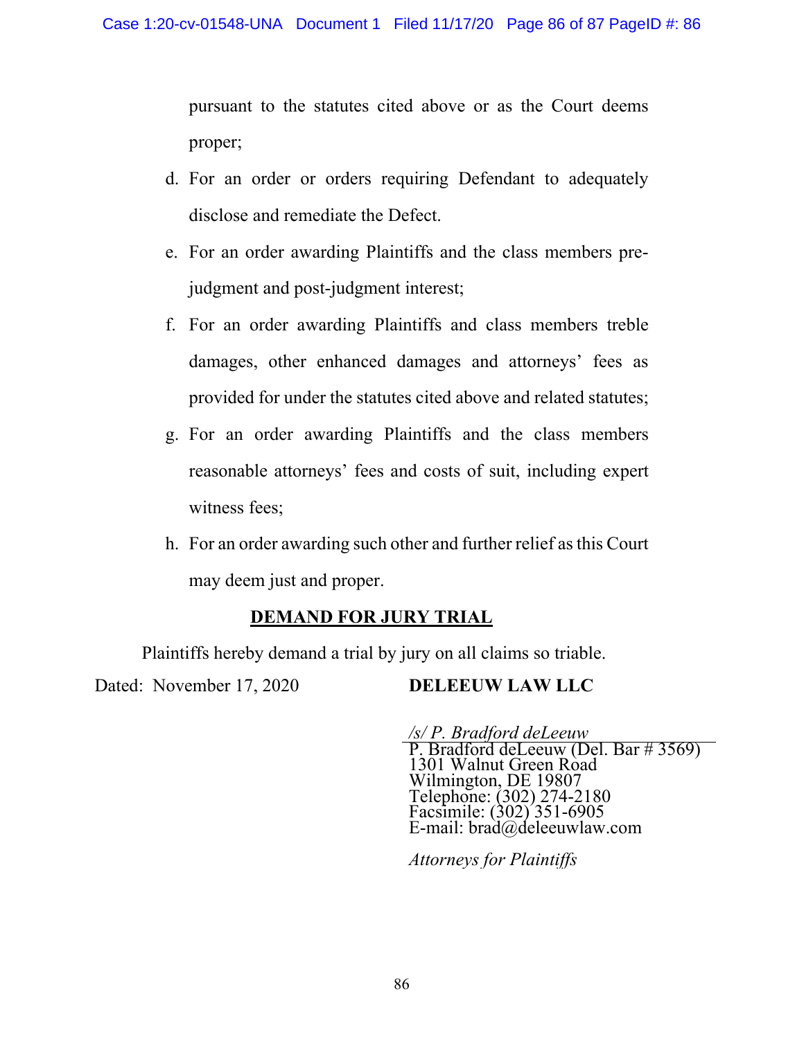pursuant to the statutes cited above or as the Court deems proper;

d. For an order or orders requiring Defendant to adequately disclose and remediate the Defect.

e. For an order awarding Plaintiffs and the class members pre-judgment and post-judgment interest;

f. For an order awarding Plaintiffs and class members treble damages, other enhanced damages and attorneys' fees as provided for under the statutes cited above and related statutes;

g. For an order awarding Plaintiffs and the class members reasonable attorneys' fees and costs of suit, including expert witness fees;

h. For an order awarding such other and further relief as this Court may deem just and proper.

**DEMAND FOR JURY TRIAL**

Plaintiffs hereby demand a trial by jury on all claims so triable.

Dated: November 17, 2020

**DELEEUW LAW LLC**

*/s/ P. Bradford deLeeuw*
P. Bradford deLeeuw (Del. Bar # 3569)
1301 Walnut Green Road
Wilmington, DE 19807
Telephone: (302) 274-2180
Facsimile: (302) 351-6905
E-mail: brad@deleeuwlaw.com

*Attorneys for Plaintiffs*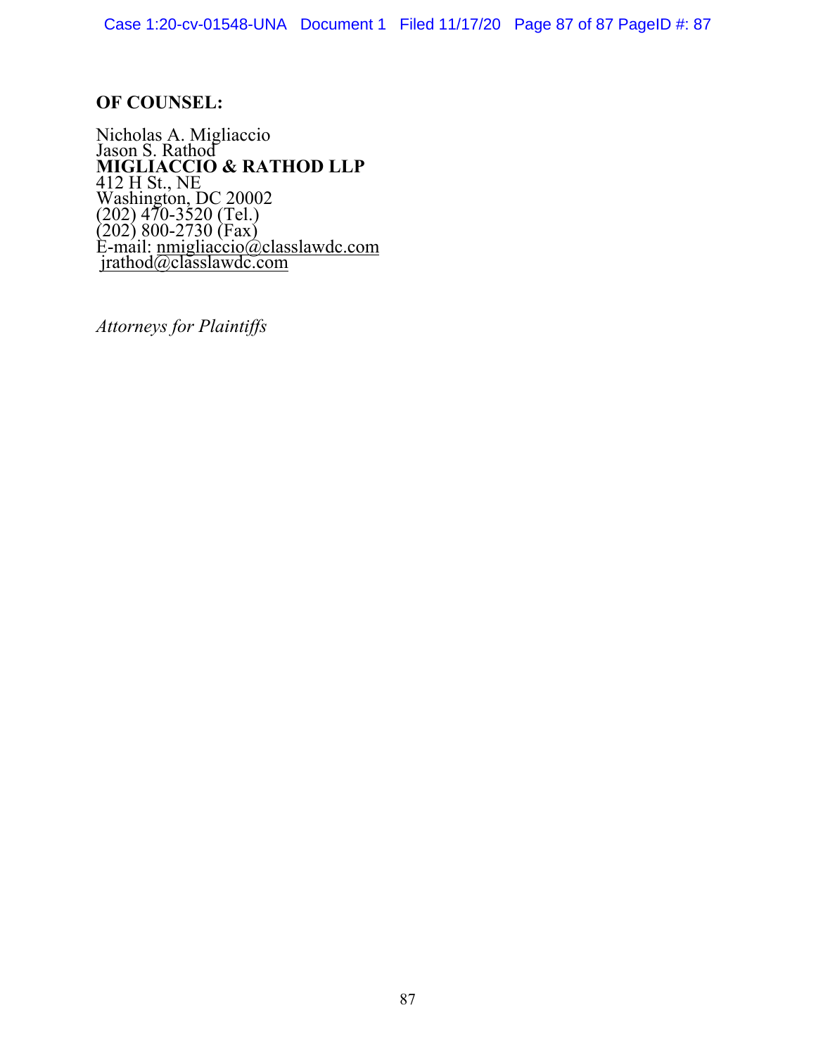**OF COUNSEL:**

Nicholas A. Migliaccio
Jason S. Rathod
**MIGLIACCIO & RATHOD LLP**
412 H St., NE
Washington, DC 20002
(202) 470-3520 (Tel.)
(202) 800-2730 (Fax)
E-mail: nmigliaccio@classlawdc.com
jrathod@classlawdc.com

*Attorneys for Plaintiffs*